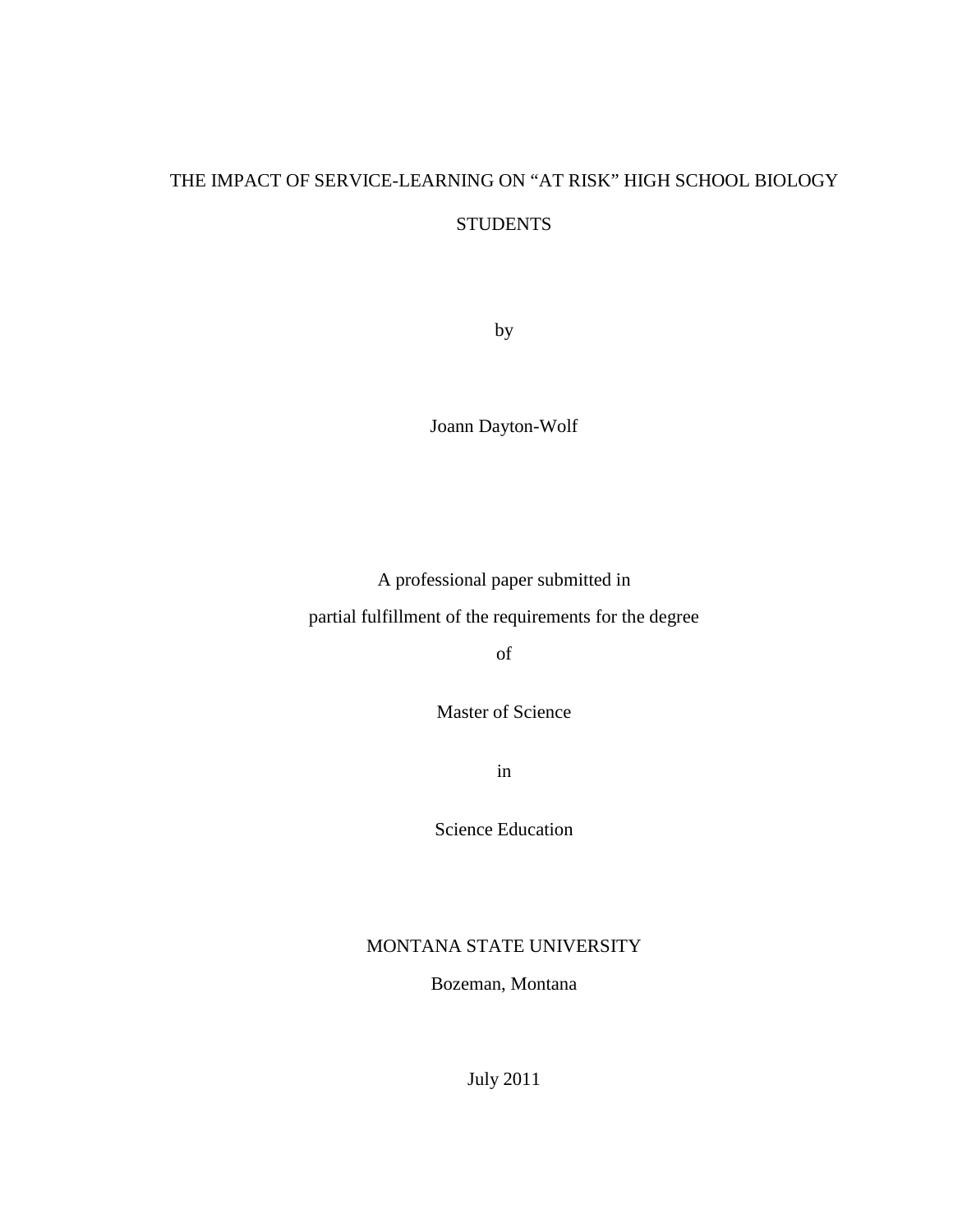# THE IMPACT OF SERVICE-LEARNING ON “AT RISK” HIGH SCHOOL BIOLOGY STUDENTS

by

Joann Dayton-Wolf

A professional paper submitted in
partial fulfillment of the requirements for the degree
of

Master of Science

in

Science Education

MONTANA STATE UNIVERSITY
Bozeman, Montana

July 2011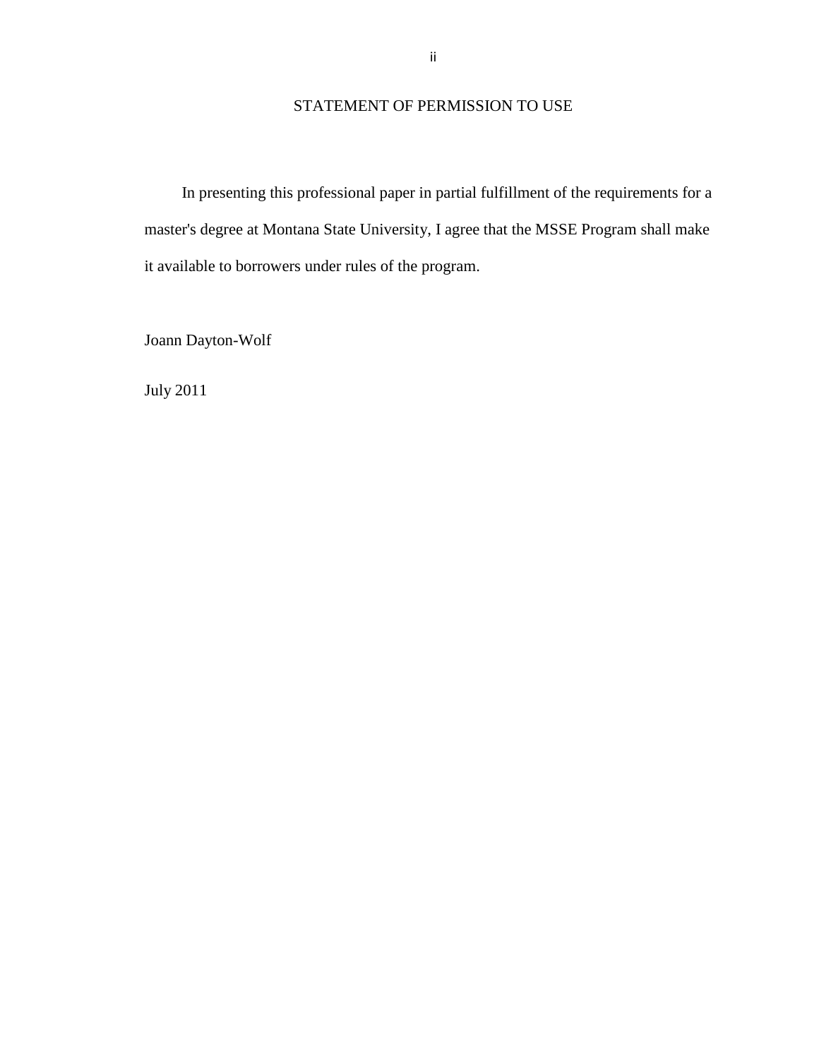# STATEMENT OF PERMISSION TO USE

In presenting this professional paper in partial fulfillment of the requirements for a master's degree at Montana State University, I agree that the MSSE Program shall make it available to borrowers under rules of the program.

Joann Dayton-Wolf

July 2011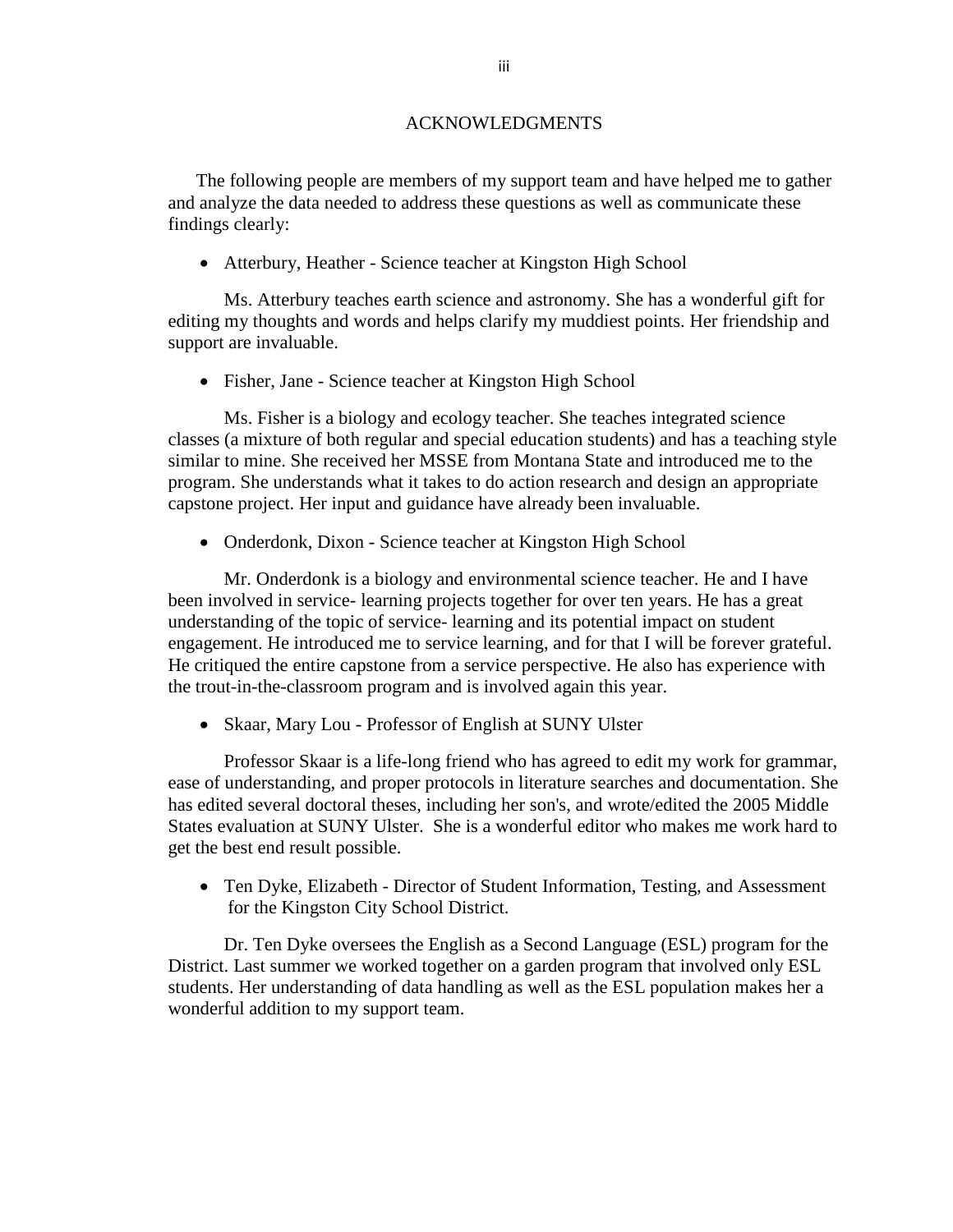# ACKNOWLEDGMENTS

The following people are members of my support team and have helped me to gather and analyze the data needed to address these questions as well as communicate these findings clearly:

- Atterbury, Heather - Science teacher at Kingston High School

Ms. Atterbury teaches earth science and astronomy. She has a wonderful gift for editing my thoughts and words and helps clarify my muddiest points. Her friendship and support are invaluable.

- Fisher, Jane - Science teacher at Kingston High School

Ms. Fisher is a biology and ecology teacher. She teaches integrated science classes (a mixture of both regular and special education students) and has a teaching style similar to mine. She received her MSSE from Montana State and introduced me to the program. She understands what it takes to do action research and design an appropriate capstone project. Her input and guidance have already been invaluable.

- Onderdonk, Dixon - Science teacher at Kingston High School

Mr. Onderdonk is a biology and environmental science teacher. He and I have been involved in service- learning projects together for over ten years. He has a great understanding of the topic of service- learning and its potential impact on student engagement. He introduced me to service learning, and for that I will be forever grateful. He critiqued the entire capstone from a service perspective. He also has experience with the trout-in-the-classroom program and is involved again this year.

- Skaar, Mary Lou - Professor of English at SUNY Ulster

Professor Skaar is a life-long friend who has agreed to edit my work for grammar, ease of understanding, and proper protocols in literature searches and documentation. She has edited several doctoral theses, including her son's, and wrote/edited the 2005 Middle States evaluation at SUNY Ulster. She is a wonderful editor who makes me work hard to get the best end result possible.

- Ten Dyke, Elizabeth - Director of Student Information, Testing, and Assessment for the Kingston City School District.

Dr. Ten Dyke oversees the English as a Second Language (ESL) program for the District. Last summer we worked together on a garden program that involved only ESL students. Her understanding of data handling as well as the ESL population makes her a wonderful addition to my support team.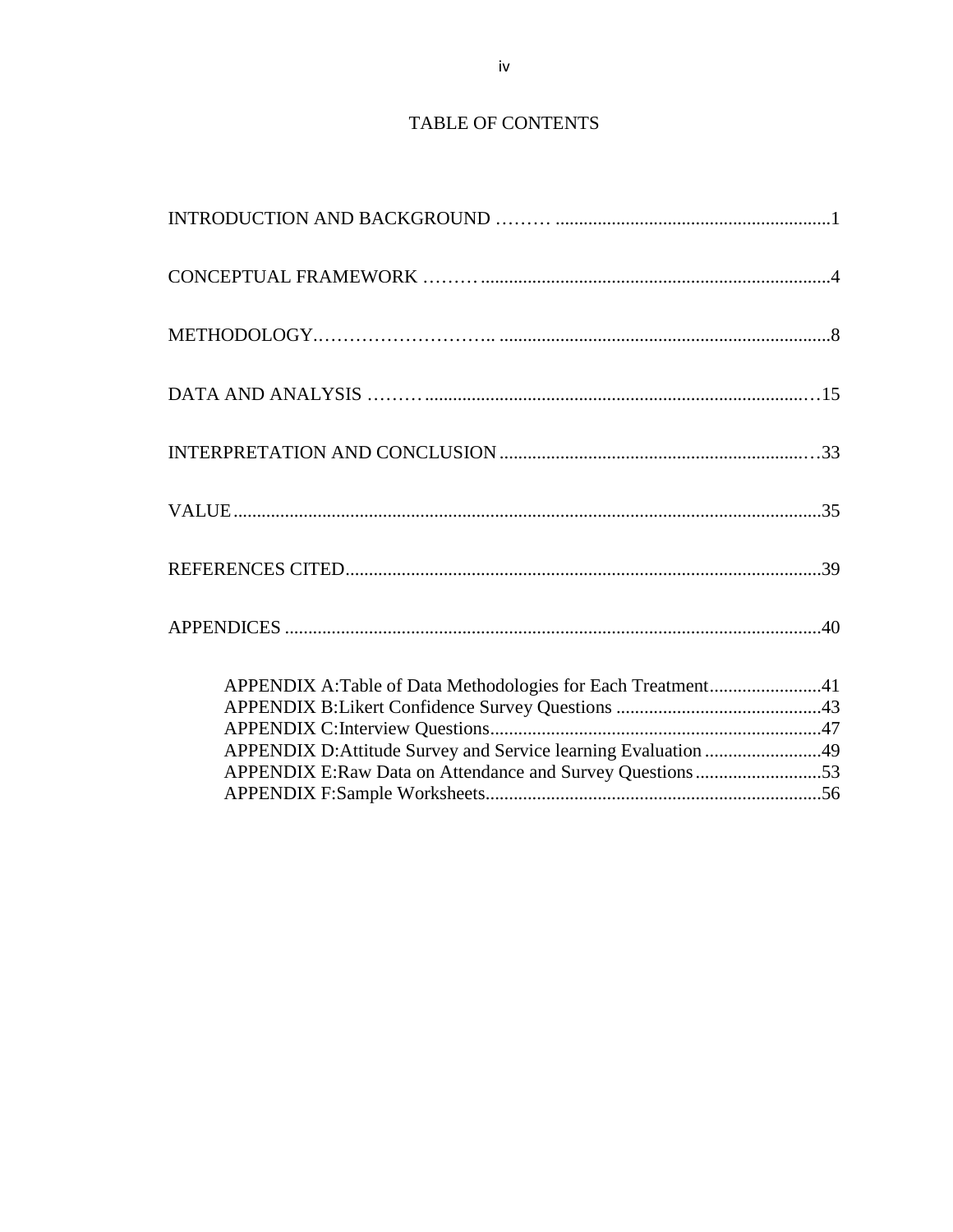# TABLE OF CONTENTS

INTRODUCTION AND BACKGROUND ........................................................................1

CONCEPTUAL FRAMEWORK ...............................................................................4

METHODOLOGY...............................................................................................8

DATA AND ANALYSIS .......................................................................................15

INTERPRETATION AND CONCLUSION ..............................................................33

VALUE..............................................................................................................35

REFERENCES CITED.........................................................................................39

APPENDICES ....................................................................................................40

- APPENDIX A:Table of Data Methodologies for Each Treatment........................41
- APPENDIX B:Likert Confidence Survey Questions ............................................43
- APPENDIX C:Interview Questions.......................................................................47
- APPENDIX D:Attitude Survey and Service learning Evaluation .........................49
- APPENDIX E:Raw Data on Attendance and Survey Questions...........................53
- APPENDIX F:Sample Worksheets........................................................................56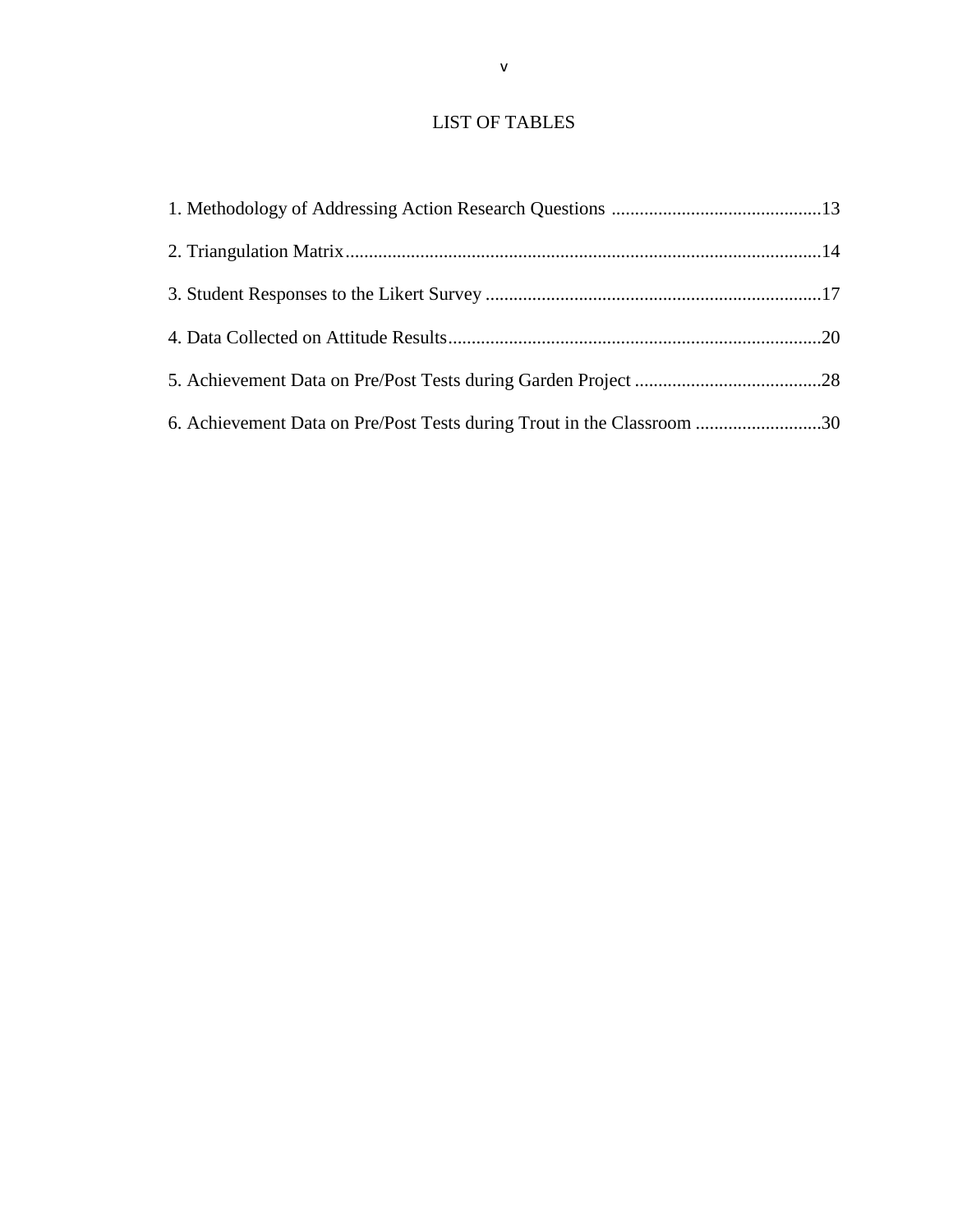# LIST OF TABLES

1. Methodology of Addressing Action Research Questions .............................................13

2. Triangulation Matrix......................................................................................................14

3. Student Responses to the Likert Survey ........................................................................17

4. Data Collected on Attitude Results................................................................................20

5. Achievement Data on Pre/Post Tests during Garden Project ........................................28

6. Achievement Data on Pre/Post Tests during Trout in the Classroom ...........................30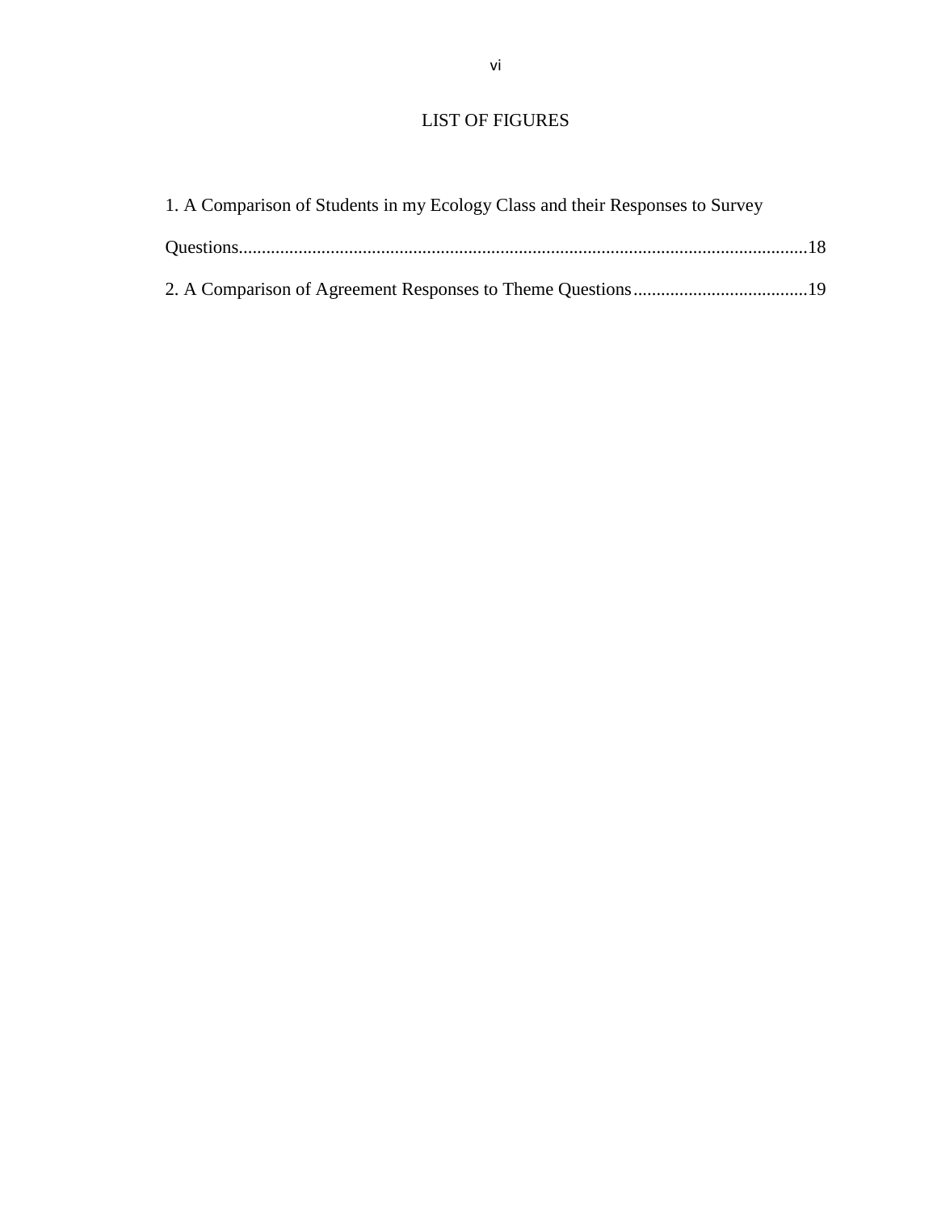# LIST OF FIGURES

1. A Comparison of Students in my Ecology Class and their Responses to Survey Questions..........................................................................................................................18

2. A Comparison of Agreement Responses to Theme Questions......................................19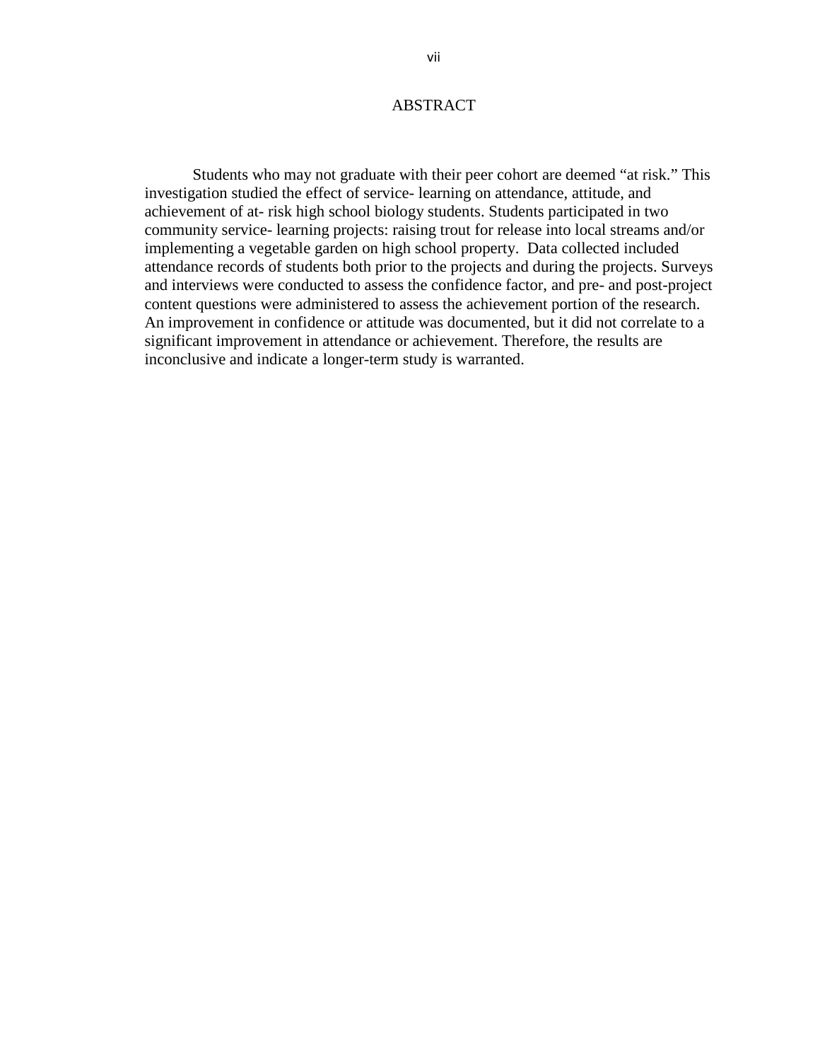# ABSTRACT

Students who may not graduate with their peer cohort are deemed "at risk." This investigation studied the effect of service- learning on attendance, attitude, and achievement of at- risk high school biology students. Students participated in two community service- learning projects: raising trout for release into local streams and/or implementing a vegetable garden on high school property. Data collected included attendance records of students both prior to the projects and during the projects. Surveys and interviews were conducted to assess the confidence factor, and pre- and post-project content questions were administered to assess the achievement portion of the research. An improvement in confidence or attitude was documented, but it did not correlate to a significant improvement in attendance or achievement. Therefore, the results are inconclusive and indicate a longer-term study is warranted.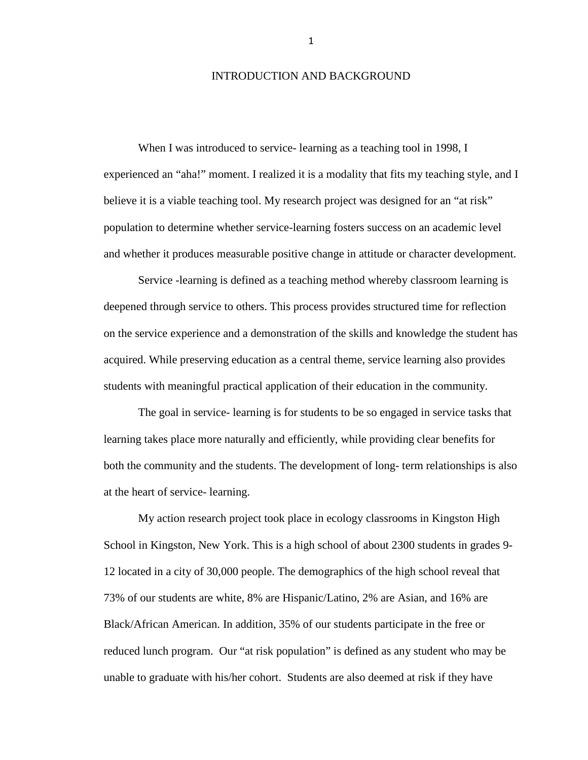# INTRODUCTION AND BACKGROUND

When I was introduced to service- learning as a teaching tool in 1998, I experienced an "aha!" moment. I realized it is a modality that fits my teaching style, and I believe it is a viable teaching tool. My research project was designed for an "at risk" population to determine whether service-learning fosters success on an academic level and whether it produces measurable positive change in attitude or character development.

Service -learning is defined as a teaching method whereby classroom learning is deepened through service to others. This process provides structured time for reflection on the service experience and a demonstration of the skills and knowledge the student has acquired. While preserving education as a central theme, service learning also provides students with meaningful practical application of their education in the community.

The goal in service- learning is for students to be so engaged in service tasks that learning takes place more naturally and efficiently, while providing clear benefits for both the community and the students. The development of long- term relationships is also at the heart of service- learning.

My action research project took place in ecology classrooms in Kingston High School in Kingston, New York. This is a high school of about 2300 students in grades 9-12 located in a city of 30,000 people. The demographics of the high school reveal that 73% of our students are white, 8% are Hispanic/Latino, 2% are Asian, and 16% are Black/African American. In addition, 35% of our students participate in the free or reduced lunch program. Our "at risk population" is defined as any student who may be unable to graduate with his/her cohort. Students are also deemed at risk if they have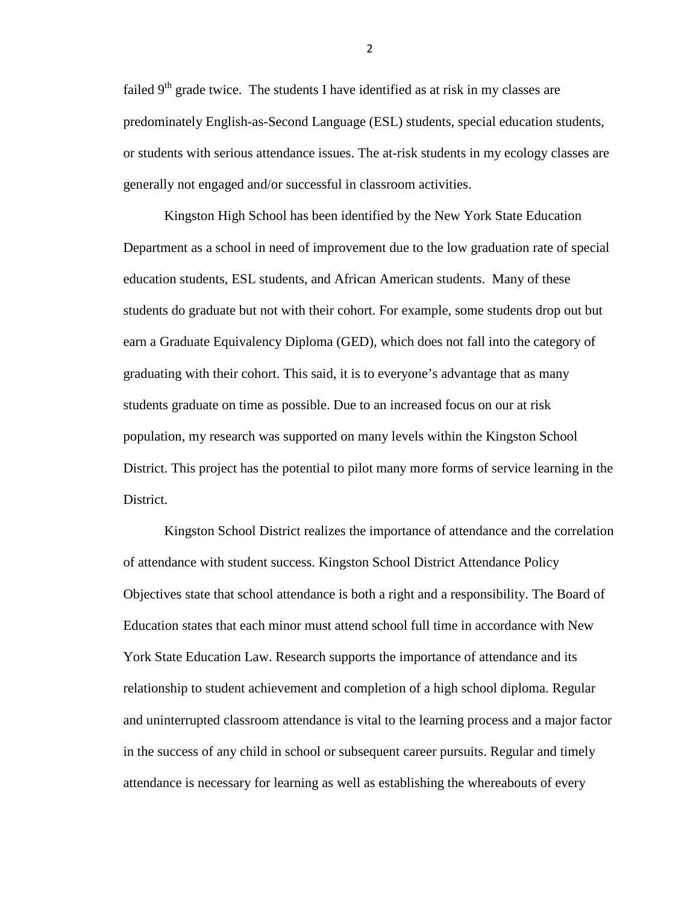failed 9th grade twice. The students I have identified as at risk in my classes are predominately English-as-Second Language (ESL) students, special education students, or students with serious attendance issues. The at-risk students in my ecology classes are generally not engaged and/or successful in classroom activities.

Kingston High School has been identified by the New York State Education Department as a school in need of improvement due to the low graduation rate of special education students, ESL students, and African American students. Many of these students do graduate but not with their cohort. For example, some students drop out but earn a Graduate Equivalency Diploma (GED), which does not fall into the category of graduating with their cohort. This said, it is to everyone's advantage that as many students graduate on time as possible. Due to an increased focus on our at risk population, my research was supported on many levels within the Kingston School District. This project has the potential to pilot many more forms of service learning in the District.

Kingston School District realizes the importance of attendance and the correlation of attendance with student success. Kingston School District Attendance Policy Objectives state that school attendance is both a right and a responsibility. The Board of Education states that each minor must attend school full time in accordance with New York State Education Law. Research supports the importance of attendance and its relationship to student achievement and completion of a high school diploma. Regular and uninterrupted classroom attendance is vital to the learning process and a major factor in the success of any child in school or subsequent career pursuits. Regular and timely attendance is necessary for learning as well as establishing the whereabouts of every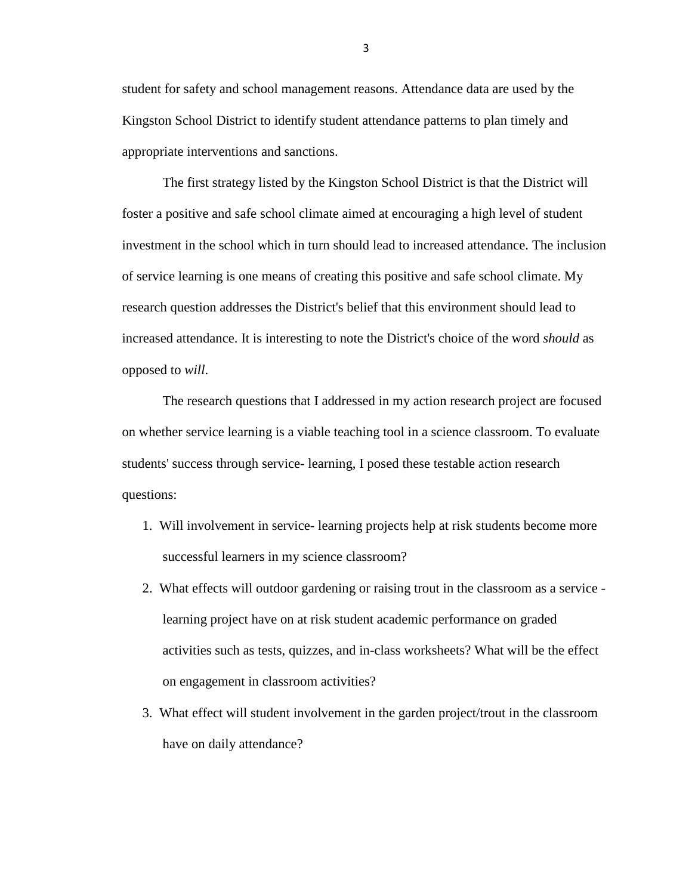student for safety and school management reasons. Attendance data are used by the Kingston School District to identify student attendance patterns to plan timely and appropriate interventions and sanctions.

The first strategy listed by the Kingston School District is that the District will foster a positive and safe school climate aimed at encouraging a high level of student investment in the school which in turn should lead to increased attendance. The inclusion of service learning is one means of creating this positive and safe school climate. My research question addresses the District's belief that this environment should lead to increased attendance. It is interesting to note the District's choice of the word *should* as opposed to *will*.

The research questions that I addressed in my action research project are focused on whether service learning is a viable teaching tool in a science classroom. To evaluate students' success through service- learning, I posed these testable action research questions:

1. Will involvement in service- learning projects help at risk students become more successful learners in my science classroom?
2. What effects will outdoor gardening or raising trout in the classroom as a service - learning project have on at risk student academic performance on graded activities such as tests, quizzes, and in-class worksheets? What will be the effect on engagement in classroom activities?
3. What effect will student involvement in the garden project/trout in the classroom have on daily attendance?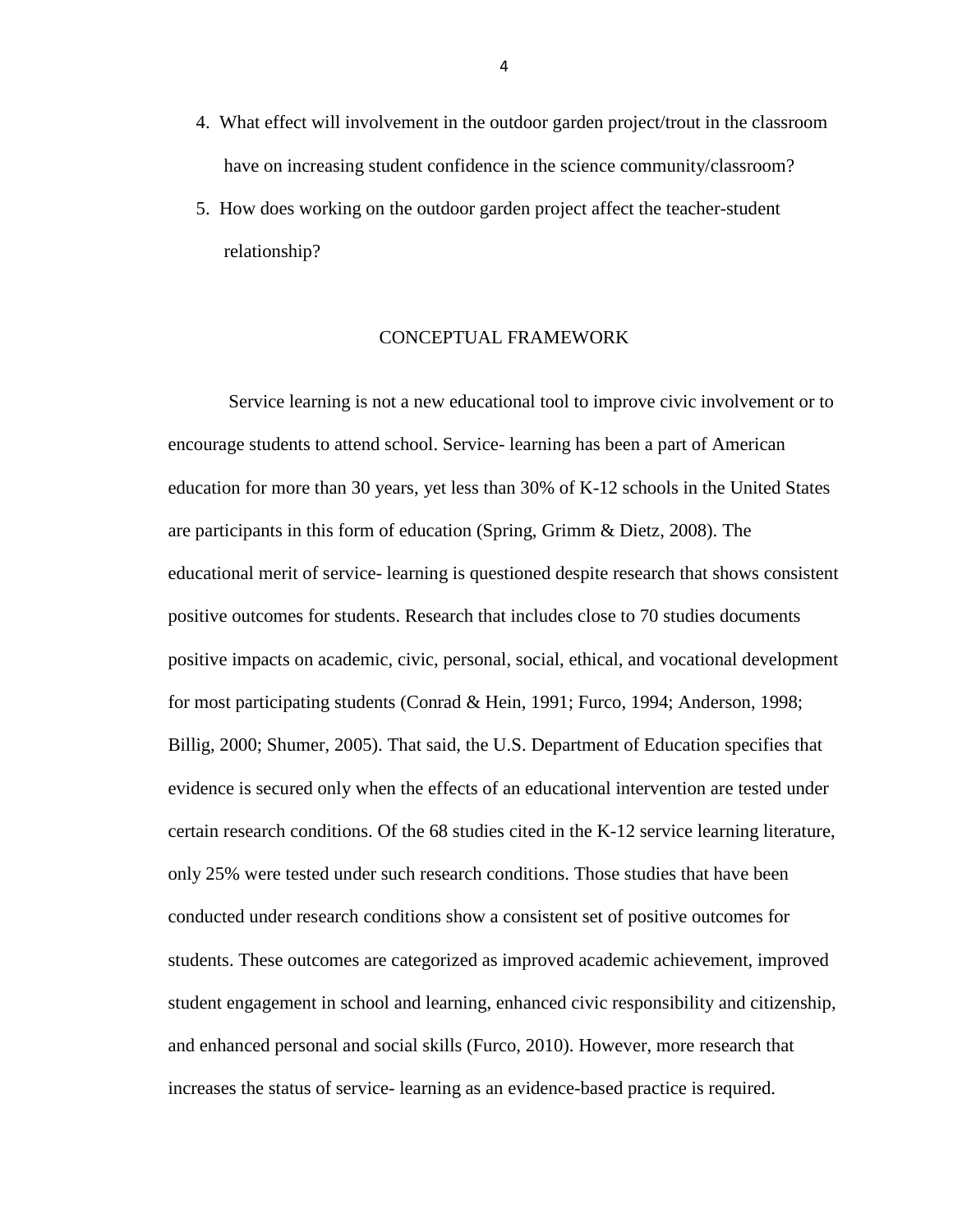4. What effect will involvement in the outdoor garden project/trout in the classroom have on increasing student confidence in the science community/classroom?
5. How does working on the outdoor garden project affect the teacher-student relationship?

## CONCEPTUAL FRAMEWORK

Service learning is not a new educational tool to improve civic involvement or to encourage students to attend school. Service- learning has been a part of American education for more than 30 years, yet less than 30% of K-12 schools in the United States are participants in this form of education (Spring, Grimm & Dietz, 2008). The educational merit of service- learning is questioned despite research that shows consistent positive outcomes for students. Research that includes close to 70 studies documents positive impacts on academic, civic, personal, social, ethical, and vocational development for most participating students (Conrad & Hein, 1991; Furco, 1994; Anderson, 1998; Billig, 2000; Shumer, 2005). That said, the U.S. Department of Education specifies that evidence is secured only when the effects of an educational intervention are tested under certain research conditions. Of the 68 studies cited in the K-12 service learning literature, only 25% were tested under such research conditions. Those studies that have been conducted under research conditions show a consistent set of positive outcomes for students. These outcomes are categorized as improved academic achievement, improved student engagement in school and learning, enhanced civic responsibility and citizenship, and enhanced personal and social skills (Furco, 2010). However, more research that increases the status of service- learning as an evidence-based practice is required.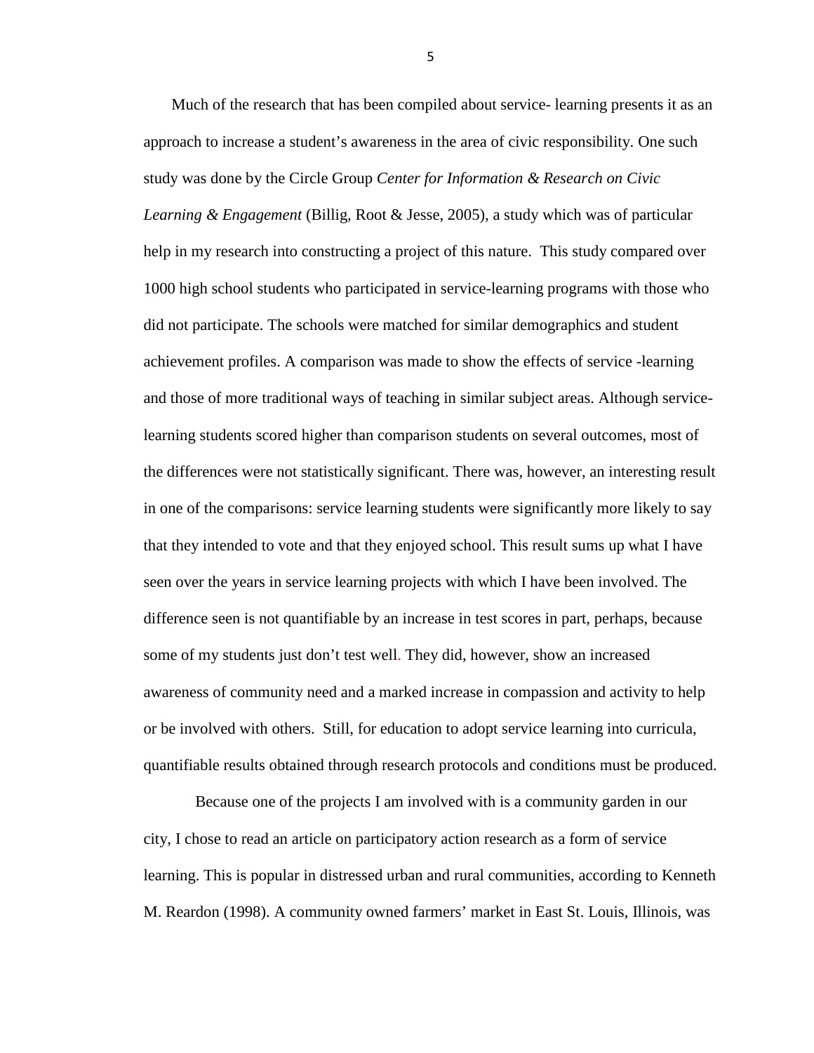Much of the research that has been compiled about service- learning presents it as an approach to increase a student's awareness in the area of civic responsibility. One such study was done by the Circle Group *Center for Information & Research on Civic Learning & Engagement* (Billig, Root & Jesse, 2005), a study which was of particular help in my research into constructing a project of this nature. This study compared over 1000 high school students who participated in service-learning programs with those who did not participate. The schools were matched for similar demographics and student achievement profiles. A comparison was made to show the effects of service -learning and those of more traditional ways of teaching in similar subject areas. Although service-learning students scored higher than comparison students on several outcomes, most of the differences were not statistically significant. There was, however, an interesting result in one of the comparisons: service learning students were significantly more likely to say that they intended to vote and that they enjoyed school. This result sums up what I have seen over the years in service learning projects with which I have been involved. The difference seen is not quantifiable by an increase in test scores in part, perhaps, because some of my students just don't test well. They did, however, show an increased awareness of community need and a marked increase in compassion and activity to help or be involved with others. Still, for education to adopt service learning into curricula, quantifiable results obtained through research protocols and conditions must be produced.

Because one of the projects I am involved with is a community garden in our city, I chose to read an article on participatory action research as a form of service learning. This is popular in distressed urban and rural communities, according to Kenneth M. Reardon (1998). A community owned farmers' market in East St. Louis, Illinois, was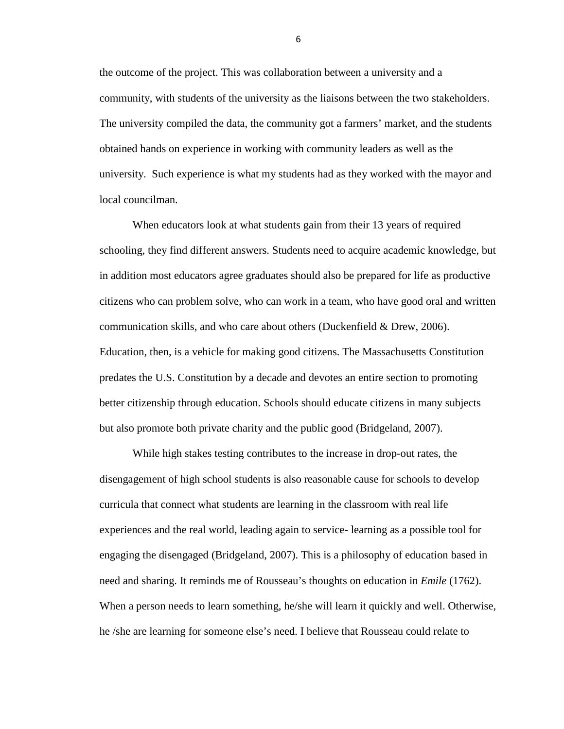the outcome of the project. This was collaboration between a university and a community, with students of the university as the liaisons between the two stakeholders. The university compiled the data, the community got a farmers' market, and the students obtained hands on experience in working with community leaders as well as the university. Such experience is what my students had as they worked with the mayor and local councilman.

When educators look at what students gain from their 13 years of required schooling, they find different answers. Students need to acquire academic knowledge, but in addition most educators agree graduates should also be prepared for life as productive citizens who can problem solve, who can work in a team, who have good oral and written communication skills, and who care about others (Duckenfield & Drew, 2006). Education, then, is a vehicle for making good citizens. The Massachusetts Constitution predates the U.S. Constitution by a decade and devotes an entire section to promoting better citizenship through education. Schools should educate citizens in many subjects but also promote both private charity and the public good (Bridgeland, 2007).

While high stakes testing contributes to the increase in drop-out rates, the disengagement of high school students is also reasonable cause for schools to develop curricula that connect what students are learning in the classroom with real life experiences and the real world, leading again to service- learning as a possible tool for engaging the disengaged (Bridgeland, 2007). This is a philosophy of education based in need and sharing. It reminds me of Rousseau's thoughts on education in *Emile* (1762). When a person needs to learn something, he/she will learn it quickly and well. Otherwise, he /she are learning for someone else's need. I believe that Rousseau could relate to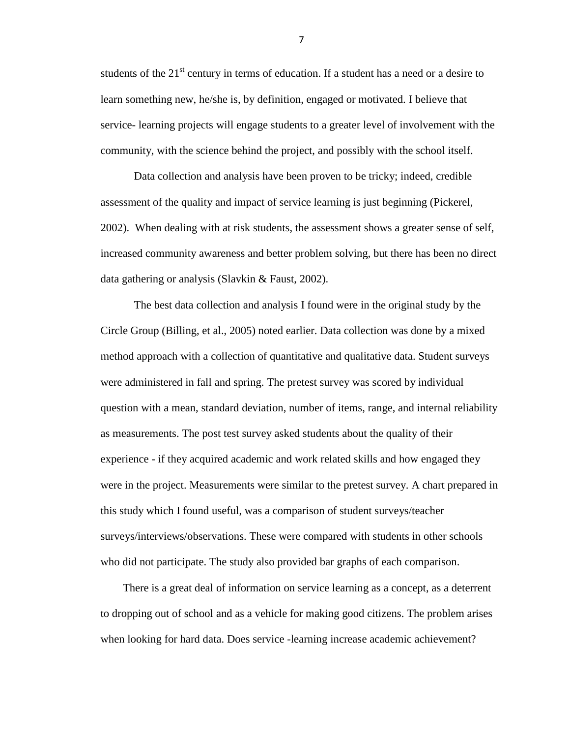students of the 21st century in terms of education. If a student has a need or a desire to learn something new, he/she is, by definition, engaged or motivated. I believe that service- learning projects will engage students to a greater level of involvement with the community, with the science behind the project, and possibly with the school itself.

Data collection and analysis have been proven to be tricky; indeed, credible assessment of the quality and impact of service learning is just beginning (Pickerel, 2002). When dealing with at risk students, the assessment shows a greater sense of self, increased community awareness and better problem solving, but there has been no direct data gathering or analysis (Slavkin & Faust, 2002).

The best data collection and analysis I found were in the original study by the Circle Group (Billing, et al., 2005) noted earlier. Data collection was done by a mixed method approach with a collection of quantitative and qualitative data. Student surveys were administered in fall and spring. The pretest survey was scored by individual question with a mean, standard deviation, number of items, range, and internal reliability as measurements. The post test survey asked students about the quality of their experience - if they acquired academic and work related skills and how engaged they were in the project. Measurements were similar to the pretest survey. A chart prepared in this study which I found useful, was a comparison of student surveys/teacher surveys/interviews/observations. These were compared with students in other schools who did not participate. The study also provided bar graphs of each comparison.

There is a great deal of information on service learning as a concept, as a deterrent to dropping out of school and as a vehicle for making good citizens. The problem arises when looking for hard data. Does service -learning increase academic achievement?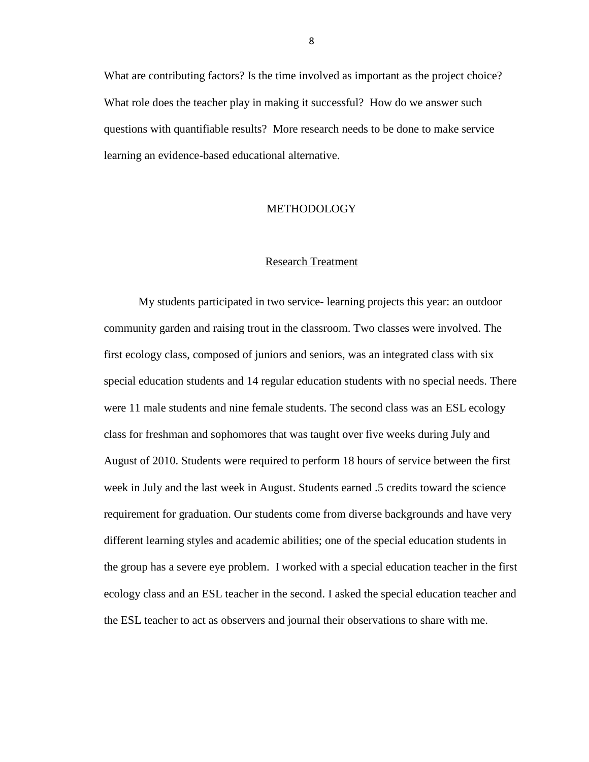What are contributing factors? Is the time involved as important as the project choice? What role does the teacher play in making it successful? How do we answer such questions with quantifiable results? More research needs to be done to make service learning an evidence-based educational alternative.

# METHODOLOGY

## Research Treatment

My students participated in two service- learning projects this year: an outdoor community garden and raising trout in the classroom. Two classes were involved. The first ecology class, composed of juniors and seniors, was an integrated class with six special education students and 14 regular education students with no special needs. There were 11 male students and nine female students. The second class was an ESL ecology class for freshman and sophomores that was taught over five weeks during July and August of 2010. Students were required to perform 18 hours of service between the first week in July and the last week in August. Students earned .5 credits toward the science requirement for graduation. Our students come from diverse backgrounds and have very different learning styles and academic abilities; one of the special education students in the group has a severe eye problem. I worked with a special education teacher in the first ecology class and an ESL teacher in the second. I asked the special education teacher and the ESL teacher to act as observers and journal their observations to share with me.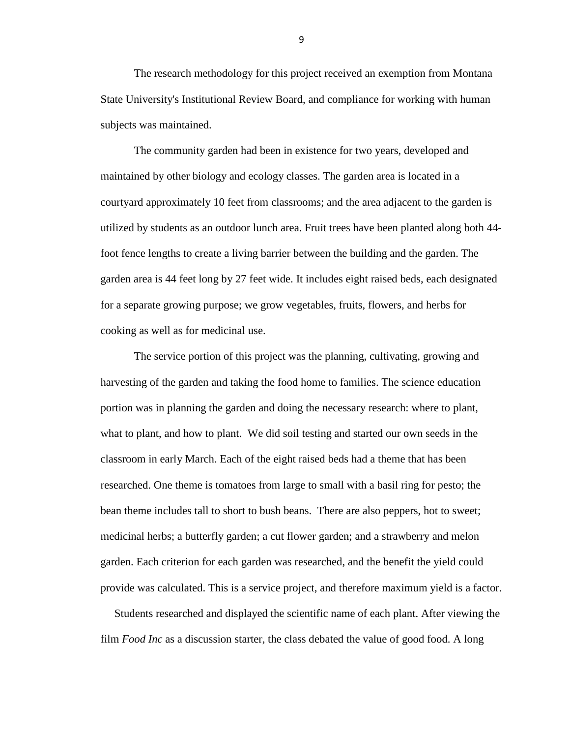The research methodology for this project received an exemption from Montana State University's Institutional Review Board, and compliance for working with human subjects was maintained.

The community garden had been in existence for two years, developed and maintained by other biology and ecology classes. The garden area is located in a courtyard approximately 10 feet from classrooms; and the area adjacent to the garden is utilized by students as an outdoor lunch area. Fruit trees have been planted along both 44-foot fence lengths to create a living barrier between the building and the garden. The garden area is 44 feet long by 27 feet wide. It includes eight raised beds, each designated for a separate growing purpose; we grow vegetables, fruits, flowers, and herbs for cooking as well as for medicinal use.

The service portion of this project was the planning, cultivating, growing and harvesting of the garden and taking the food home to families. The science education portion was in planning the garden and doing the necessary research: where to plant, what to plant, and how to plant. We did soil testing and started our own seeds in the classroom in early March. Each of the eight raised beds had a theme that has been researched. One theme is tomatoes from large to small with a basil ring for pesto; the bean theme includes tall to short to bush beans. There are also peppers, hot to sweet; medicinal herbs; a butterfly garden; a cut flower garden; and a strawberry and melon garden. Each criterion for each garden was researched, and the benefit the yield could provide was calculated. This is a service project, and therefore maximum yield is a factor.

Students researched and displayed the scientific name of each plant. After viewing the film *Food Inc* as a discussion starter, the class debated the value of good food. A long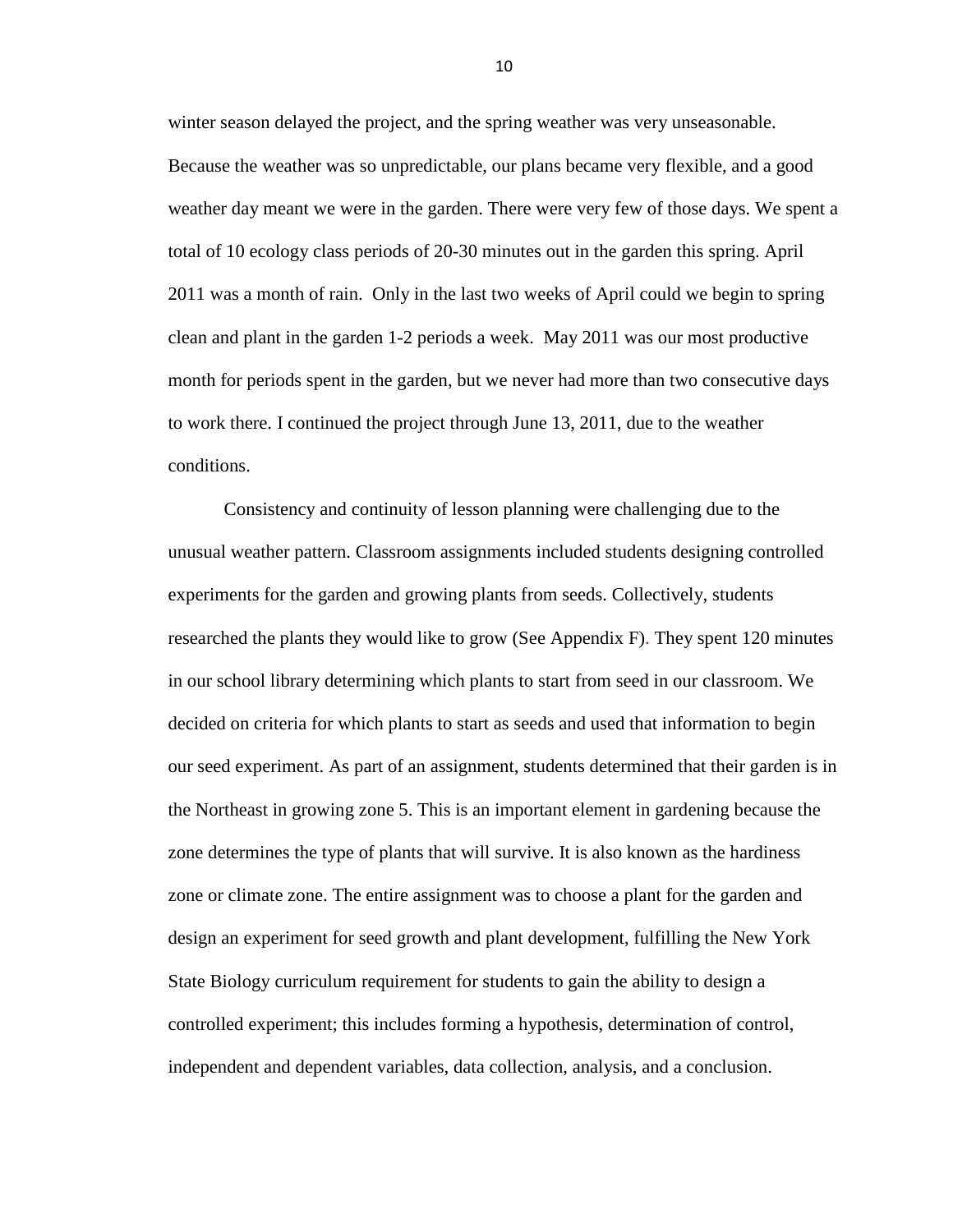winter season delayed the project, and the spring weather was very unseasonable. Because the weather was so unpredictable, our plans became very flexible, and a good weather day meant we were in the garden. There were very few of those days. We spent a total of 10 ecology class periods of 20-30 minutes out in the garden this spring. April 2011 was a month of rain. Only in the last two weeks of April could we begin to spring clean and plant in the garden 1-2 periods a week. May 2011 was our most productive month for periods spent in the garden, but we never had more than two consecutive days to work there. I continued the project through June 13, 2011, due to the weather conditions.

Consistency and continuity of lesson planning were challenging due to the unusual weather pattern. Classroom assignments included students designing controlled experiments for the garden and growing plants from seeds. Collectively, students researched the plants they would like to grow (See Appendix F). They spent 120 minutes in our school library determining which plants to start from seed in our classroom. We decided on criteria for which plants to start as seeds and used that information to begin our seed experiment. As part of an assignment, students determined that their garden is in the Northeast in growing zone 5. This is an important element in gardening because the zone determines the type of plants that will survive. It is also known as the hardiness zone or climate zone. The entire assignment was to choose a plant for the garden and design an experiment for seed growth and plant development, fulfilling the New York State Biology curriculum requirement for students to gain the ability to design a controlled experiment; this includes forming a hypothesis, determination of control, independent and dependent variables, data collection, analysis, and a conclusion.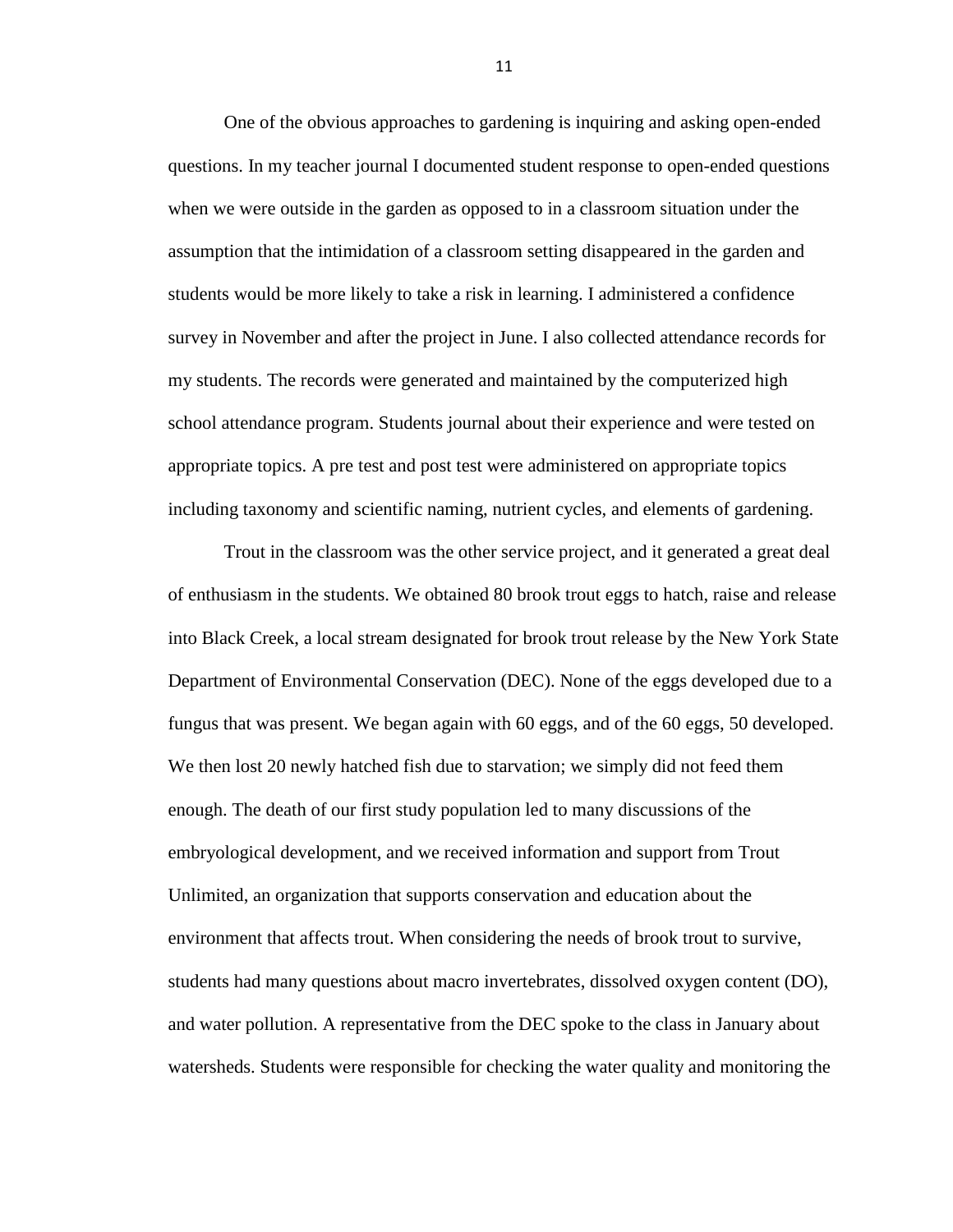One of the obvious approaches to gardening is inquiring and asking open-ended questions. In my teacher journal I documented student response to open-ended questions when we were outside in the garden as opposed to in a classroom situation under the assumption that the intimidation of a classroom setting disappeared in the garden and students would be more likely to take a risk in learning. I administered a confidence survey in November and after the project in June. I also collected attendance records for my students. The records were generated and maintained by the computerized high school attendance program. Students journal about their experience and were tested on appropriate topics. A pre test and post test were administered on appropriate topics including taxonomy and scientific naming, nutrient cycles, and elements of gardening.

Trout in the classroom was the other service project, and it generated a great deal of enthusiasm in the students. We obtained 80 brook trout eggs to hatch, raise and release into Black Creek, a local stream designated for brook trout release by the New York State Department of Environmental Conservation (DEC). None of the eggs developed due to a fungus that was present. We began again with 60 eggs, and of the 60 eggs, 50 developed. We then lost 20 newly hatched fish due to starvation; we simply did not feed them enough. The death of our first study population led to many discussions of the embryological development, and we received information and support from Trout Unlimited, an organization that supports conservation and education about the environment that affects trout. When considering the needs of brook trout to survive, students had many questions about macro invertebrates, dissolved oxygen content (DO), and water pollution. A representative from the DEC spoke to the class in January about watersheds. Students were responsible for checking the water quality and monitoring the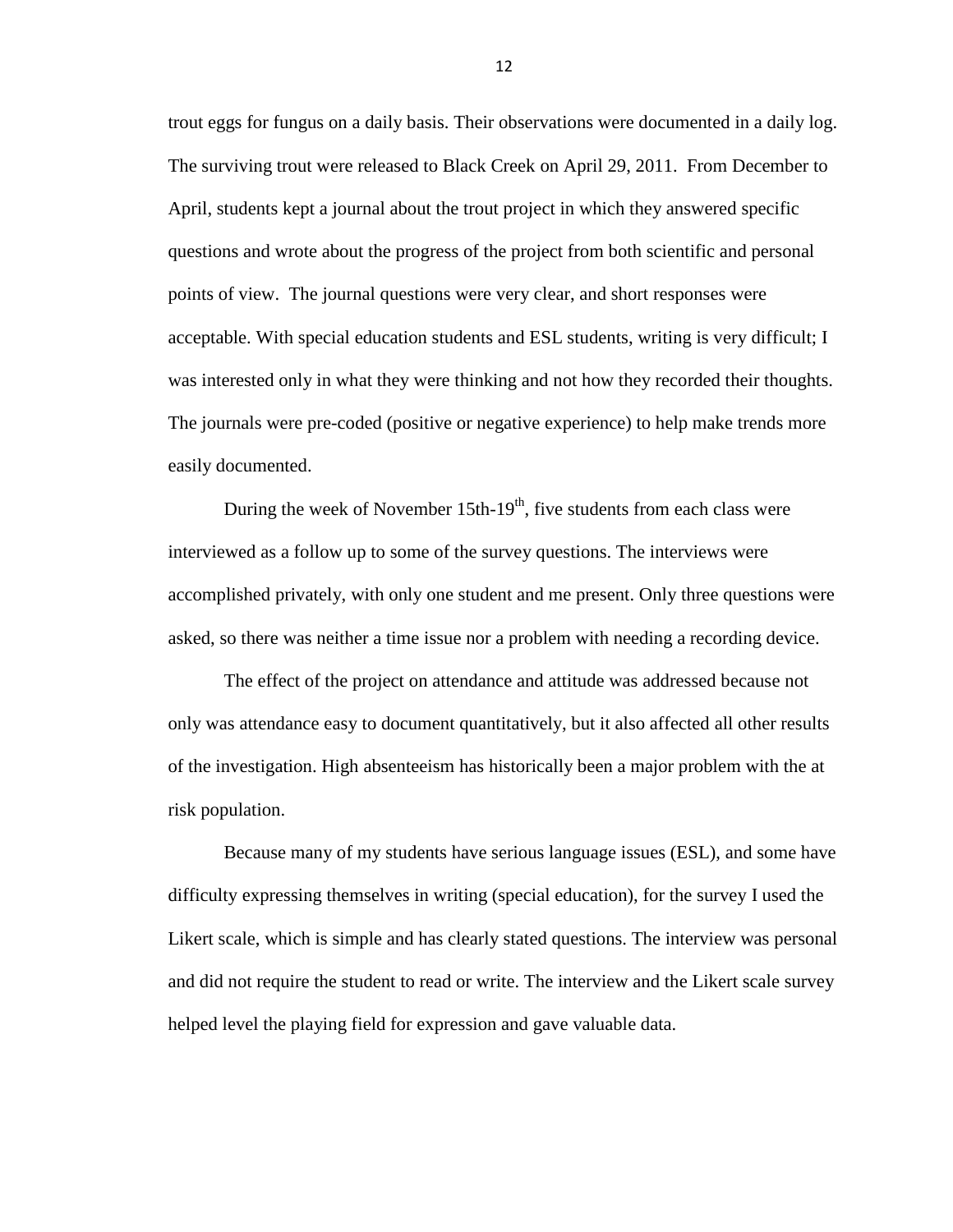trout eggs for fungus on a daily basis. Their observations were documented in a daily log. The surviving trout were released to Black Creek on April 29, 2011. From December to April, students kept a journal about the trout project in which they answered specific questions and wrote about the progress of the project from both scientific and personal points of view. The journal questions were very clear, and short responses were acceptable. With special education students and ESL students, writing is very difficult; I was interested only in what they were thinking and not how they recorded their thoughts. The journals were pre-coded (positive or negative experience) to help make trends more easily documented.

During the week of November 15th-19th, five students from each class were interviewed as a follow up to some of the survey questions. The interviews were accomplished privately, with only one student and me present. Only three questions were asked, so there was neither a time issue nor a problem with needing a recording device.

The effect of the project on attendance and attitude was addressed because not only was attendance easy to document quantitatively, but it also affected all other results of the investigation. High absenteeism has historically been a major problem with the at risk population.

Because many of my students have serious language issues (ESL), and some have difficulty expressing themselves in writing (special education), for the survey I used the Likert scale, which is simple and has clearly stated questions. The interview was personal and did not require the student to read or write. The interview and the Likert scale survey helped level the playing field for expression and gave valuable data.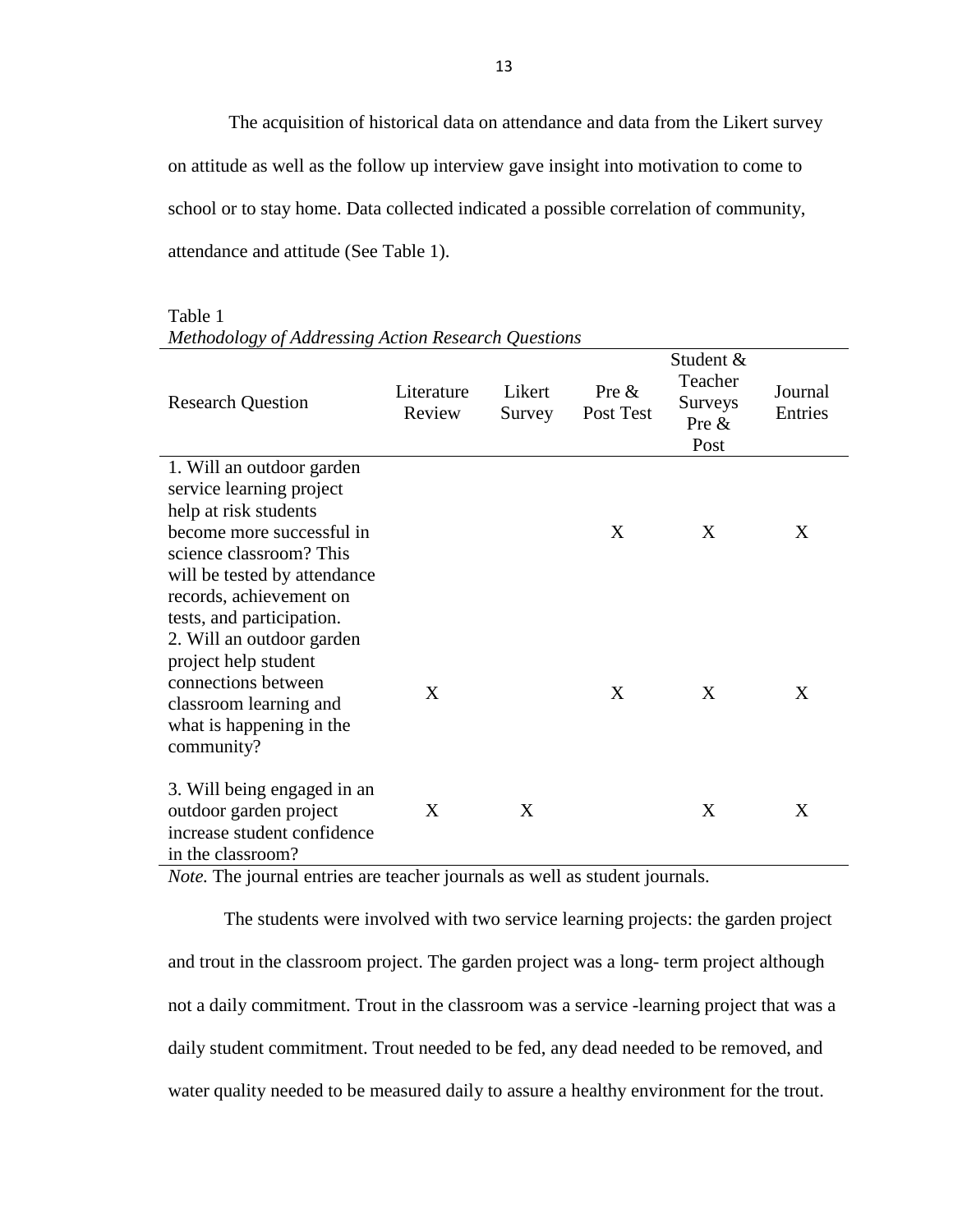The acquisition of historical data on attendance and data from the Likert survey on attitude as well as the follow up interview gave insight into motivation to come to school or to stay home. Data collected indicated a possible correlation of community, attendance and attitude (See Table 1).

Table 1
*Methodology of Addressing Action Research Questions*

| Research Question | Literature Review | Likert Survey | Pre & Post Test | Student & Teacher Surveys Pre & Post | Journal Entries |
|---|---|---|---|---|---|
| 1. Will an outdoor garden service learning project help at risk students become more successful in science classroom? This will be tested by attendance records, achievement on tests, and participation. | | | X | X | X |
| 2. Will an outdoor garden project help student connections between classroom learning and what is happening in the community? | X | | X | X | X |
| 3. Will being engaged in an outdoor garden project increase student confidence in the classroom? | X | X | | X | X |

*Note.* The journal entries are teacher journals as well as student journals.

The students were involved with two service learning projects: the garden project and trout in the classroom project. The garden project was a long- term project although not a daily commitment. Trout in the classroom was a service -learning project that was a daily student commitment. Trout needed to be fed, any dead needed to be removed, and water quality needed to be measured daily to assure a healthy environment for the trout.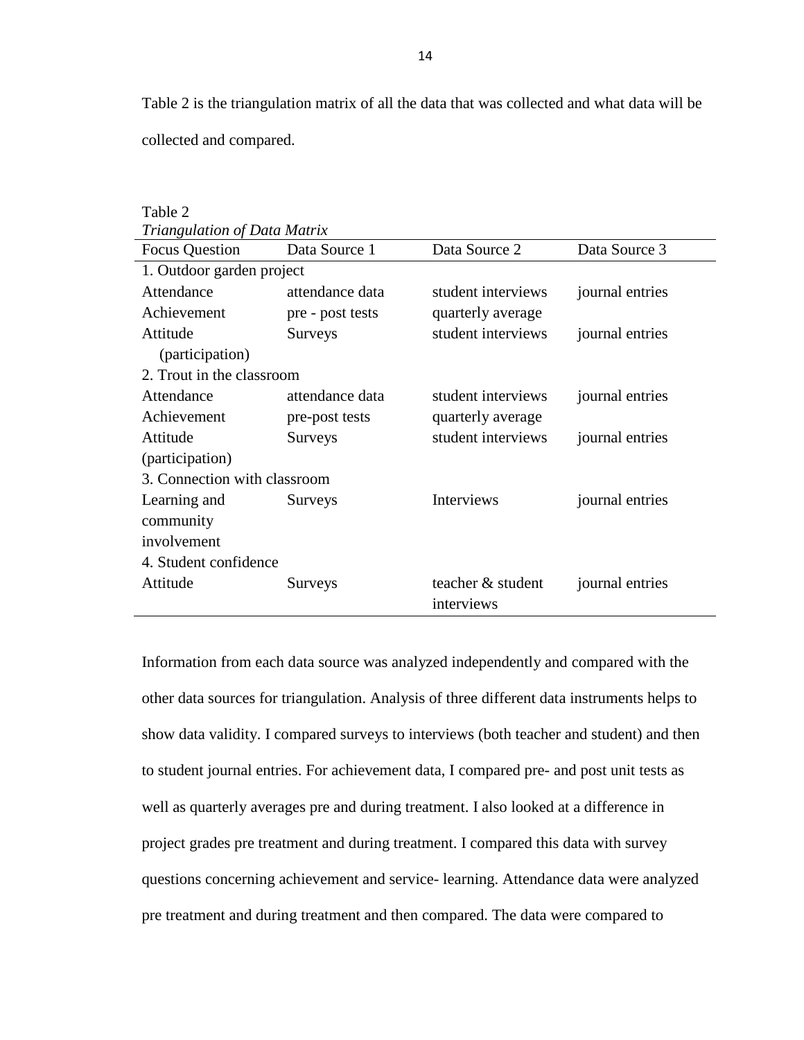Table 2 is the triangulation matrix of all the data that was collected and what data will be collected and compared.

Table 2
*Triangulation of Data Matrix*

| Focus Question | Data Source 1 | Data Source 2 | Data Source 3 |
|---|---|---|---|
| 1. Outdoor garden project | | | |
| Attendance | attendance data | student interviews | journal entries |
| Achievement | pre - post tests | quarterly average | |
| Attitude (participation) | Surveys | student interviews | journal entries |
| 2. Trout in the classroom | | | |
| Attendance | attendance data | student interviews | journal entries |
| Achievement | pre-post tests | quarterly average | |
| Attitude (participation) | Surveys | student interviews | journal entries |
| 3. Connection with classroom | | | |
| Learning and community involvement | Surveys | Interviews | journal entries |
| 4. Student confidence | | | |
| Attitude | Surveys | teacher & student interviews | journal entries |

Information from each data source was analyzed independently and compared with the other data sources for triangulation. Analysis of three different data instruments helps to show data validity. I compared surveys to interviews (both teacher and student) and then to student journal entries. For achievement data, I compared pre- and post unit tests as well as quarterly averages pre and during treatment. I also looked at a difference in project grades pre treatment and during treatment. I compared this data with survey questions concerning achievement and service- learning. Attendance data were analyzed pre treatment and during treatment and then compared. The data were compared to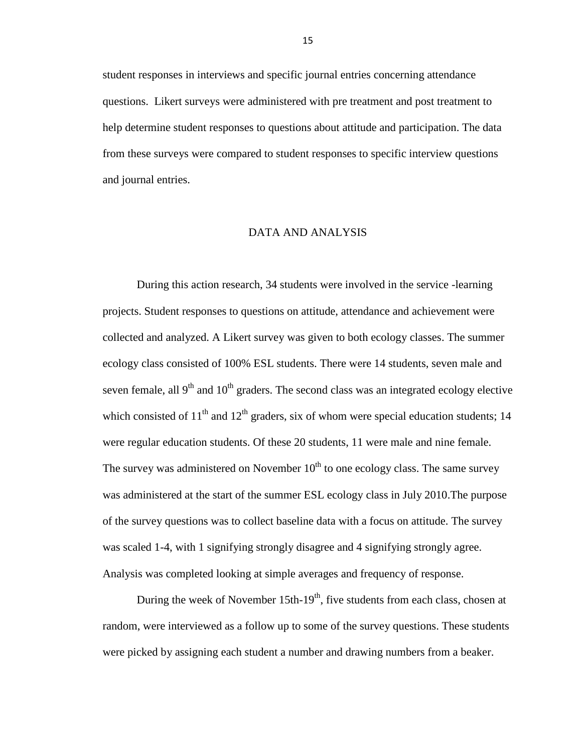student responses in interviews and specific journal entries concerning attendance questions. Likert surveys were administered with pre treatment and post treatment to help determine student responses to questions about attitude and participation. The data from these surveys were compared to student responses to specific interview questions and journal entries.

## DATA AND ANALYSIS

During this action research, 34 students were involved in the service -learning projects. Student responses to questions on attitude, attendance and achievement were collected and analyzed. A Likert survey was given to both ecology classes. The summer ecology class consisted of 100% ESL students. There were 14 students, seven male and seven female, all 9th and 10th graders. The second class was an integrated ecology elective which consisted of 11th and 12th graders, six of whom were special education students; 14 were regular education students. Of these 20 students, 11 were male and nine female. The survey was administered on November 10th to one ecology class. The same survey was administered at the start of the summer ESL ecology class in July 2010.The purpose of the survey questions was to collect baseline data with a focus on attitude. The survey was scaled 1-4, with 1 signifying strongly disagree and 4 signifying strongly agree. Analysis was completed looking at simple averages and frequency of response.

During the week of November 15th-19th, five students from each class, chosen at random, were interviewed as a follow up to some of the survey questions. These students were picked by assigning each student a number and drawing numbers from a beaker.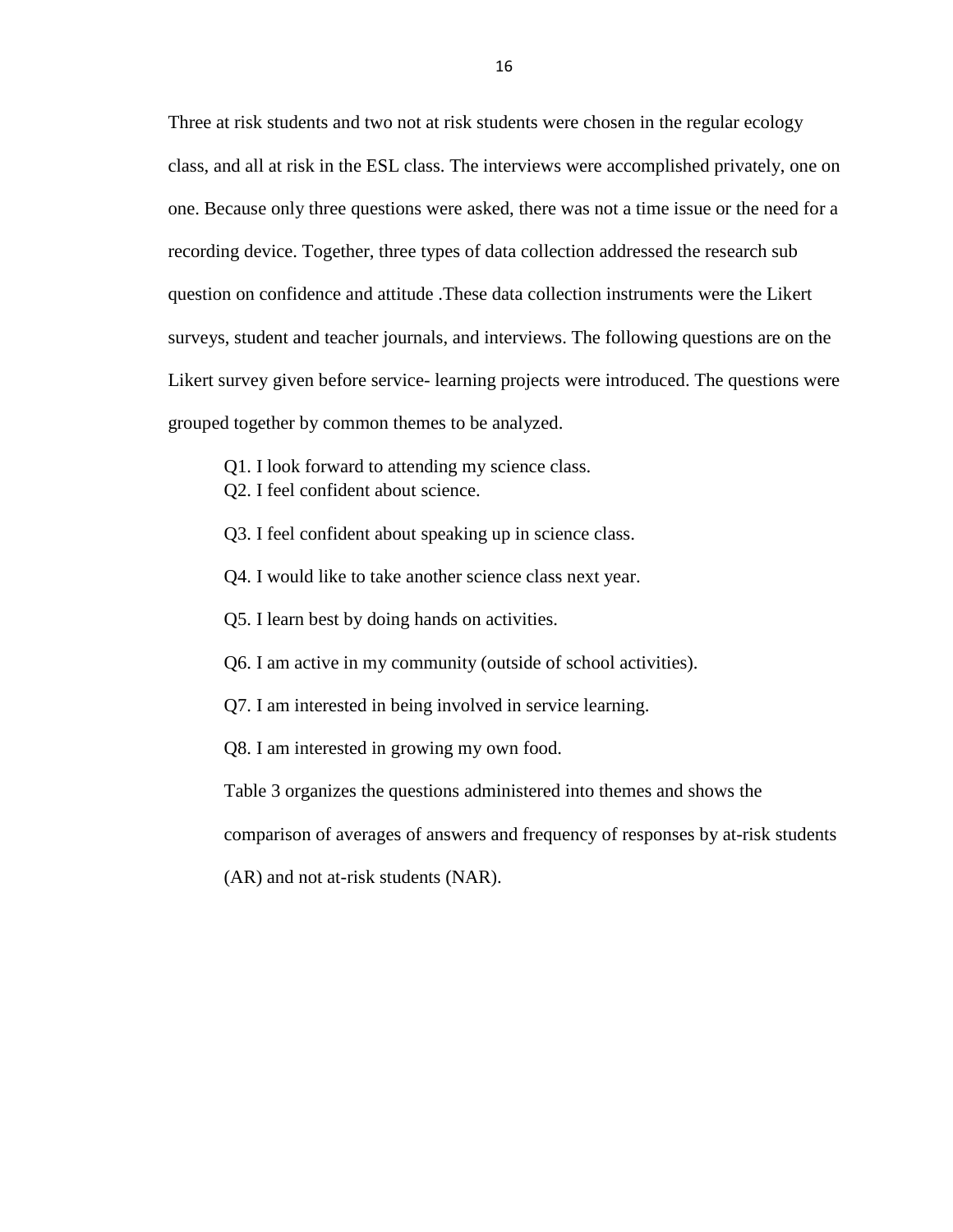Three at risk students and two not at risk students were chosen in the regular ecology class, and all at risk in the ESL class. The interviews were accomplished privately, one on one. Because only three questions were asked, there was not a time issue or the need for a recording device. Together, three types of data collection addressed the research sub question on confidence and attitude .These data collection instruments were the Likert surveys, student and teacher journals, and interviews. The following questions are on the Likert survey given before service- learning projects were introduced. The questions were grouped together by common themes to be analyzed.

Q1. I look forward to attending my science class.
Q2. I feel confident about science.

Q3. I feel confident about speaking up in science class.

Q4. I would like to take another science class next year.

Q5. I learn best by doing hands on activities.

Q6. I am active in my community (outside of school activities).

Q7. I am interested in being involved in service learning.

Q8. I am interested in growing my own food.

Table 3 organizes the questions administered into themes and shows the comparison of averages of answers and frequency of responses by at-risk students (AR) and not at-risk students (NAR).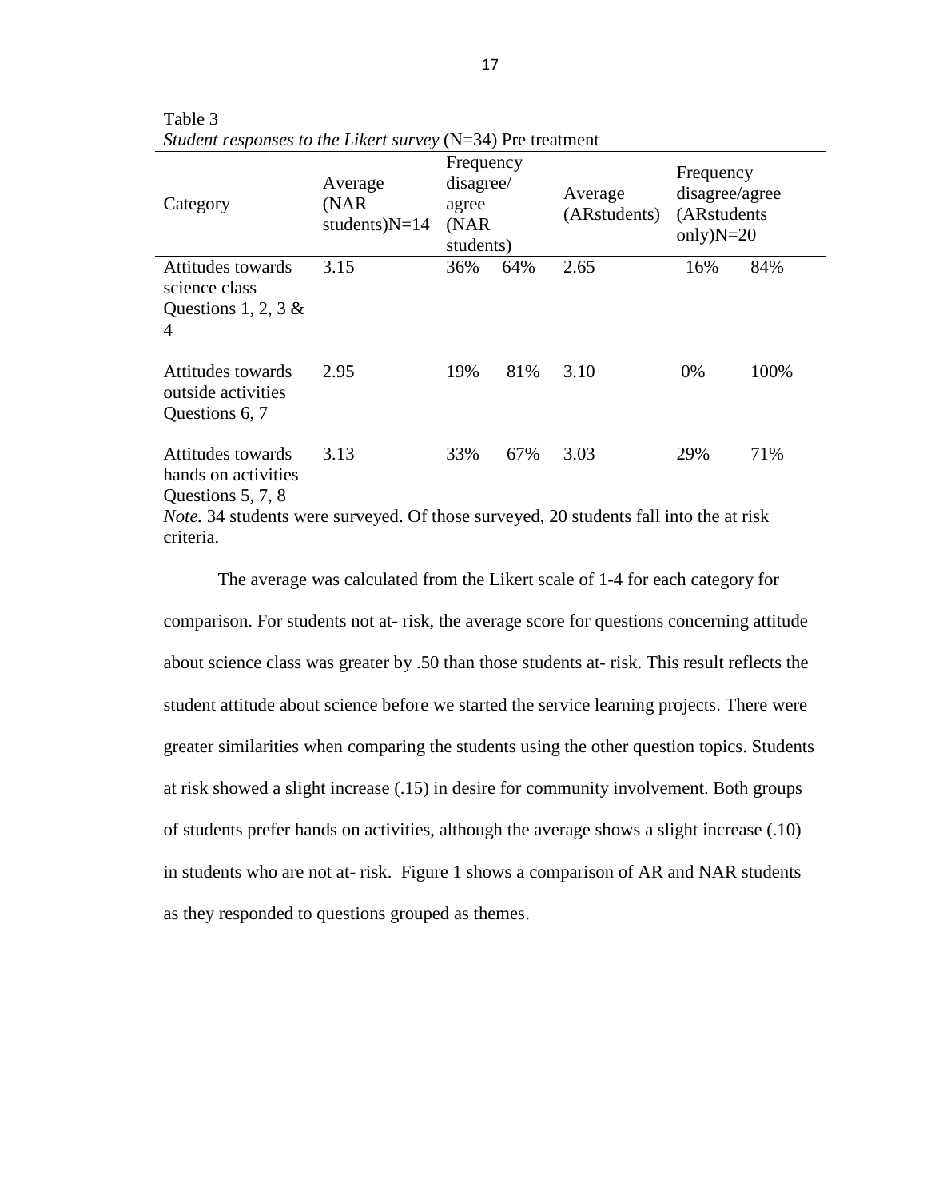Table 3

*Student responses to the Likert survey* (N=34) Pre treatment

| Category | Average (NAR students)N=14 | Frequency disagree/ agree (NAR students) | | Average (ARstudents) | Frequency disagree/agree (ARstudents only)N=20 | |
|---|---|---|---|---|---|---|
| Attitudes towards science class Questions 1, 2, 3 & 4 | 3.15 | 36% | 64% | 2.65 | 16% | 84% |
| Attitudes towards outside activities Questions 6, 7 | 2.95 | 19% | 81% | 3.10 | 0% | 100% |
| Attitudes towards hands on activities Questions 5, 7, 8 | 3.13 | 33% | 67% | 3.03 | 29% | 71% |

*Note.* 34 students were surveyed. Of those surveyed, 20 students fall into the at risk criteria.

The average was calculated from the Likert scale of 1-4 for each category for comparison. For students not at- risk, the average score for questions concerning attitude about science class was greater by .50 than those students at- risk. This result reflects the student attitude about science before we started the service learning projects. There were greater similarities when comparing the students using the other question topics. Students at risk showed a slight increase (.15) in desire for community involvement. Both groups of students prefer hands on activities, although the average shows a slight increase (.10) in students who are not at- risk. Figure 1 shows a comparison of AR and NAR students as they responded to questions grouped as themes.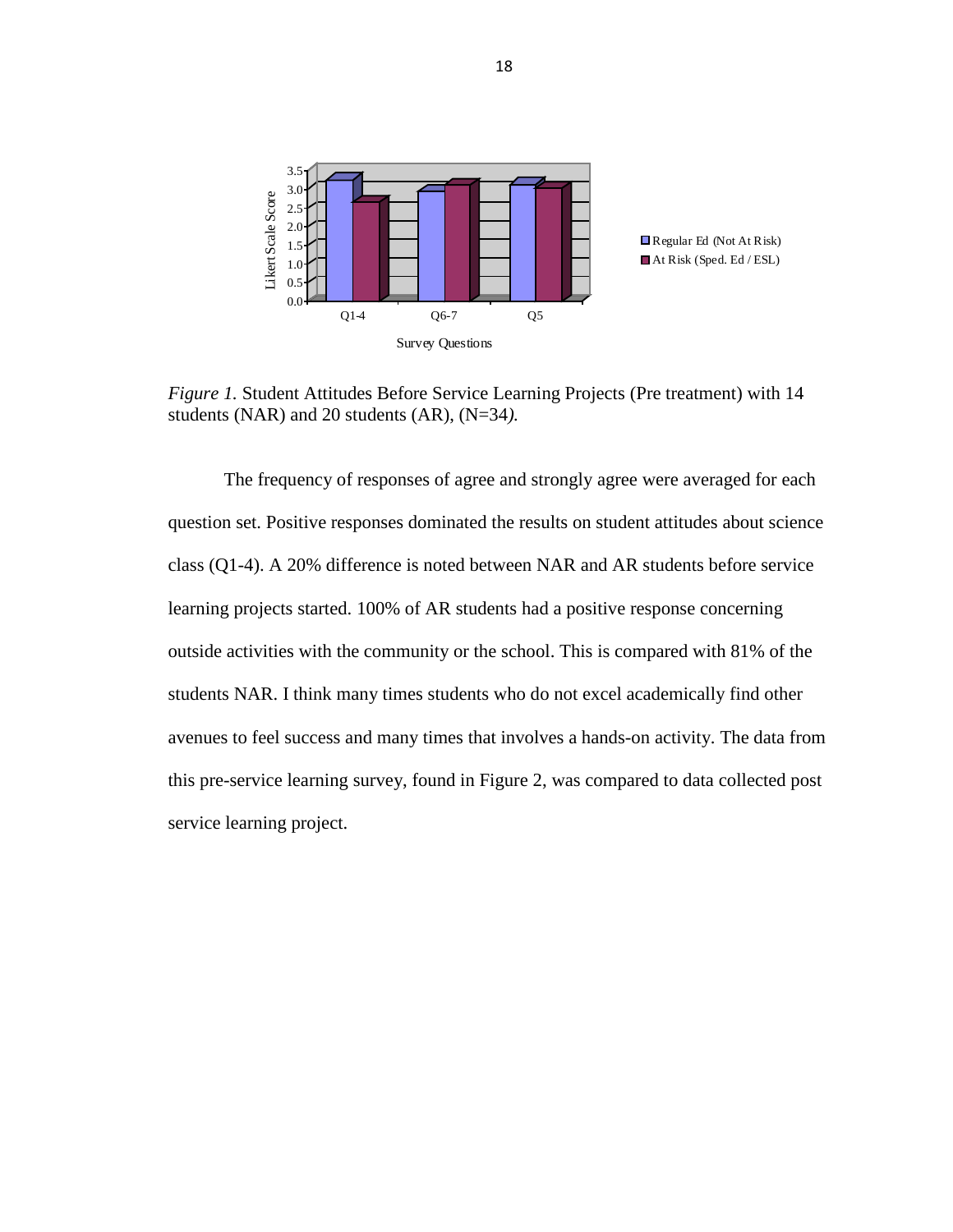*Figure 1.* Student Attitudes Before Service Learning Projects (Pre treatment) with 14 students (NAR) and 20 students (AR), (N=34*).*

The frequency of responses of agree and strongly agree were averaged for each question set. Positive responses dominated the results on student attitudes about science class (Q1-4). A 20% difference is noted between NAR and AR students before service learning projects started. 100% of AR students had a positive response concerning outside activities with the community or the school. This is compared with 81% of the students NAR. I think many times students who do not excel academically find other avenues to feel success and many times that involves a hands-on activity. The data from this pre-service learning survey, found in Figure 2, was compared to data collected post service learning project.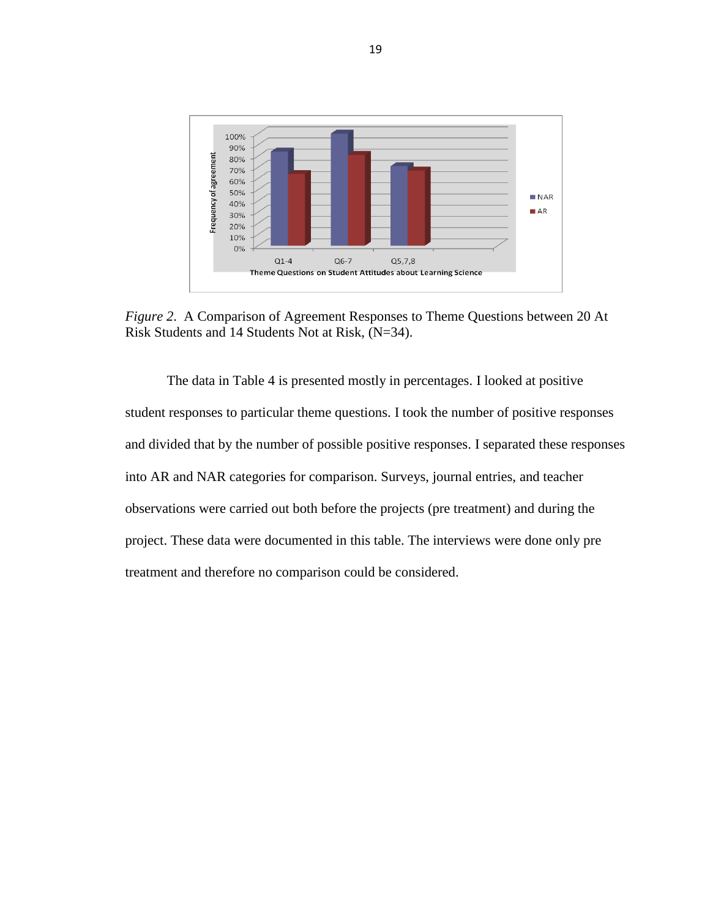*Figure 2*. A Comparison of Agreement Responses to Theme Questions between 20 At Risk Students and 14 Students Not at Risk, (N=34).

The data in Table 4 is presented mostly in percentages. I looked at positive student responses to particular theme questions. I took the number of positive responses and divided that by the number of possible positive responses. I separated these responses into AR and NAR categories for comparison. Surveys, journal entries, and teacher observations were carried out both before the projects (pre treatment) and during the project. These data were documented in this table. The interviews were done only pre treatment and therefore no comparison could be considered.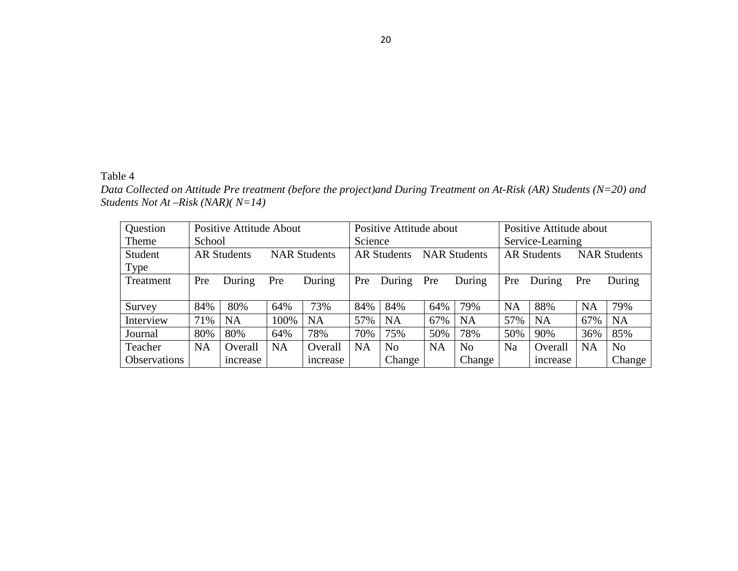Table 4

*Data Collected on Attitude Pre treatment (before the project)and During Treatment on At-Risk (AR) Students (N=20) and Students Not At –Risk (NAR)( N=14)*

| Question Theme | Positive Attitude About School | | | | Positive Attitude about Science | | | | Positive Attitude about Service-Learning | | | |
|---|---|---|---|---|---|---|---|---|---|---|---|---|
| Student Type | AR Students | | NAR Students | | AR Students | | NAR Students | | AR Students | | NAR Students | |
| Treatment | Pre | During | Pre | During | Pre | During | Pre | During | Pre | During | Pre | During |
| Survey | 84% | 80% | 64% | 73% | 84% | 84% | 64% | 79% | NA | 88% | NA | 79% |
| Interview | 71% | NA | 100% | NA | 57% | NA | 67% | NA | 57% | NA | 67% | NA |
| Journal | 80% | 80% | 64% | 78% | 70% | 75% | 50% | 78% | 50% | 90% | 36% | 85% |
| Teacher Observations | NA | Overall increase | NA | Overall increase | NA | No Change | NA | No Change | Na | Overall increase | NA | No Change |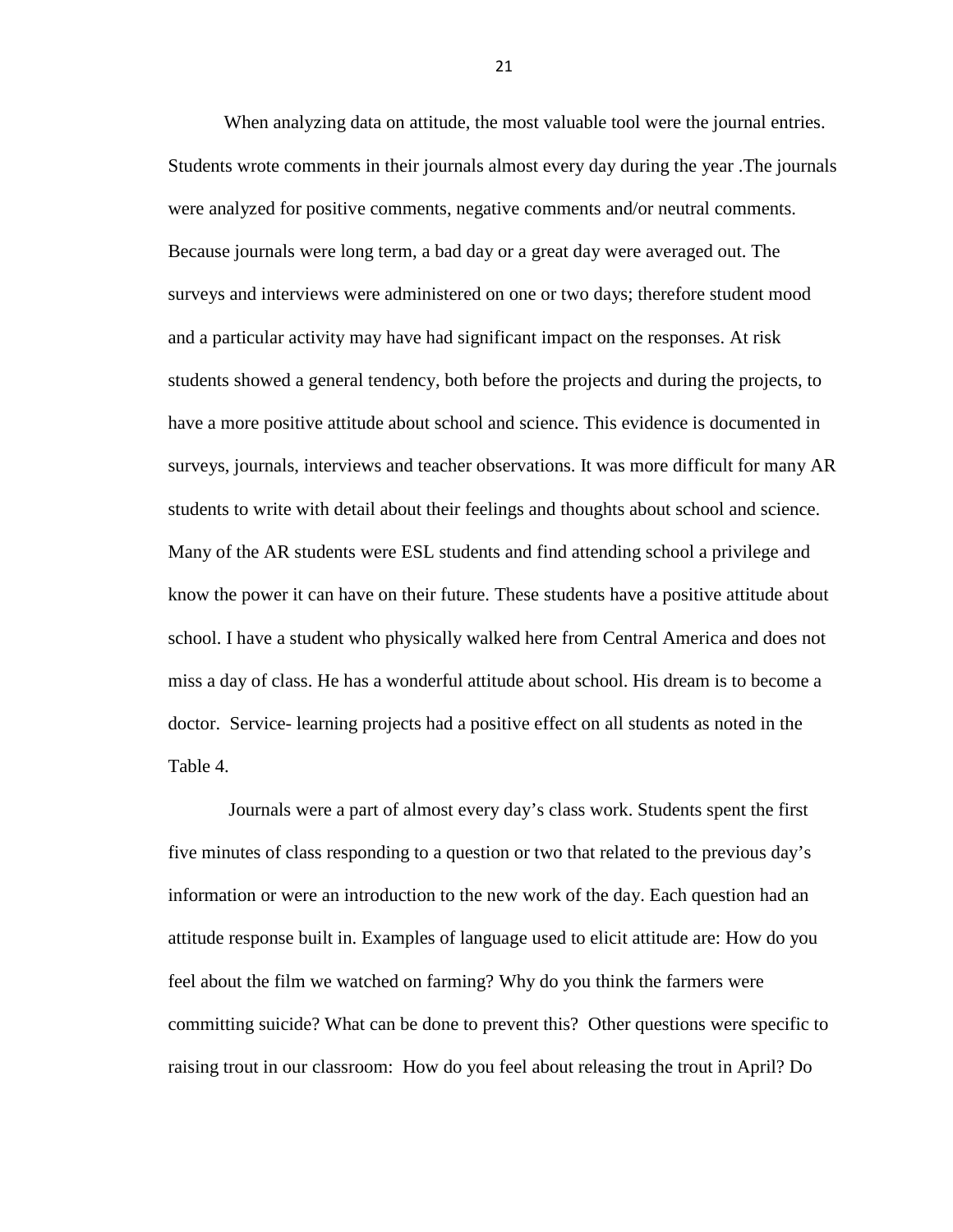When analyzing data on attitude, the most valuable tool were the journal entries. Students wrote comments in their journals almost every day during the year .The journals were analyzed for positive comments, negative comments and/or neutral comments. Because journals were long term, a bad day or a great day were averaged out. The surveys and interviews were administered on one or two days; therefore student mood and a particular activity may have had significant impact on the responses. At risk students showed a general tendency, both before the projects and during the projects, to have a more positive attitude about school and science. This evidence is documented in surveys, journals, interviews and teacher observations. It was more difficult for many AR students to write with detail about their feelings and thoughts about school and science. Many of the AR students were ESL students and find attending school a privilege and know the power it can have on their future. These students have a positive attitude about school. I have a student who physically walked here from Central America and does not miss a day of class. He has a wonderful attitude about school. His dream is to become a doctor. Service- learning projects had a positive effect on all students as noted in the Table 4.

Journals were a part of almost every day's class work. Students spent the first five minutes of class responding to a question or two that related to the previous day's information or were an introduction to the new work of the day. Each question had an attitude response built in. Examples of language used to elicit attitude are: How do you feel about the film we watched on farming? Why do you think the farmers were committing suicide? What can be done to prevent this? Other questions were specific to raising trout in our classroom: How do you feel about releasing the trout in April? Do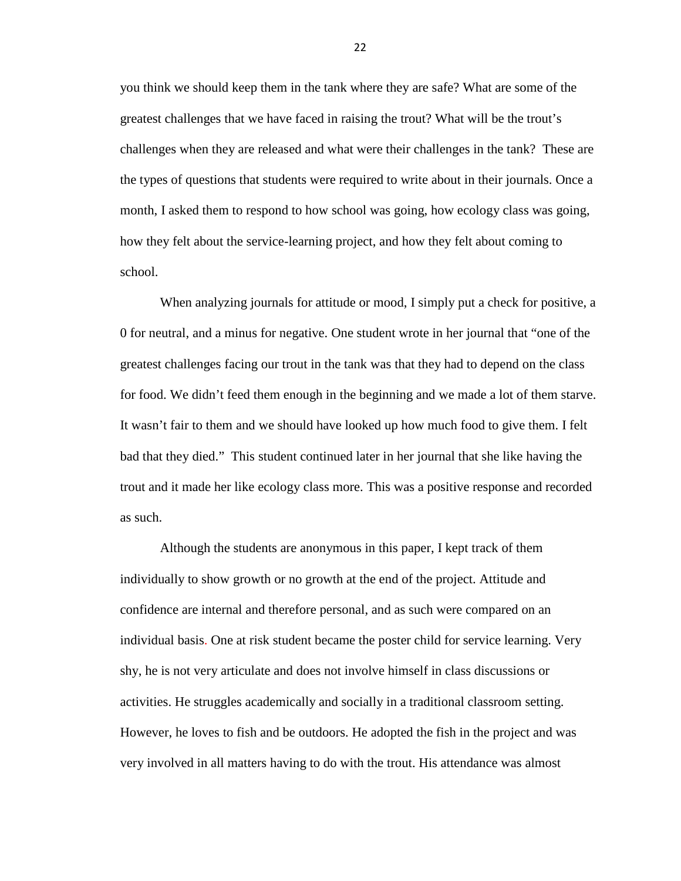you think we should keep them in the tank where they are safe? What are some of the greatest challenges that we have faced in raising the trout? What will be the trout's challenges when they are released and what were their challenges in the tank? These are the types of questions that students were required to write about in their journals. Once a month, I asked them to respond to how school was going, how ecology class was going, how they felt about the service-learning project, and how they felt about coming to school.

When analyzing journals for attitude or mood, I simply put a check for positive, a 0 for neutral, and a minus for negative. One student wrote in her journal that "one of the greatest challenges facing our trout in the tank was that they had to depend on the class for food. We didn't feed them enough in the beginning and we made a lot of them starve. It wasn't fair to them and we should have looked up how much food to give them. I felt bad that they died." This student continued later in her journal that she like having the trout and it made her like ecology class more. This was a positive response and recorded as such.

Although the students are anonymous in this paper, I kept track of them individually to show growth or no growth at the end of the project. Attitude and confidence are internal and therefore personal, and as such were compared on an individual basis. One at risk student became the poster child for service learning. Very shy, he is not very articulate and does not involve himself in class discussions or activities. He struggles academically and socially in a traditional classroom setting. However, he loves to fish and be outdoors. He adopted the fish in the project and was very involved in all matters having to do with the trout. His attendance was almost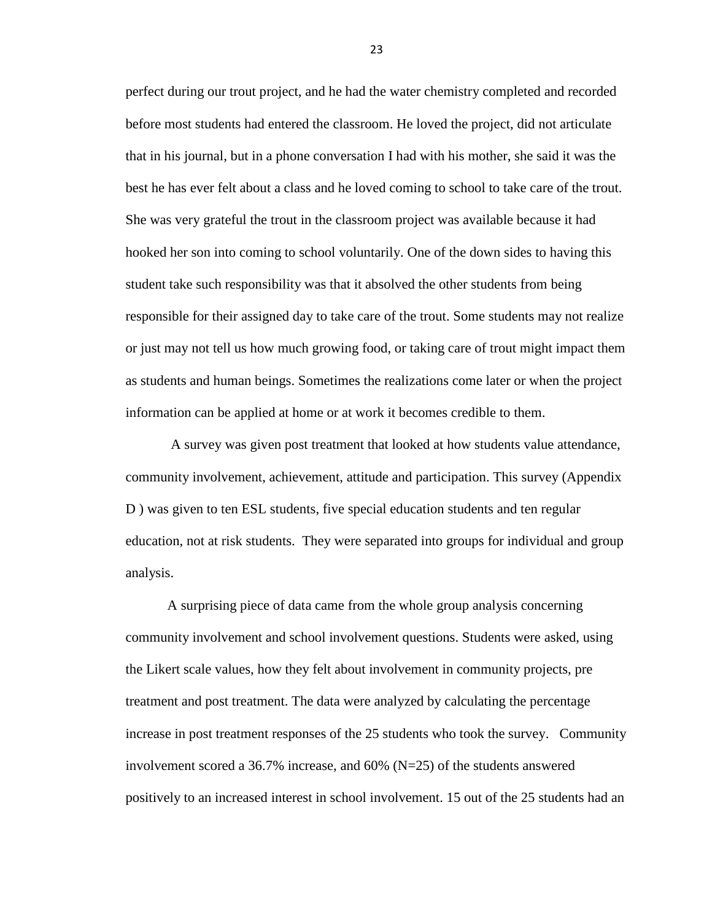perfect during our trout project, and he had the water chemistry completed and recorded before most students had entered the classroom. He loved the project, did not articulate that in his journal, but in a phone conversation I had with his mother, she said it was the best he has ever felt about a class and he loved coming to school to take care of the trout. She was very grateful the trout in the classroom project was available because it had hooked her son into coming to school voluntarily. One of the down sides to having this student take such responsibility was that it absolved the other students from being responsible for their assigned day to take care of the trout. Some students may not realize or just may not tell us how much growing food, or taking care of trout might impact them as students and human beings. Sometimes the realizations come later or when the project information can be applied at home or at work it becomes credible to them.

A survey was given post treatment that looked at how students value attendance, community involvement, achievement, attitude and participation. This survey (Appendix D ) was given to ten ESL students, five special education students and ten regular education, not at risk students. They were separated into groups for individual and group analysis.

A surprising piece of data came from the whole group analysis concerning community involvement and school involvement questions. Students were asked, using the Likert scale values, how they felt about involvement in community projects, pre treatment and post treatment. The data were analyzed by calculating the percentage increase in post treatment responses of the 25 students who took the survey. Community involvement scored a 36.7% increase, and 60% (N=25) of the students answered positively to an increased interest in school involvement. 15 out of the 25 students had an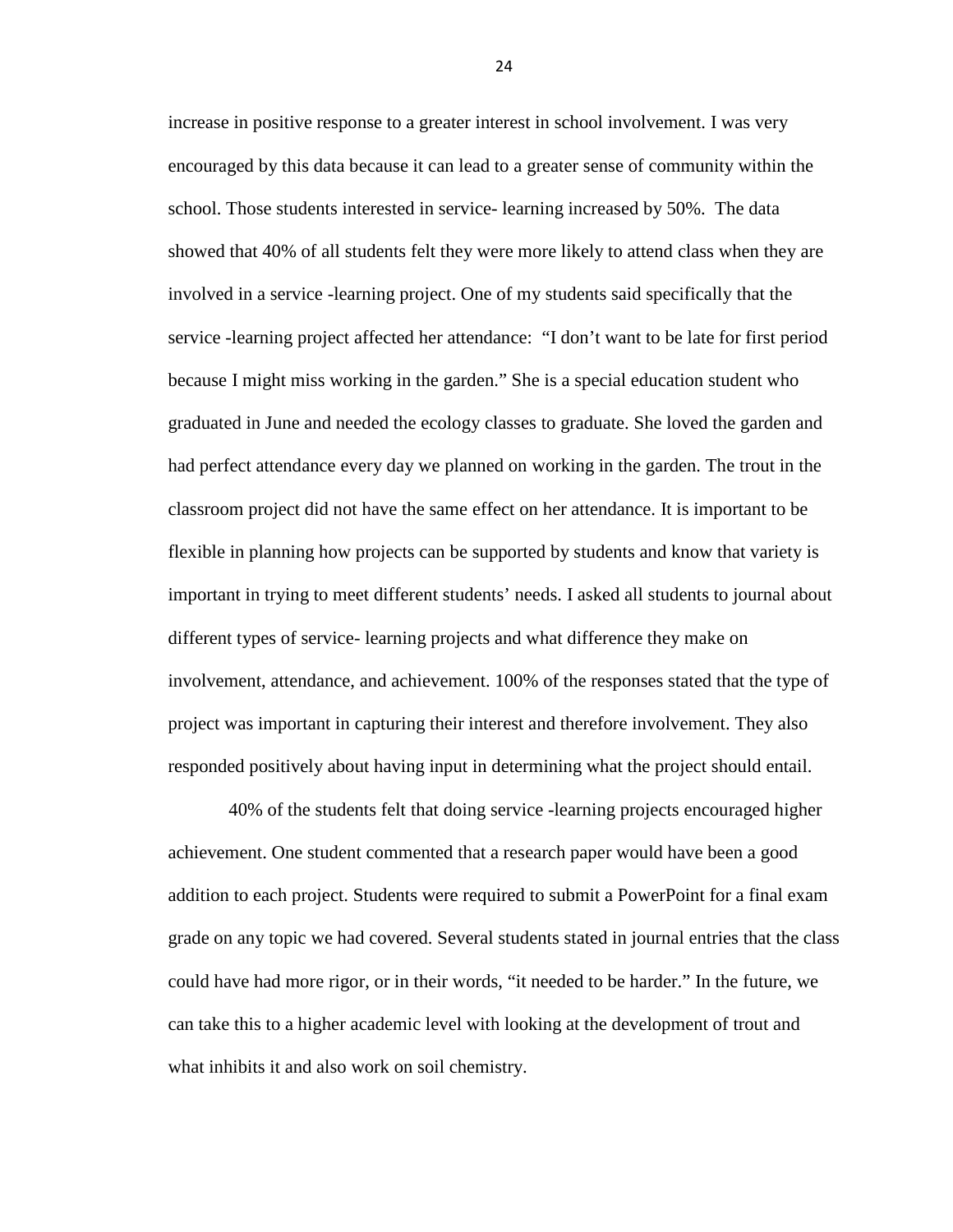increase in positive response to a greater interest in school involvement. I was very encouraged by this data because it can lead to a greater sense of community within the school. Those students interested in service- learning increased by 50%. The data showed that 40% of all students felt they were more likely to attend class when they are involved in a service -learning project. One of my students said specifically that the service -learning project affected her attendance: "I don't want to be late for first period because I might miss working in the garden." She is a special education student who graduated in June and needed the ecology classes to graduate. She loved the garden and had perfect attendance every day we planned on working in the garden. The trout in the classroom project did not have the same effect on her attendance. It is important to be flexible in planning how projects can be supported by students and know that variety is important in trying to meet different students' needs. I asked all students to journal about different types of service- learning projects and what difference they make on involvement, attendance, and achievement. 100% of the responses stated that the type of project was important in capturing their interest and therefore involvement. They also responded positively about having input in determining what the project should entail.

40% of the students felt that doing service -learning projects encouraged higher achievement. One student commented that a research paper would have been a good addition to each project. Students were required to submit a PowerPoint for a final exam grade on any topic we had covered. Several students stated in journal entries that the class could have had more rigor, or in their words, "it needed to be harder." In the future, we can take this to a higher academic level with looking at the development of trout and what inhibits it and also work on soil chemistry.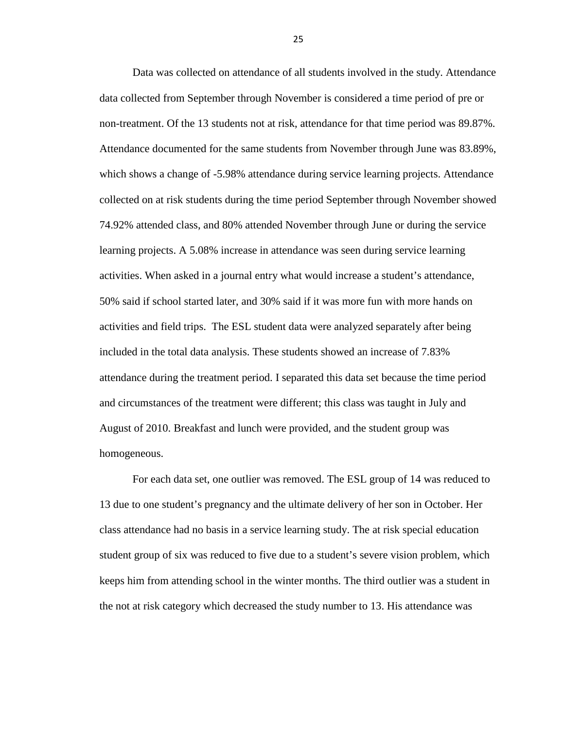Data was collected on attendance of all students involved in the study. Attendance data collected from September through November is considered a time period of pre or non-treatment. Of the 13 students not at risk, attendance for that time period was 89.87%. Attendance documented for the same students from November through June was 83.89%, which shows a change of -5.98% attendance during service learning projects. Attendance collected on at risk students during the time period September through November showed 74.92% attended class, and 80% attended November through June or during the service learning projects. A 5.08% increase in attendance was seen during service learning activities. When asked in a journal entry what would increase a student's attendance, 50% said if school started later, and 30% said if it was more fun with more hands on activities and field trips. The ESL student data were analyzed separately after being included in the total data analysis. These students showed an increase of 7.83% attendance during the treatment period. I separated this data set because the time period and circumstances of the treatment were different; this class was taught in July and August of 2010. Breakfast and lunch were provided, and the student group was homogeneous.

For each data set, one outlier was removed. The ESL group of 14 was reduced to 13 due to one student's pregnancy and the ultimate delivery of her son in October. Her class attendance had no basis in a service learning study. The at risk special education student group of six was reduced to five due to a student's severe vision problem, which keeps him from attending school in the winter months. The third outlier was a student in the not at risk category which decreased the study number to 13. His attendance was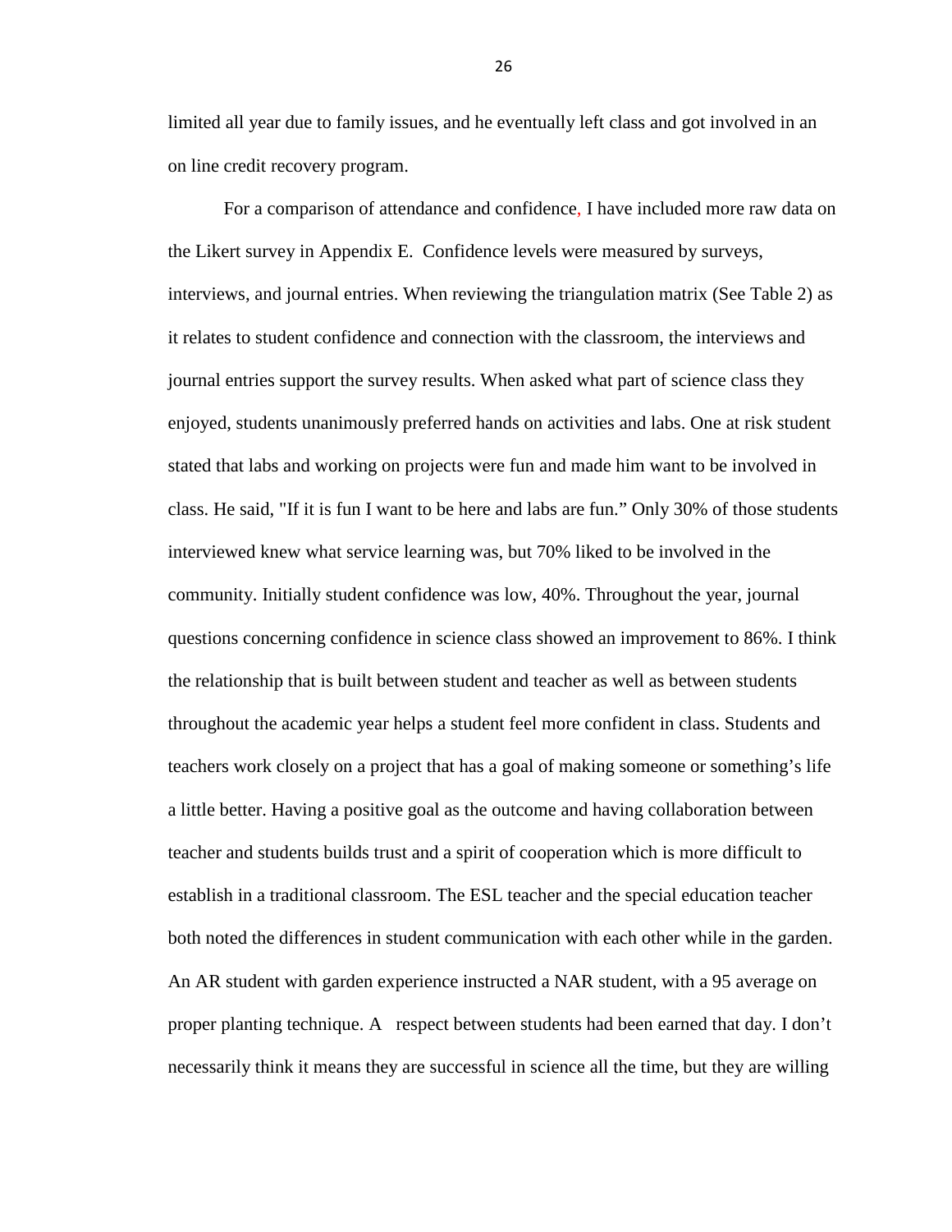limited all year due to family issues, and he eventually left class and got involved in an on line credit recovery program.

For a comparison of attendance and confidence, I have included more raw data on the Likert survey in Appendix E. Confidence levels were measured by surveys, interviews, and journal entries. When reviewing the triangulation matrix (See Table 2) as it relates to student confidence and connection with the classroom, the interviews and journal entries support the survey results. When asked what part of science class they enjoyed, students unanimously preferred hands on activities and labs. One at risk student stated that labs and working on projects were fun and made him want to be involved in class. He said, "If it is fun I want to be here and labs are fun." Only 30% of those students interviewed knew what service learning was, but 70% liked to be involved in the community. Initially student confidence was low, 40%. Throughout the year, journal questions concerning confidence in science class showed an improvement to 86%. I think the relationship that is built between student and teacher as well as between students throughout the academic year helps a student feel more confident in class. Students and teachers work closely on a project that has a goal of making someone or something's life a little better. Having a positive goal as the outcome and having collaboration between teacher and students builds trust and a spirit of cooperation which is more difficult to establish in a traditional classroom. The ESL teacher and the special education teacher both noted the differences in student communication with each other while in the garden. An AR student with garden experience instructed a NAR student, with a 95 average on proper planting technique. A respect between students had been earned that day. I don't necessarily think it means they are successful in science all the time, but they are willing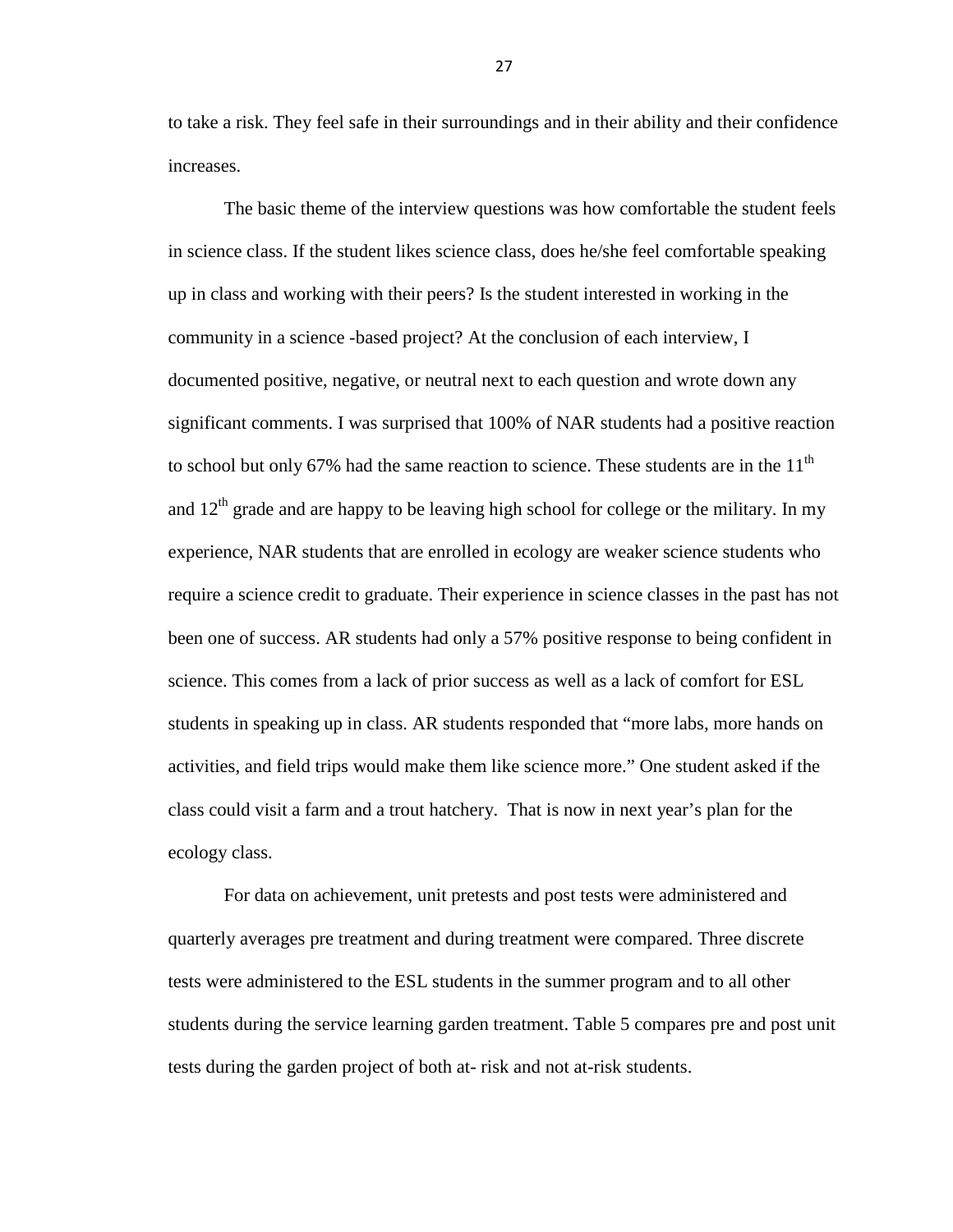to take a risk. They feel safe in their surroundings and in their ability and their confidence increases.

The basic theme of the interview questions was how comfortable the student feels in science class. If the student likes science class, does he/she feel comfortable speaking up in class and working with their peers? Is the student interested in working in the community in a science -based project? At the conclusion of each interview, I documented positive, negative, or neutral next to each question and wrote down any significant comments. I was surprised that 100% of NAR students had a positive reaction to school but only 67% had the same reaction to science. These students are in the 11th and 12th grade and are happy to be leaving high school for college or the military. In my experience, NAR students that are enrolled in ecology are weaker science students who require a science credit to graduate. Their experience in science classes in the past has not been one of success. AR students had only a 57% positive response to being confident in science. This comes from a lack of prior success as well as a lack of comfort for ESL students in speaking up in class. AR students responded that "more labs, more hands on activities, and field trips would make them like science more." One student asked if the class could visit a farm and a trout hatchery. That is now in next year's plan for the ecology class.

For data on achievement, unit pretests and post tests were administered and quarterly averages pre treatment and during treatment were compared. Three discrete tests were administered to the ESL students in the summer program and to all other students during the service learning garden treatment. Table 5 compares pre and post unit tests during the garden project of both at- risk and not at-risk students.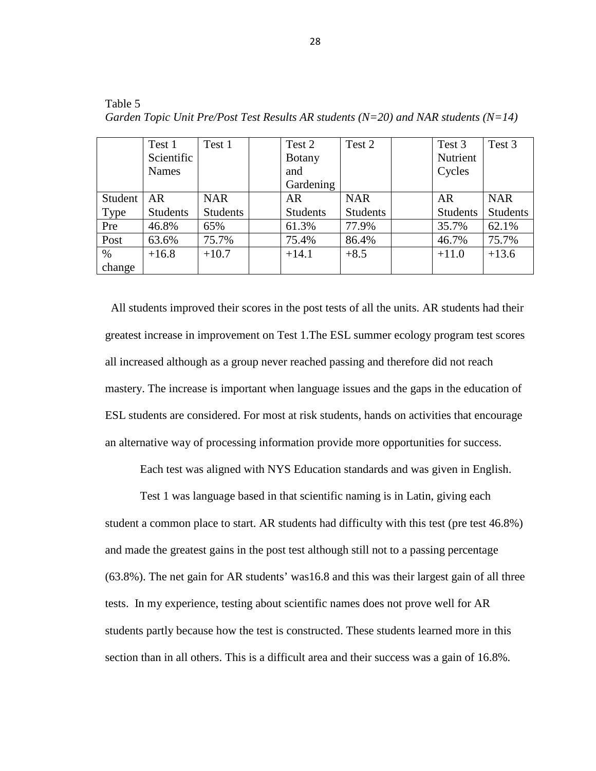Table 5
*Garden Topic Unit Pre/Post Test Results AR students (N=20) and NAR students (N=14)*

| | Test 1 Scientific Names | Test 1 | | Test 2 Botany and Gardening | Test 2 | | Test 3 Nutrient Cycles | Test 3 |
|---|---|---|---|---|---|---|---|---|
| Student Type | AR Students | NAR Students | | AR Students | NAR Students | | AR Students | NAR Students |
| Pre | 46.8% | 65% | | 61.3% | 77.9% | | 35.7% | 62.1% |
| Post | 63.6% | 75.7% | | 75.4% | 86.4% | | 46.7% | 75.7% |
| % change | +16.8 | +10.7 | | +14.1 | +8.5 | | +11.0 | +13.6 |

All students improved their scores in the post tests of all the units. AR students had their greatest increase in improvement on Test 1.The ESL summer ecology program test scores all increased although as a group never reached passing and therefore did not reach mastery. The increase is important when language issues and the gaps in the education of ESL students are considered. For most at risk students, hands on activities that encourage an alternative way of processing information provide more opportunities for success.

Each test was aligned with NYS Education standards and was given in English.

Test 1 was language based in that scientific naming is in Latin, giving each student a common place to start. AR students had difficulty with this test (pre test 46.8%) and made the greatest gains in the post test although still not to a passing percentage (63.8%). The net gain for AR students' was16.8 and this was their largest gain of all three tests. In my experience, testing about scientific names does not prove well for AR students partly because how the test is constructed. These students learned more in this section than in all others. This is a difficult area and their success was a gain of 16.8%.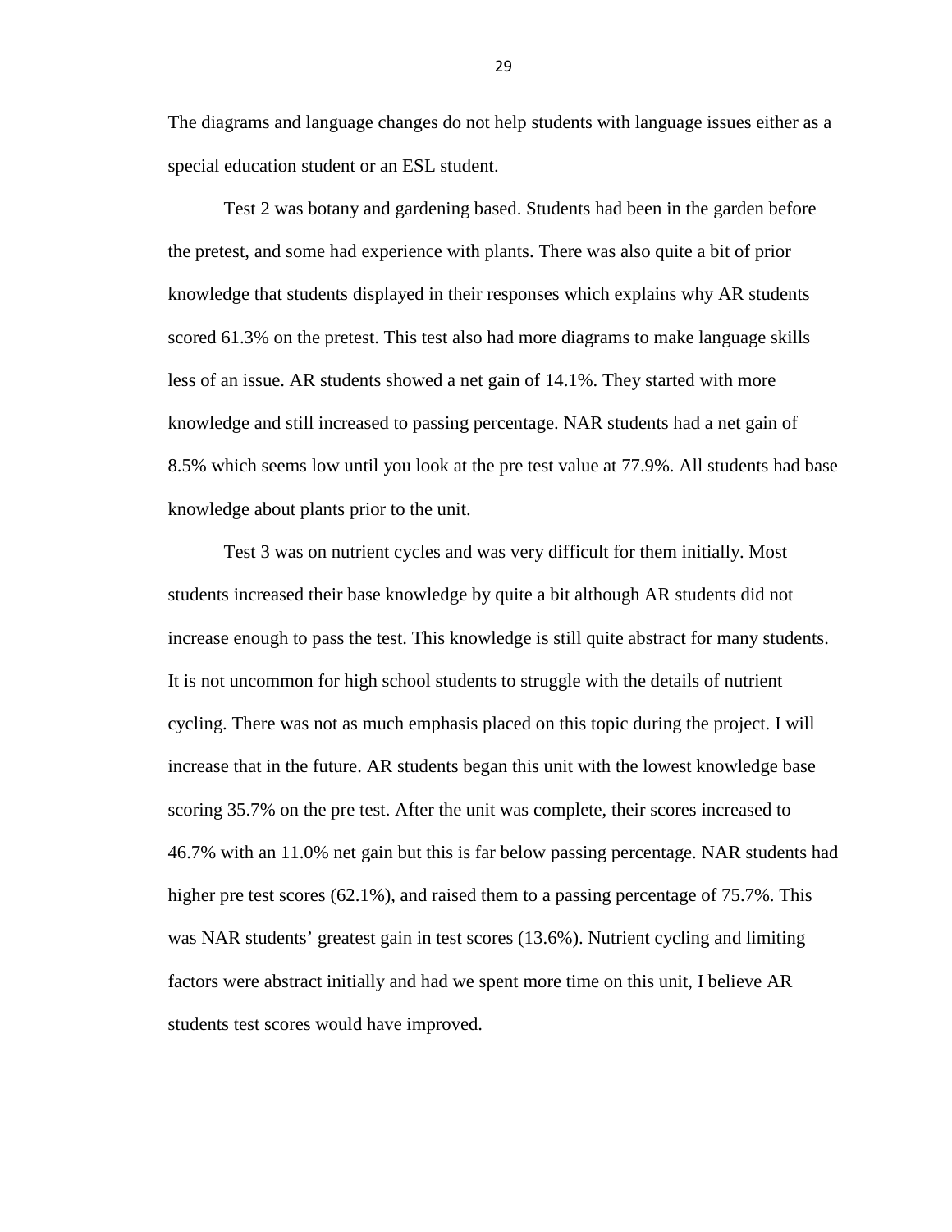The diagrams and language changes do not help students with language issues either as a special education student or an ESL student.

Test 2 was botany and gardening based. Students had been in the garden before the pretest, and some had experience with plants. There was also quite a bit of prior knowledge that students displayed in their responses which explains why AR students scored 61.3% on the pretest. This test also had more diagrams to make language skills less of an issue. AR students showed a net gain of 14.1%. They started with more knowledge and still increased to passing percentage. NAR students had a net gain of 8.5% which seems low until you look at the pre test value at 77.9%. All students had base knowledge about plants prior to the unit.

Test 3 was on nutrient cycles and was very difficult for them initially. Most students increased their base knowledge by quite a bit although AR students did not increase enough to pass the test. This knowledge is still quite abstract for many students. It is not uncommon for high school students to struggle with the details of nutrient cycling. There was not as much emphasis placed on this topic during the project. I will increase that in the future. AR students began this unit with the lowest knowledge base scoring 35.7% on the pre test. After the unit was complete, their scores increased to 46.7% with an 11.0% net gain but this is far below passing percentage. NAR students had higher pre test scores (62.1%), and raised them to a passing percentage of 75.7%. This was NAR students' greatest gain in test scores (13.6%). Nutrient cycling and limiting factors were abstract initially and had we spent more time on this unit, I believe AR students test scores would have improved.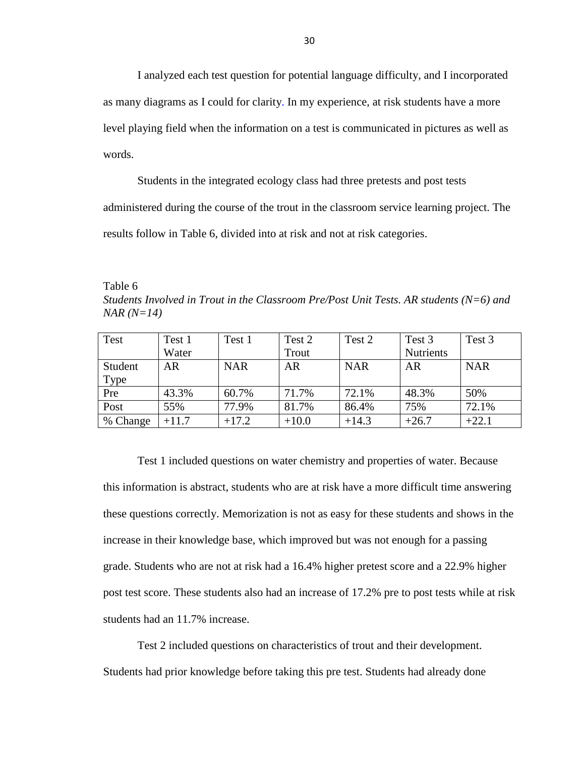I analyzed each test question for potential language difficulty, and I incorporated as many diagrams as I could for clarity. In my experience, at risk students have a more level playing field when the information on a test is communicated in pictures as well as words.

Students in the integrated ecology class had three pretests and post tests administered during the course of the trout in the classroom service learning project. The results follow in Table 6, divided into at risk and not at risk categories.

Table 6

*Students Involved in Trout in the Classroom Pre/Post Unit Tests. AR students (N=6) and NAR (N=14)*

| Test | Test 1 Water | Test 1 | Test 2 Trout | Test 2 | Test 3 Nutrients | Test 3 |
|---|---|---|---|---|---|---|
| Student Type | AR | NAR | AR | NAR | AR | NAR |
| Pre | 43.3% | 60.7% | 71.7% | 72.1% | 48.3% | 50% |
| Post | 55% | 77.9% | 81.7% | 86.4% | 75% | 72.1% |
| % Change | +11.7 | +17.2 | +10.0 | +14.3 | +26.7 | +22.1 |

Test 1 included questions on water chemistry and properties of water. Because this information is abstract, students who are at risk have a more difficult time answering these questions correctly. Memorization is not as easy for these students and shows in the increase in their knowledge base, which improved but was not enough for a passing grade. Students who are not at risk had a 16.4% higher pretest score and a 22.9% higher post test score. These students also had an increase of 17.2% pre to post tests while at risk students had an 11.7% increase.

Test 2 included questions on characteristics of trout and their development. Students had prior knowledge before taking this pre test. Students had already done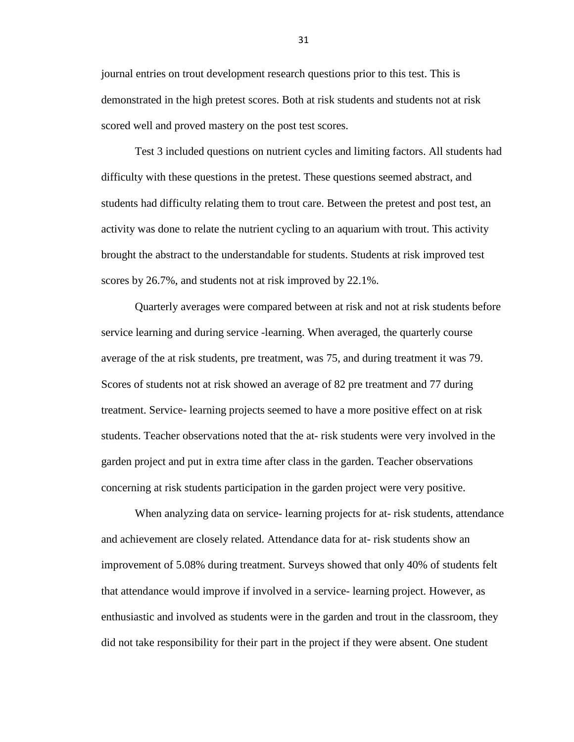journal entries on trout development research questions prior to this test. This is demonstrated in the high pretest scores. Both at risk students and students not at risk scored well and proved mastery on the post test scores.

Test 3 included questions on nutrient cycles and limiting factors. All students had difficulty with these questions in the pretest. These questions seemed abstract, and students had difficulty relating them to trout care. Between the pretest and post test, an activity was done to relate the nutrient cycling to an aquarium with trout. This activity brought the abstract to the understandable for students. Students at risk improved test scores by 26.7%, and students not at risk improved by 22.1%.

Quarterly averages were compared between at risk and not at risk students before service learning and during service -learning. When averaged, the quarterly course average of the at risk students, pre treatment, was 75, and during treatment it was 79. Scores of students not at risk showed an average of 82 pre treatment and 77 during treatment. Service- learning projects seemed to have a more positive effect on at risk students. Teacher observations noted that the at- risk students were very involved in the garden project and put in extra time after class in the garden. Teacher observations concerning at risk students participation in the garden project were very positive.

When analyzing data on service- learning projects for at- risk students, attendance and achievement are closely related. Attendance data for at- risk students show an improvement of 5.08% during treatment. Surveys showed that only 40% of students felt that attendance would improve if involved in a service- learning project. However, as enthusiastic and involved as students were in the garden and trout in the classroom, they did not take responsibility for their part in the project if they were absent. One student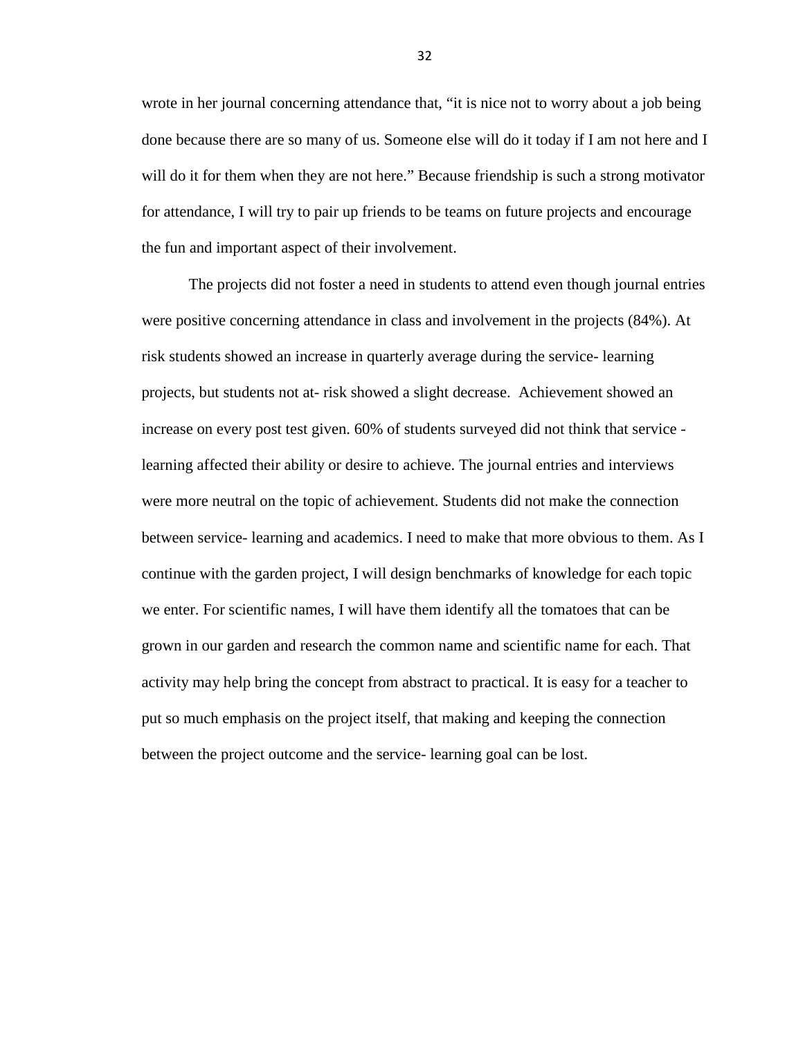wrote in her journal concerning attendance that, "it is nice not to worry about a job being done because there are so many of us. Someone else will do it today if I am not here and I will do it for them when they are not here." Because friendship is such a strong motivator for attendance, I will try to pair up friends to be teams on future projects and encourage the fun and important aspect of their involvement.

The projects did not foster a need in students to attend even though journal entries were positive concerning attendance in class and involvement in the projects (84%). At risk students showed an increase in quarterly average during the service- learning projects, but students not at- risk showed a slight decrease. Achievement showed an increase on every post test given. 60% of students surveyed did not think that service - learning affected their ability or desire to achieve. The journal entries and interviews were more neutral on the topic of achievement. Students did not make the connection between service- learning and academics. I need to make that more obvious to them. As I continue with the garden project, I will design benchmarks of knowledge for each topic we enter. For scientific names, I will have them identify all the tomatoes that can be grown in our garden and research the common name and scientific name for each. That activity may help bring the concept from abstract to practical. It is easy for a teacher to put so much emphasis on the project itself, that making and keeping the connection between the project outcome and the service- learning goal can be lost.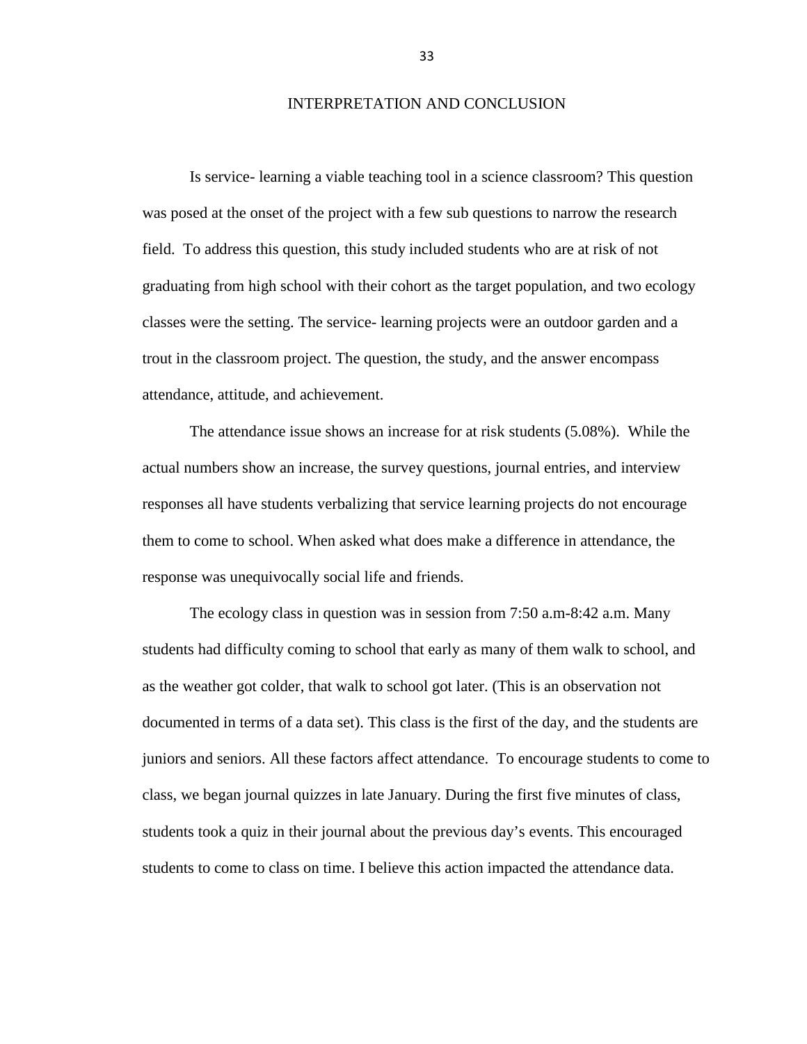# INTERPRETATION AND CONCLUSION

Is service- learning a viable teaching tool in a science classroom? This question was posed at the onset of the project with a few sub questions to narrow the research field. To address this question, this study included students who are at risk of not graduating from high school with their cohort as the target population, and two ecology classes were the setting. The service- learning projects were an outdoor garden and a trout in the classroom project. The question, the study, and the answer encompass attendance, attitude, and achievement.

The attendance issue shows an increase for at risk students (5.08%). While the actual numbers show an increase, the survey questions, journal entries, and interview responses all have students verbalizing that service learning projects do not encourage them to come to school. When asked what does make a difference in attendance, the response was unequivocally social life and friends.

The ecology class in question was in session from 7:50 a.m-8:42 a.m. Many students had difficulty coming to school that early as many of them walk to school, and as the weather got colder, that walk to school got later. (This is an observation not documented in terms of a data set). This class is the first of the day, and the students are juniors and seniors. All these factors affect attendance. To encourage students to come to class, we began journal quizzes in late January. During the first five minutes of class, students took a quiz in their journal about the previous day's events. This encouraged students to come to class on time. I believe this action impacted the attendance data.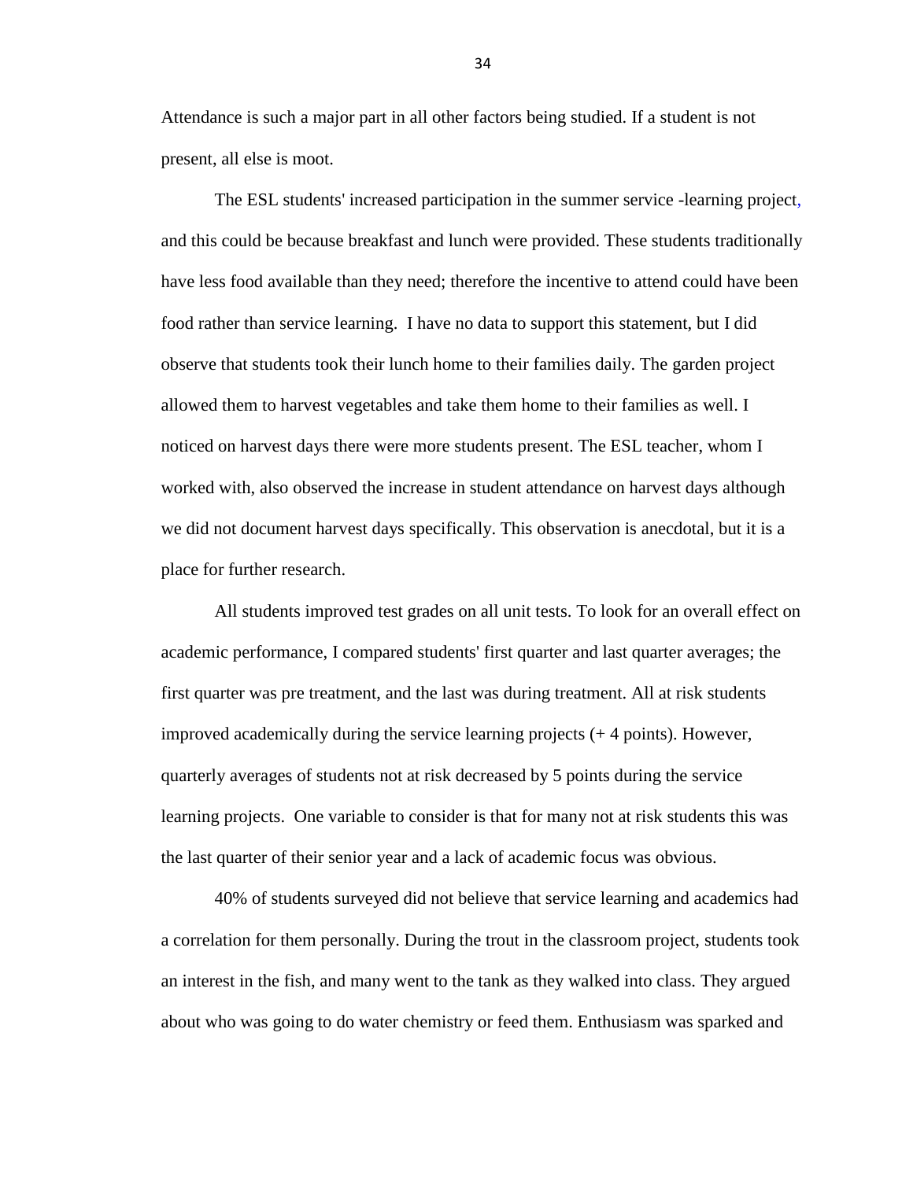Attendance is such a major part in all other factors being studied. If a student is not present, all else is moot.

The ESL students' increased participation in the summer service -learning project, and this could be because breakfast and lunch were provided. These students traditionally have less food available than they need; therefore the incentive to attend could have been food rather than service learning. I have no data to support this statement, but I did observe that students took their lunch home to their families daily. The garden project allowed them to harvest vegetables and take them home to their families as well. I noticed on harvest days there were more students present. The ESL teacher, whom I worked with, also observed the increase in student attendance on harvest days although we did not document harvest days specifically. This observation is anecdotal, but it is a place for further research.

All students improved test grades on all unit tests. To look for an overall effect on academic performance, I compared students' first quarter and last quarter averages; the first quarter was pre treatment, and the last was during treatment. All at risk students improved academically during the service learning projects (+ 4 points). However, quarterly averages of students not at risk decreased by 5 points during the service learning projects. One variable to consider is that for many not at risk students this was the last quarter of their senior year and a lack of academic focus was obvious.

40% of students surveyed did not believe that service learning and academics had a correlation for them personally. During the trout in the classroom project, students took an interest in the fish, and many went to the tank as they walked into class. They argued about who was going to do water chemistry or feed them. Enthusiasm was sparked and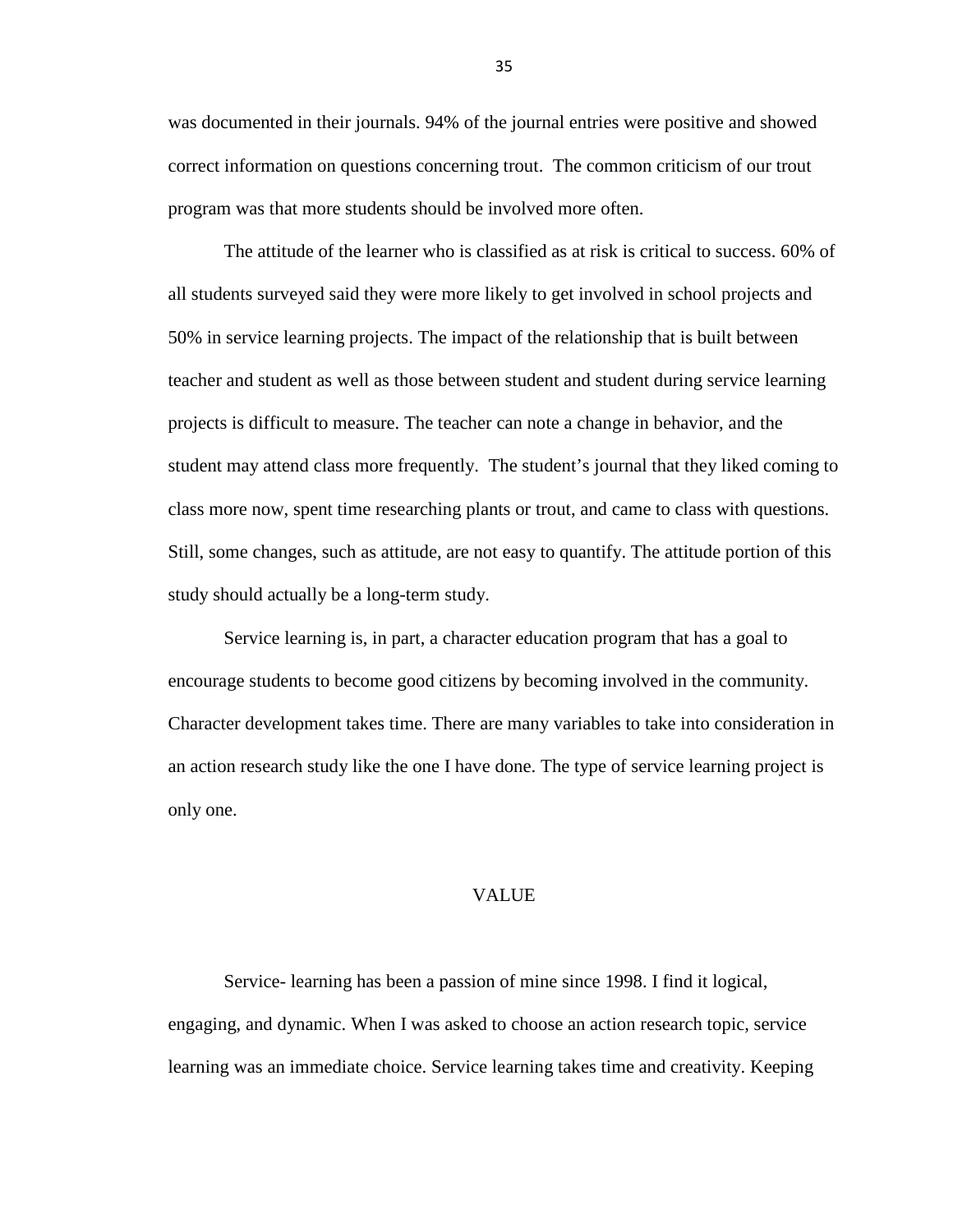was documented in their journals. 94% of the journal entries were positive and showed correct information on questions concerning trout. The common criticism of our trout program was that more students should be involved more often.

The attitude of the learner who is classified as at risk is critical to success. 60% of all students surveyed said they were more likely to get involved in school projects and 50% in service learning projects. The impact of the relationship that is built between teacher and student as well as those between student and student during service learning projects is difficult to measure. The teacher can note a change in behavior, and the student may attend class more frequently. The student's journal that they liked coming to class more now, spent time researching plants or trout, and came to class with questions. Still, some changes, such as attitude, are not easy to quantify. The attitude portion of this study should actually be a long-term study.

Service learning is, in part, a character education program that has a goal to encourage students to become good citizens by becoming involved in the community. Character development takes time. There are many variables to take into consideration in an action research study like the one I have done. The type of service learning project is only one.

## VALUE

Service- learning has been a passion of mine since 1998. I find it logical, engaging, and dynamic. When I was asked to choose an action research topic, service learning was an immediate choice. Service learning takes time and creativity. Keeping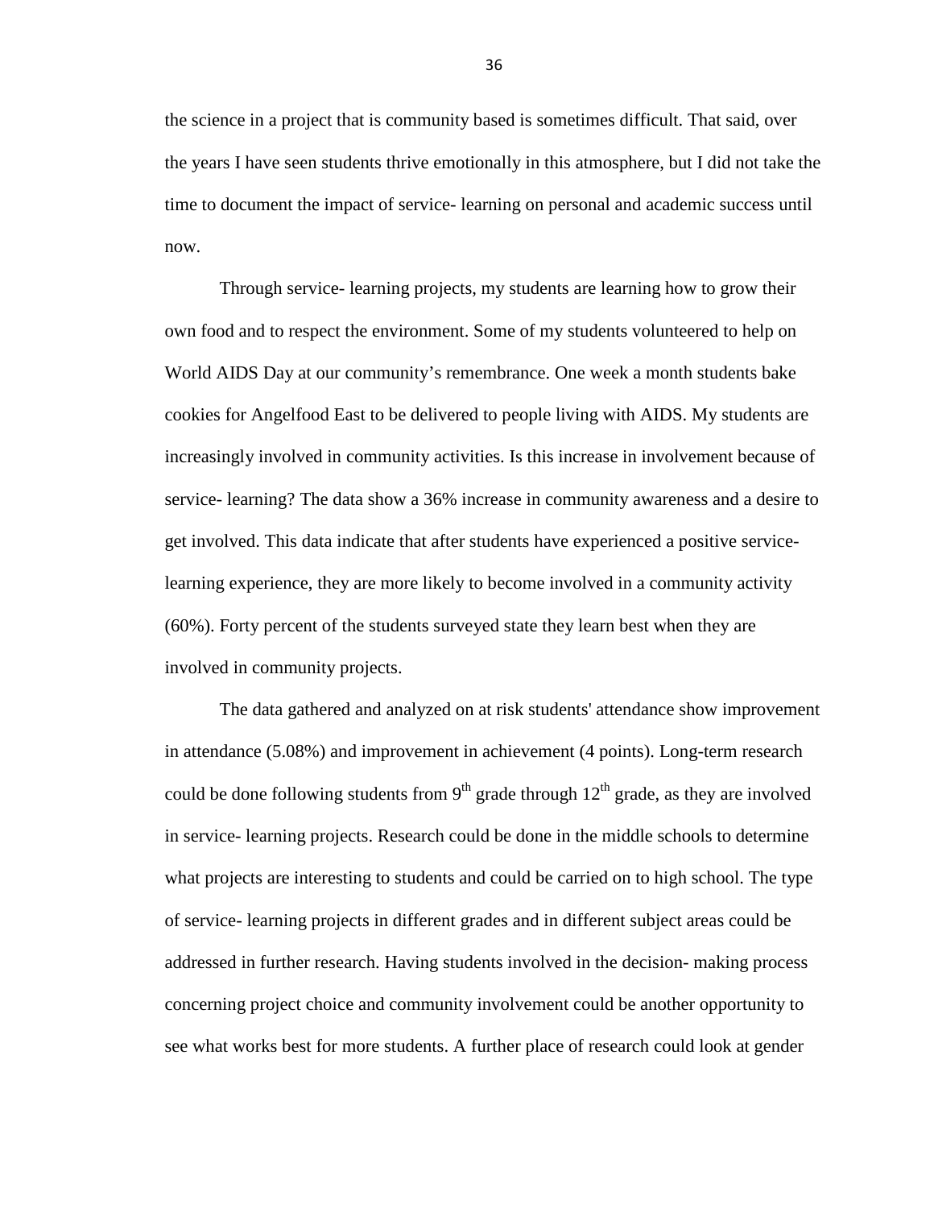the science in a project that is community based is sometimes difficult. That said, over the years I have seen students thrive emotionally in this atmosphere, but I did not take the time to document the impact of service- learning on personal and academic success until now.

Through service- learning projects, my students are learning how to grow their own food and to respect the environment. Some of my students volunteered to help on World AIDS Day at our community's remembrance. One week a month students bake cookies for Angelfood East to be delivered to people living with AIDS. My students are increasingly involved in community activities. Is this increase in involvement because of service- learning? The data show a 36% increase in community awareness and a desire to get involved. This data indicate that after students have experienced a positive service-learning experience, they are more likely to become involved in a community activity (60%). Forty percent of the students surveyed state they learn best when they are involved in community projects.

The data gathered and analyzed on at risk students' attendance show improvement in attendance (5.08%) and improvement in achievement (4 points). Long-term research could be done following students from 9$^{th}$ grade through 12$^{th}$ grade, as they are involved in service- learning projects. Research could be done in the middle schools to determine what projects are interesting to students and could be carried on to high school. The type of service- learning projects in different grades and in different subject areas could be addressed in further research. Having students involved in the decision- making process concerning project choice and community involvement could be another opportunity to see what works best for more students. A further place of research could look at gender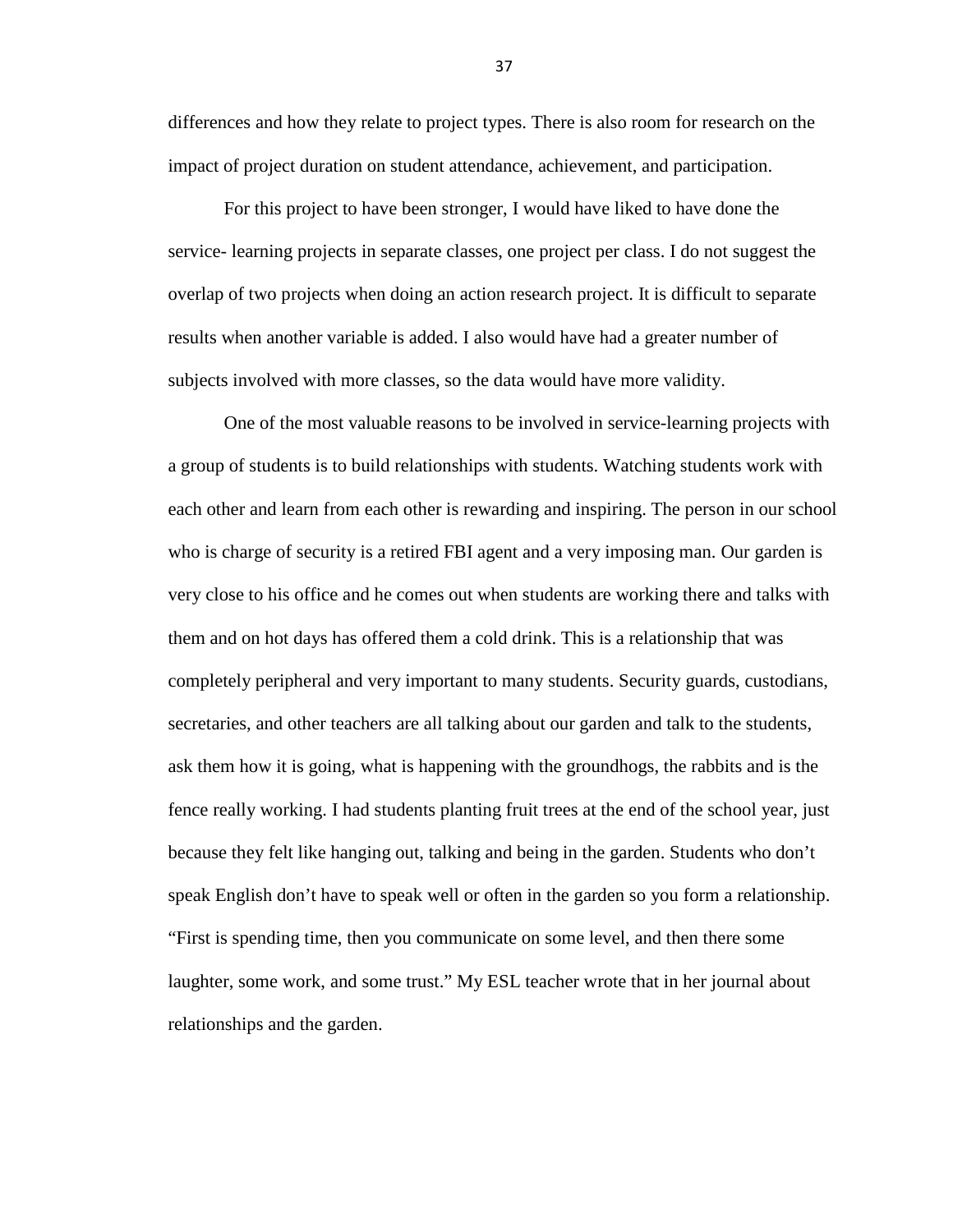differences and how they relate to project types. There is also room for research on the impact of project duration on student attendance, achievement, and participation.

For this project to have been stronger, I would have liked to have done the service- learning projects in separate classes, one project per class. I do not suggest the overlap of two projects when doing an action research project. It is difficult to separate results when another variable is added. I also would have had a greater number of subjects involved with more classes, so the data would have more validity.

One of the most valuable reasons to be involved in service-learning projects with a group of students is to build relationships with students. Watching students work with each other and learn from each other is rewarding and inspiring. The person in our school who is charge of security is a retired FBI agent and a very imposing man. Our garden is very close to his office and he comes out when students are working there and talks with them and on hot days has offered them a cold drink. This is a relationship that was completely peripheral and very important to many students. Security guards, custodians, secretaries, and other teachers are all talking about our garden and talk to the students, ask them how it is going, what is happening with the groundhogs, the rabbits and is the fence really working. I had students planting fruit trees at the end of the school year, just because they felt like hanging out, talking and being in the garden. Students who don't speak English don't have to speak well or often in the garden so you form a relationship. "First is spending time, then you communicate on some level, and then there some laughter, some work, and some trust." My ESL teacher wrote that in her journal about relationships and the garden.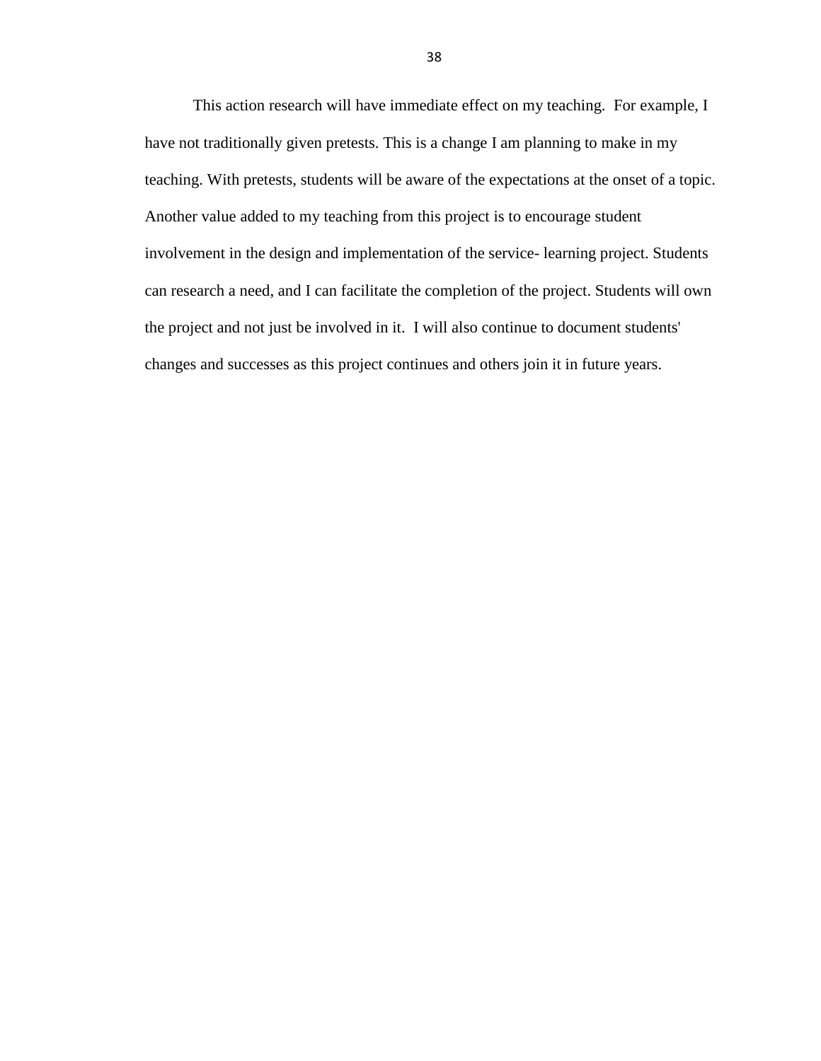This action research will have immediate effect on my teaching. For example, I have not traditionally given pretests. This is a change I am planning to make in my teaching. With pretests, students will be aware of the expectations at the onset of a topic. Another value added to my teaching from this project is to encourage student involvement in the design and implementation of the service- learning project. Students can research a need, and I can facilitate the completion of the project. Students will own the project and not just be involved in it. I will also continue to document students' changes and successes as this project continues and others join it in future years.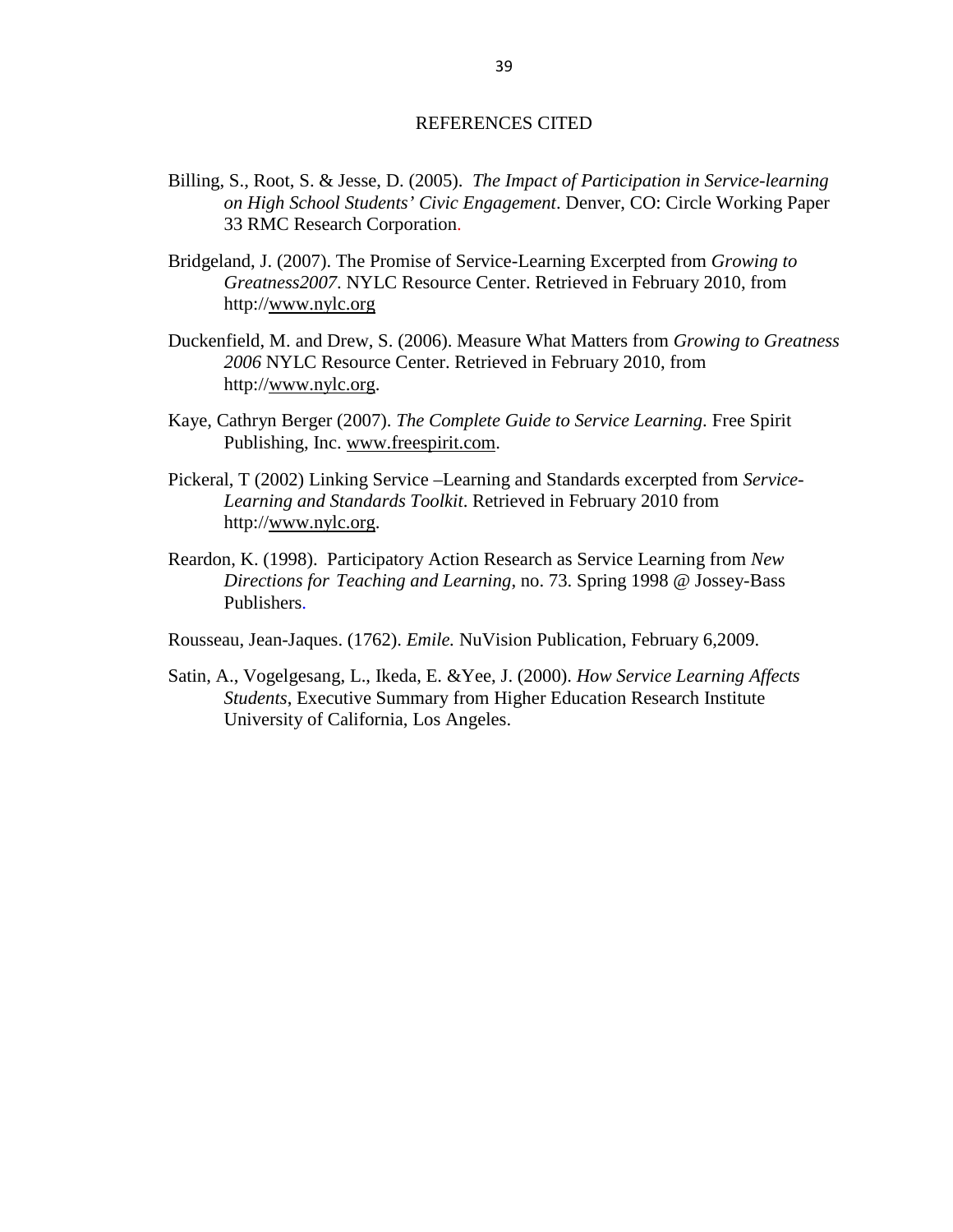# REFERENCES CITED

Billing, S., Root, S. & Jesse, D. (2005). *The Impact of Participation in Service-learning on High School Students' Civic Engagement*. Denver, CO: Circle Working Paper 33 RMC Research Corporation.

Bridgeland, J. (2007). The Promise of Service-Learning Excerpted from *Growing to Greatness2007*. NYLC Resource Center. Retrieved in February 2010, from http://www.nylc.org

Duckenfield, M. and Drew, S. (2006). Measure What Matters from *Growing to Greatness 2006* NYLC Resource Center. Retrieved in February 2010, from http://www.nylc.org.

Kaye, Cathryn Berger (2007). *The Complete Guide to Service Learning*. Free Spirit Publishing, Inc. www.freespirit.com.

Pickeral, T (2002) Linking Service –Learning and Standards excerpted from *Service-Learning and Standards Toolkit*. Retrieved in February 2010 from http://www.nylc.org.

Reardon, K. (1998). Participatory Action Research as Service Learning from *New Directions for Teaching and Learning*, no. 73. Spring 1998 @ Jossey-Bass Publishers.

Rousseau, Jean-Jaques. (1762). *Emile.* NuVision Publication, February 6,2009.

Satin, A., Vogelgesang, L., Ikeda, E. &Yee, J. (2000). *How Service Learning Affects Students*, Executive Summary from Higher Education Research Institute University of California, Los Angeles.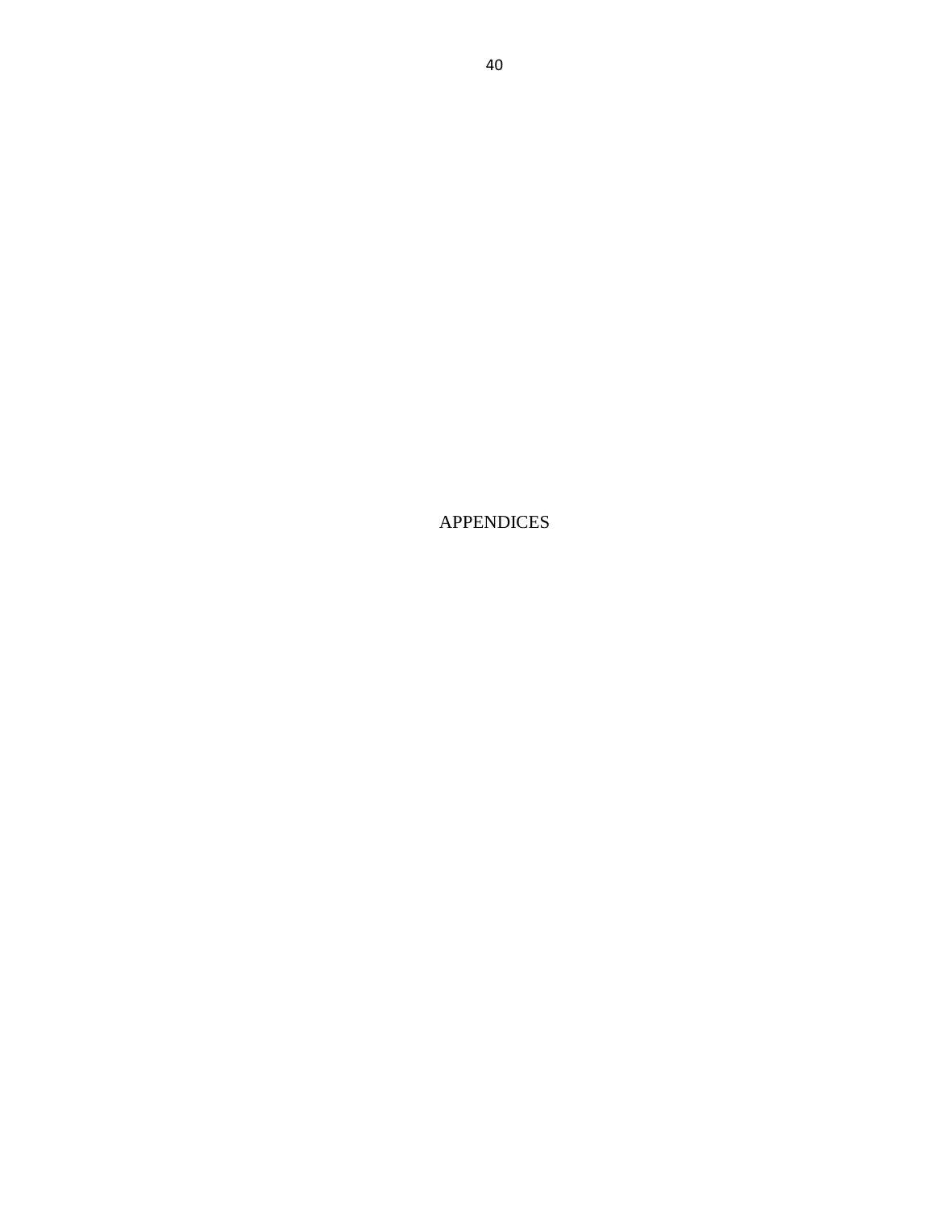# APPENDICES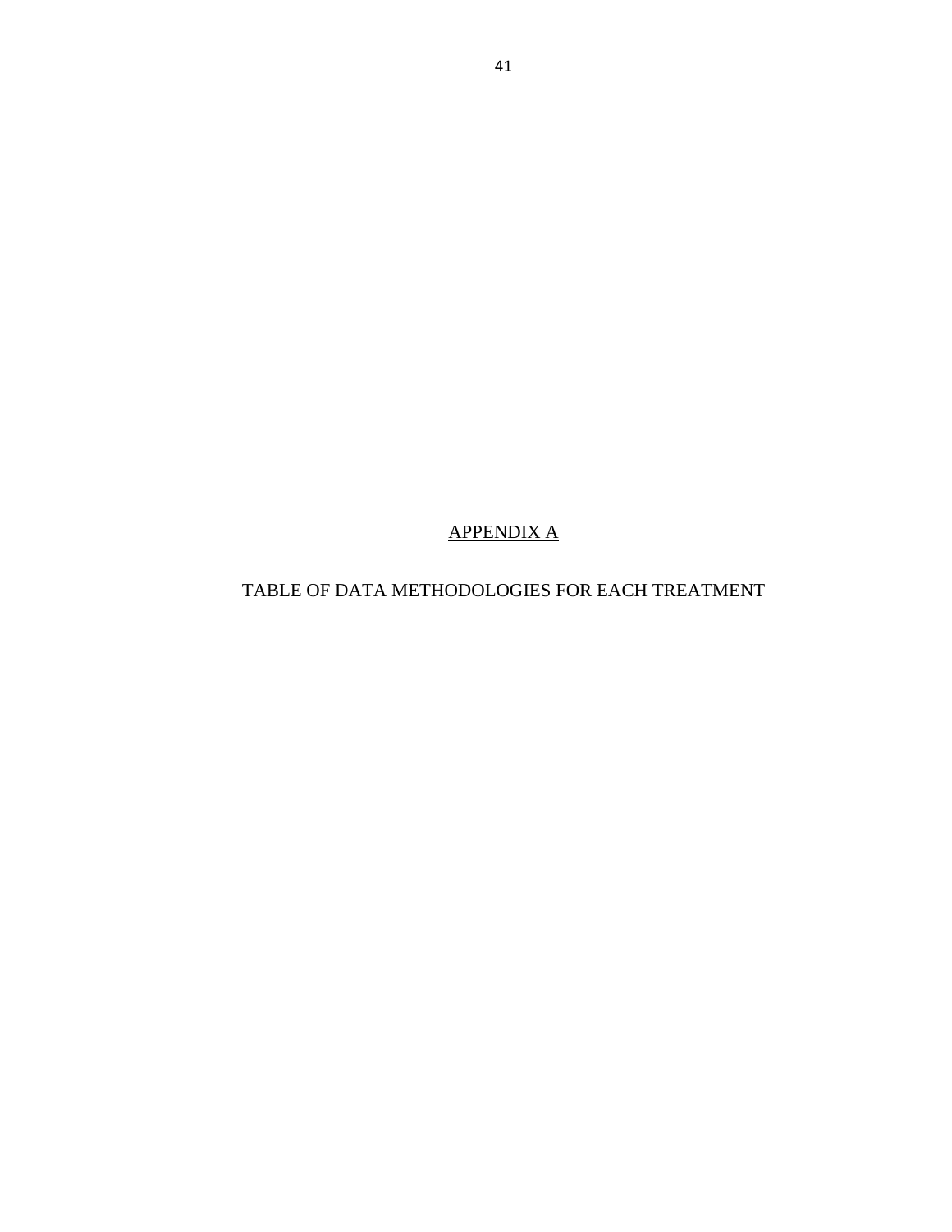# APPENDIX A

## TABLE OF DATA METHODOLOGIES FOR EACH TREATMENT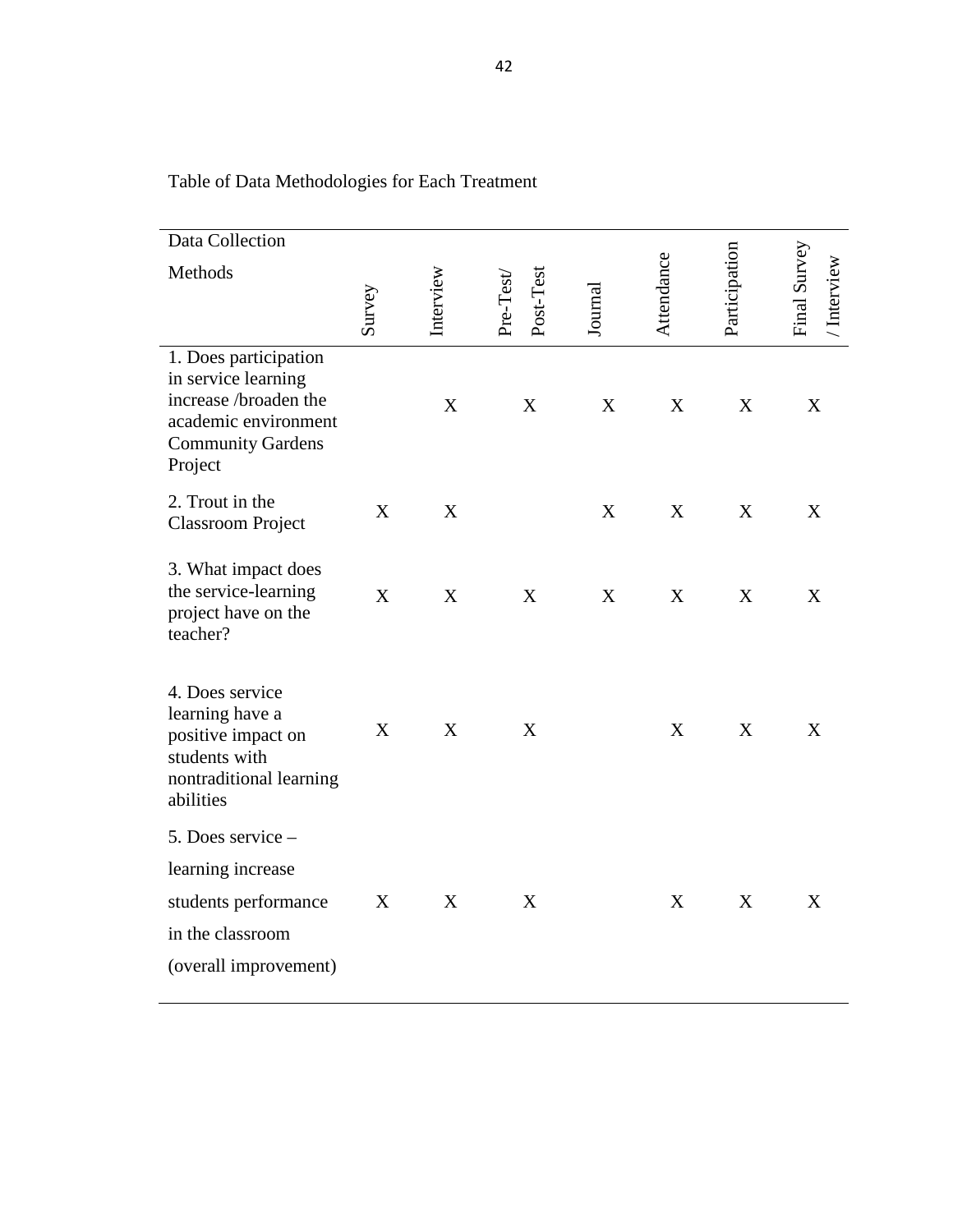Table of Data Methodologies for Each Treatment

| Data Collection Methods | Survey | Interview | Pre-Test/ Post-Test | Journal | Attendance | Participation | Final Survey / Interview |
|---|---|---|---|---|---|---|---|
| 1. Does participation in service learning increase /broaden the academic environment Community Gardens Project | | X | X | X | X | X | X |
| 2. Trout in the Classroom Project | X | X | | X | X | X | X |
| 3. What impact does the service-learning project have on the teacher? | X | X | X | X | X | X | X |
| 4. Does service learning have a positive impact on students with nontraditional learning abilities | X | X | X | | X | X | X |
| 5. Does service – learning increase students performance in the classroom (overall improvement) | X | X | X | | X | X | X |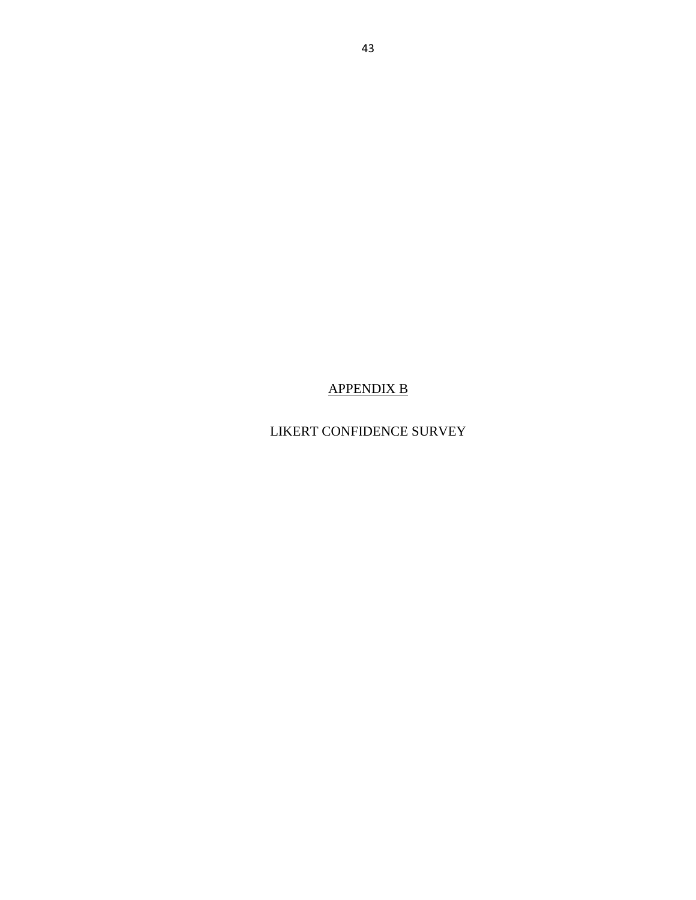# APPENDIX B

## LIKERT CONFIDENCE SURVEY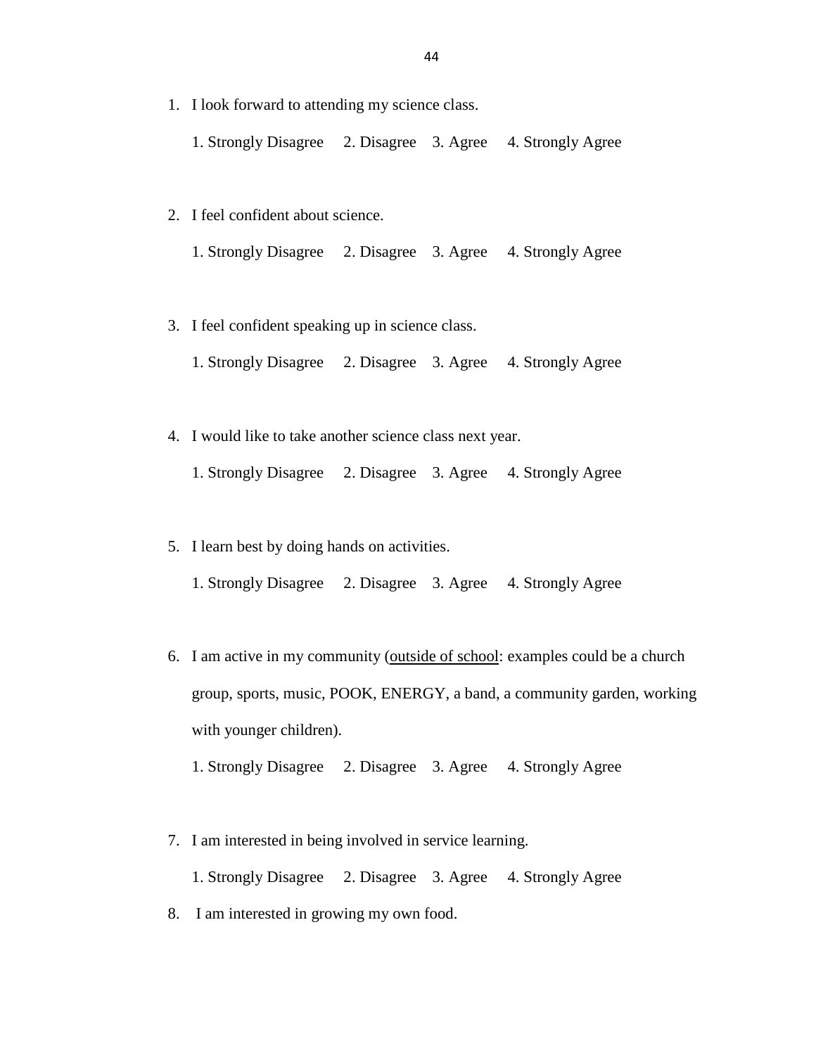1. I look forward to attending my science class.

   1. Strongly Disagree     2. Disagree     3. Agree     4. Strongly Agree

2. I feel confident about science.

   1. Strongly Disagree     2. Disagree     3. Agree     4. Strongly Agree

3. I feel confident speaking up in science class.

   1. Strongly Disagree     2. Disagree     3. Agree     4. Strongly Agree

4. I would like to take another science class next year.

   1. Strongly Disagree     2. Disagree     3. Agree     4. Strongly Agree

5. I learn best by doing hands on activities.

   1. Strongly Disagree     2. Disagree     3. Agree     4. Strongly Agree

6. I am active in my community (<u>outside of school</u>: examples could be a church group, sports, music, POOK, ENERGY, a band, a community garden, working with younger children).

   1. Strongly Disagree     2. Disagree     3. Agree     4. Strongly Agree

7. I am interested in being involved in service learning.

   1. Strongly Disagree     2. Disagree     3. Agree     4. Strongly Agree

8. I am interested in growing my own food.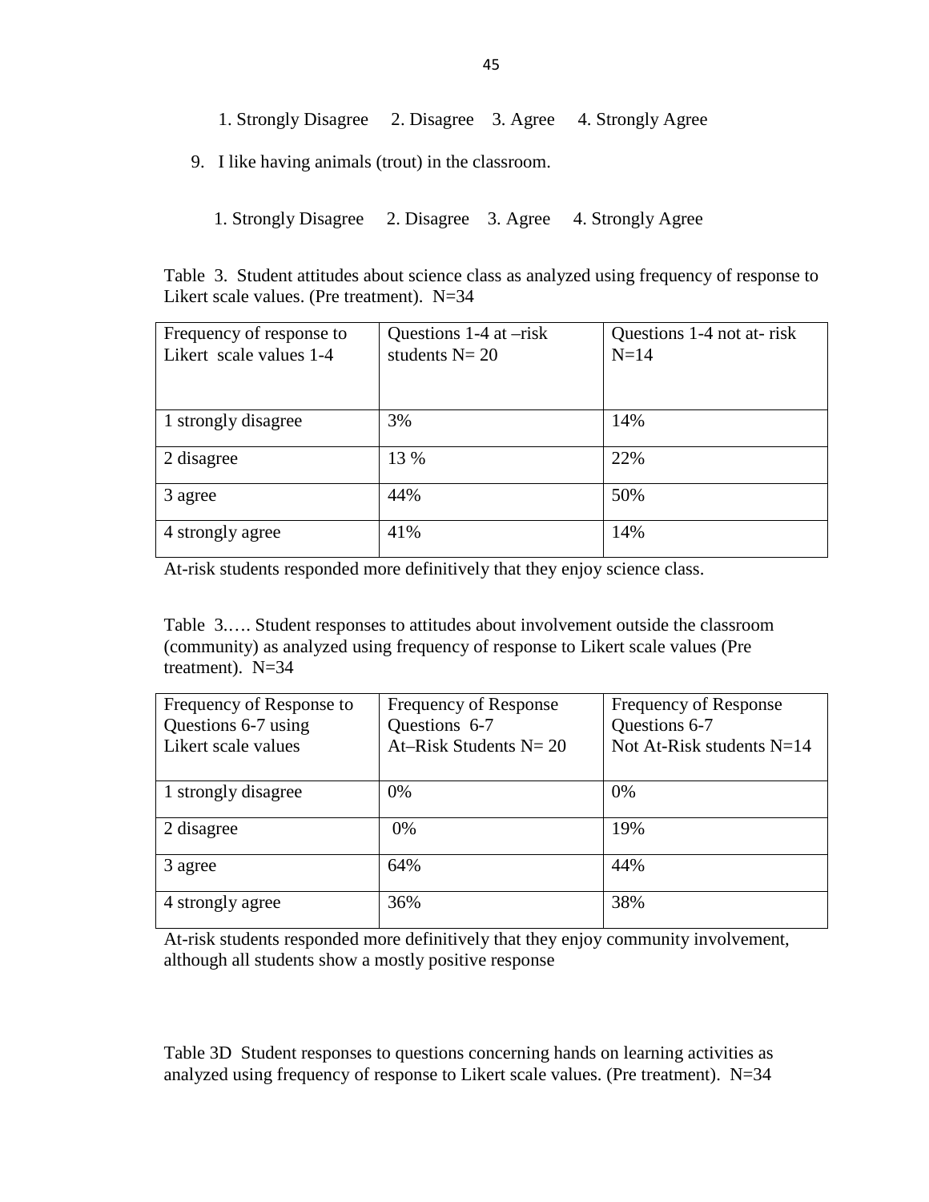1. Strongly Disagree 2. Disagree 3. Agree 4. Strongly Agree

9. I like having animals (trout) in the classroom.

   1. Strongly Disagree 2. Disagree 3. Agree 4. Strongly Agree

Table 3. Student attitudes about science class as analyzed using frequency of response to Likert scale values. (Pre treatment). N=34

| Frequency of response to Likert scale values 1-4 | Questions 1-4 at –risk students N= 20 | Questions 1-4 not at- risk N=14 |
|---|---|---|
| 1 strongly disagree | 3% | 14% |
| 2 disagree | 13 % | 22% |
| 3 agree | 44% | 50% |
| 4 strongly agree | 41% | 14% |

At-risk students responded more definitively that they enjoy science class.

Table 3.…. Student responses to attitudes about involvement outside the classroom (community) as analyzed using frequency of response to Likert scale values (Pre treatment). N=34

| Frequency of Response to Questions 6-7 using Likert scale values | Frequency of Response Questions 6-7 At–Risk Students N= 20 | Frequency of Response Questions 6-7 Not At-Risk students N=14 |
|---|---|---|
| 1 strongly disagree | 0% | 0% |
| 2 disagree | 0% | 19% |
| 3 agree | 64% | 44% |
| 4 strongly agree | 36% | 38% |

At-risk students responded more definitively that they enjoy community involvement, although all students show a mostly positive response

Table 3D Student responses to questions concerning hands on learning activities as analyzed using frequency of response to Likert scale values. (Pre treatment). N=34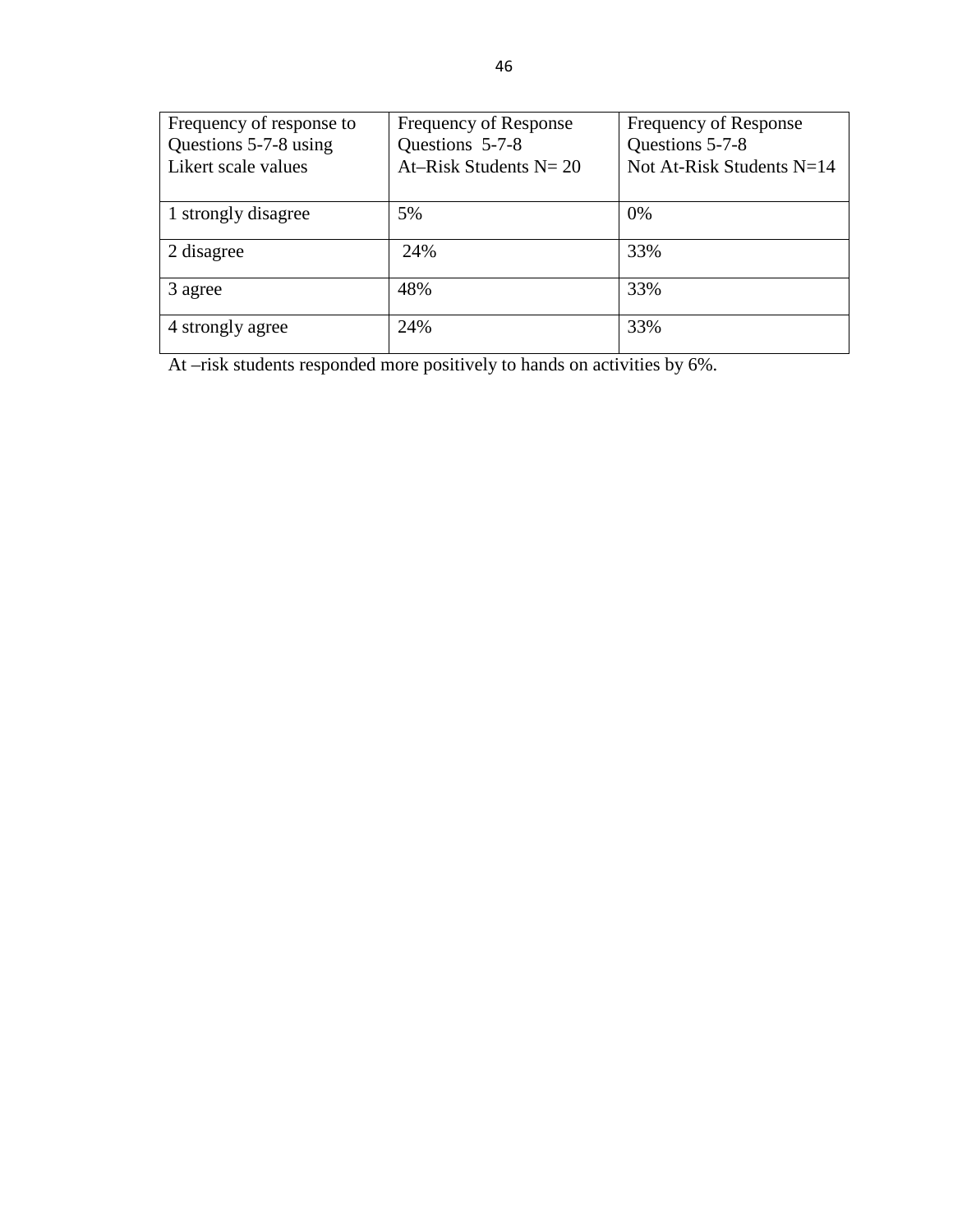| Frequency of response to Questions 5-7-8 using Likert scale values | Frequency of Response Questions 5-7-8 At–Risk Students N= 20 | Frequency of Response Questions 5-7-8 Not At-Risk Students N=14 |
|---|---|---|
| 1 strongly disagree | 5% | 0% |
| 2 disagree | 24% | 33% |
| 3 agree | 48% | 33% |
| 4 strongly agree | 24% | 33% |

At –risk students responded more positively to hands on activities by 6%.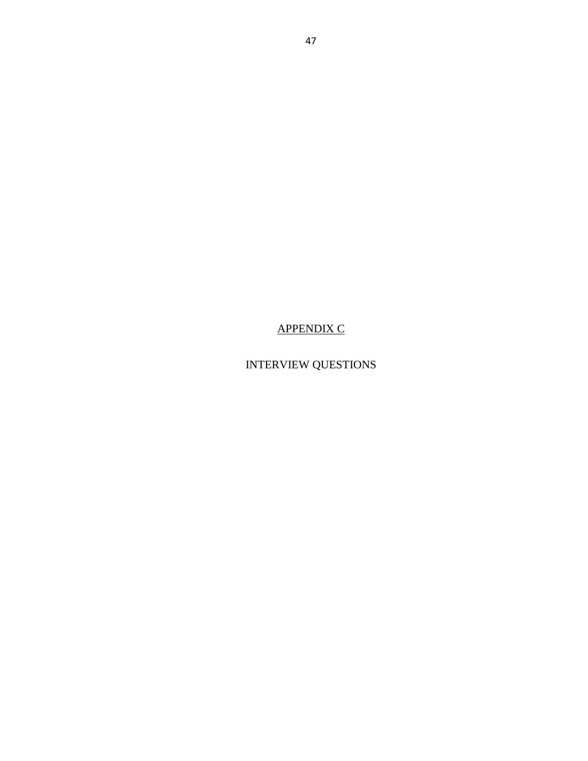# APPENDIX C

INTERVIEW QUESTIONS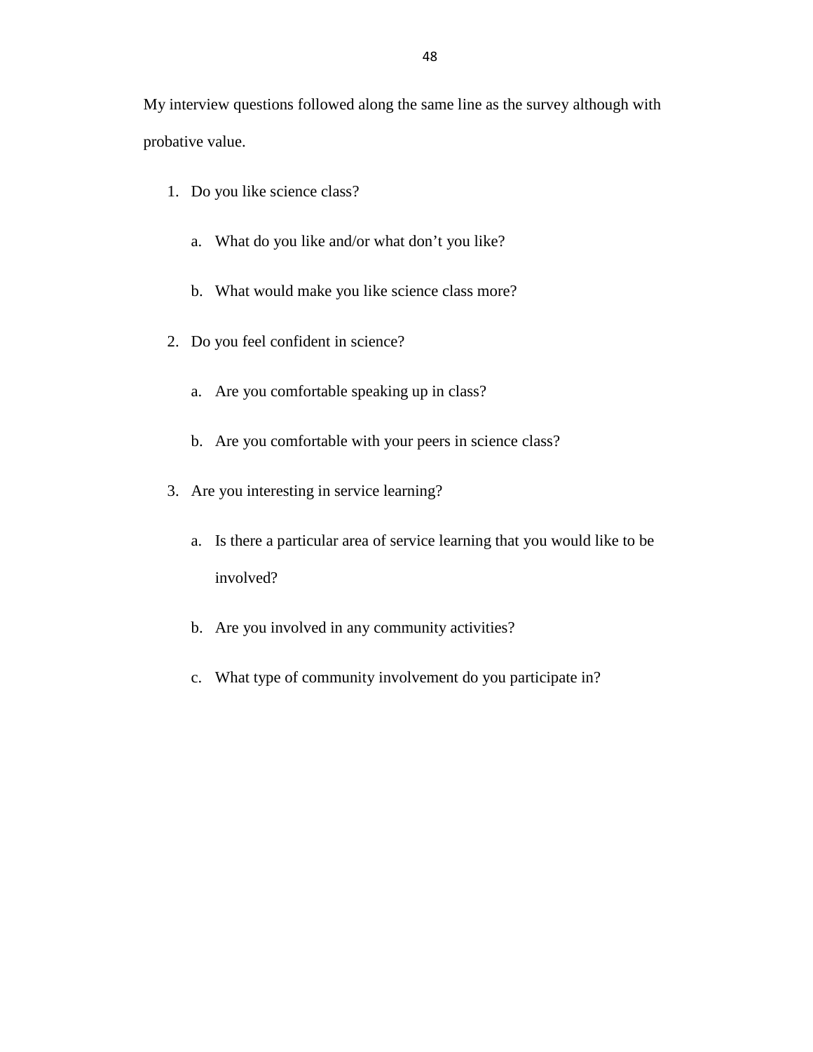My interview questions followed along the same line as the survey although with probative value.

1. Do you like science class?
    a. What do you like and/or what don't you like?
    b. What would make you like science class more?
2. Do you feel confident in science?
    a. Are you comfortable speaking up in class?
    b. Are you comfortable with your peers in science class?
3. Are you interesting in service learning?
    a. Is there a particular area of service learning that you would like to be involved?
    b. Are you involved in any community activities?
    c. What type of community involvement do you participate in?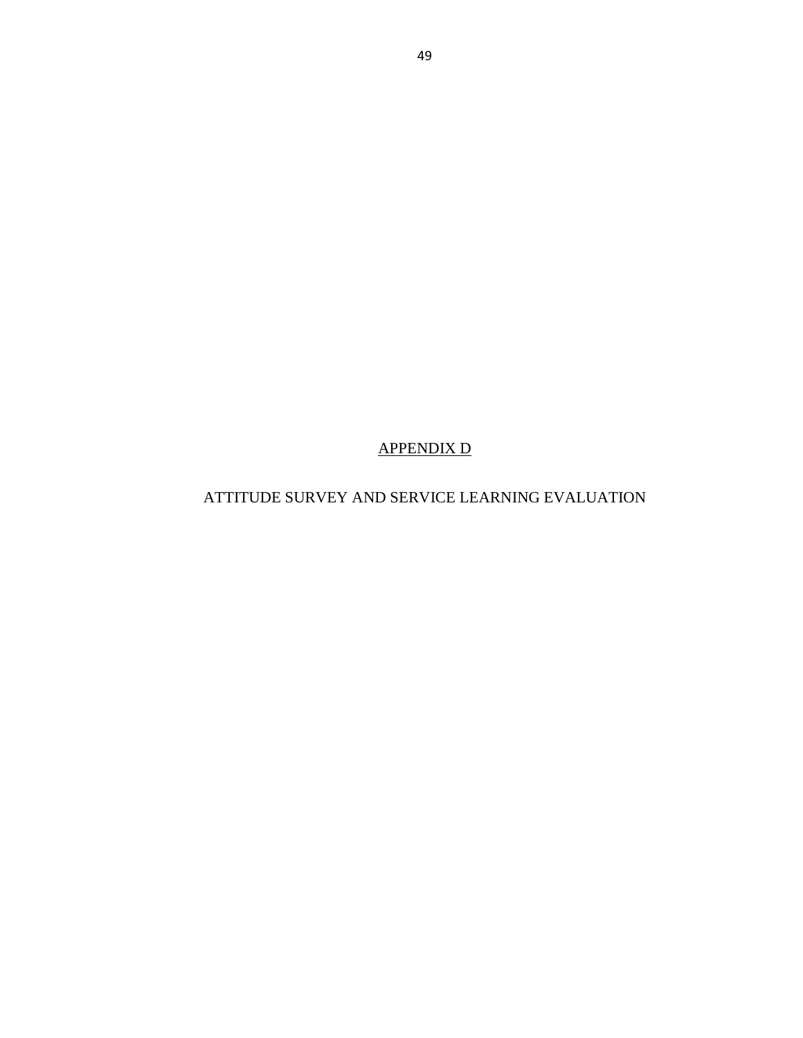# APPENDIX D

## ATTITUDE SURVEY AND SERVICE LEARNING EVALUATION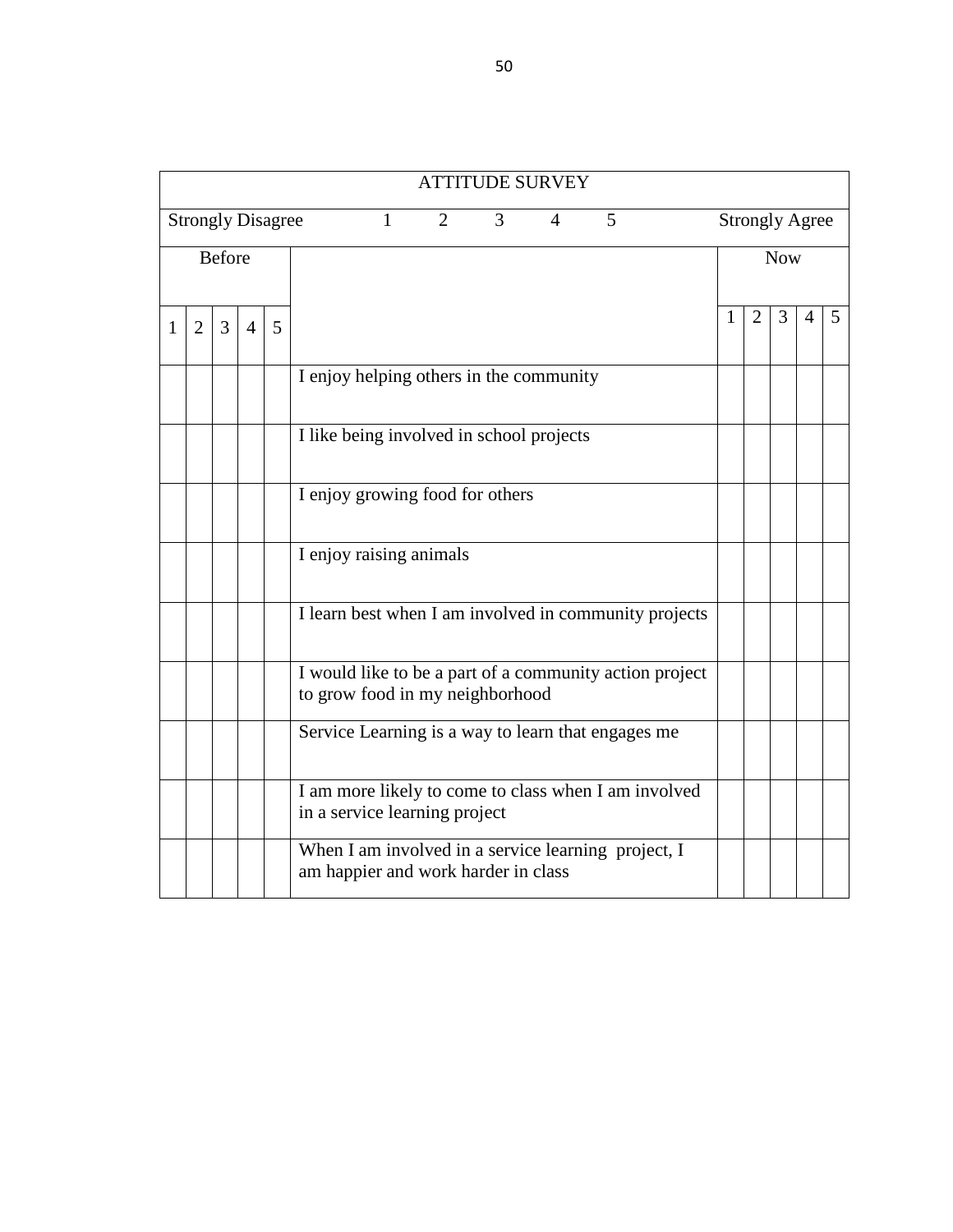| ATTITUDE SURVEY | | | | | | | | | | |
|---|---|---|---|---|---|---|---|---|---|---|
| Strongly Disagree 1 2 3 4 5 Strongly Agree | | | | | | | | | | |
| Before | | | | | | Now | | | | |
| 1 | 2 | 3 | 4 | 5 | | 1 | 2 | 3 | 4 | 5 |
| | | | | | I enjoy helping others in the community | | | | | |
| | | | | | I like being involved in school projects | | | | | |
| | | | | | I enjoy growing food for others | | | | | |
| | | | | | I enjoy raising animals | | | | | |
| | | | | | I learn best when I am involved in community projects | | | | | |
| | | | | | I would like to be a part of a community action project to grow food in my neighborhood | | | | | |
| | | | | | Service Learning is a way to learn that engages me | | | | | |
| | | | | | I am more likely to come to class when I am involved in a service learning project | | | | | |
| | | | | | When I am involved in a service learning project, I am happier and work harder in class | | | | | |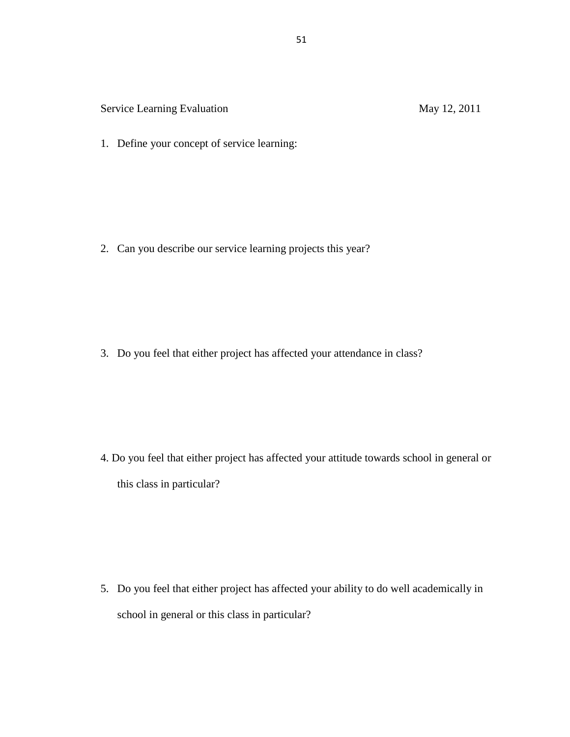Service Learning Evaluation May 12, 2011

1. Define your concept of service learning:

2. Can you describe our service learning projects this year?

3. Do you feel that either project has affected your attendance in class?

4. Do you feel that either project has affected your attitude towards school in general or this class in particular?

5. Do you feel that either project has affected your ability to do well academically in school in general or this class in particular?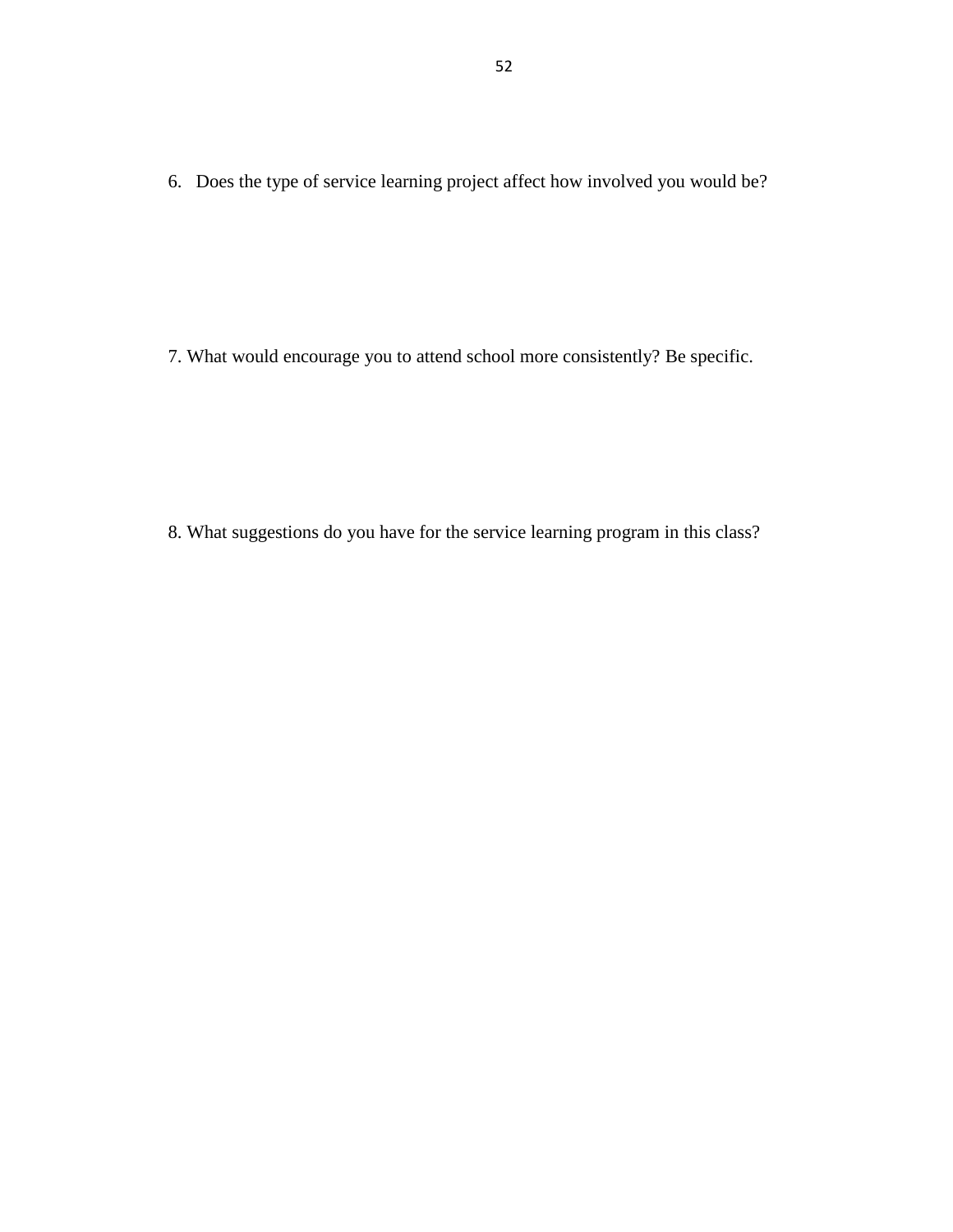6. Does the type of service learning project affect how involved you would be?

7. What would encourage you to attend school more consistently? Be specific.

8. What suggestions do you have for the service learning program in this class?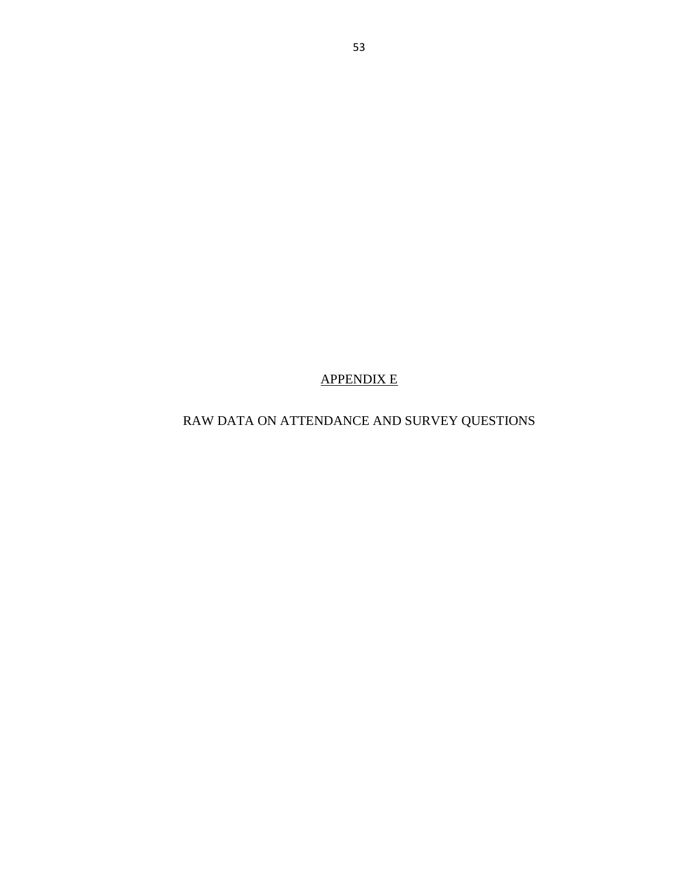# APPENDIX E

## RAW DATA ON ATTENDANCE AND SURVEY QUESTIONS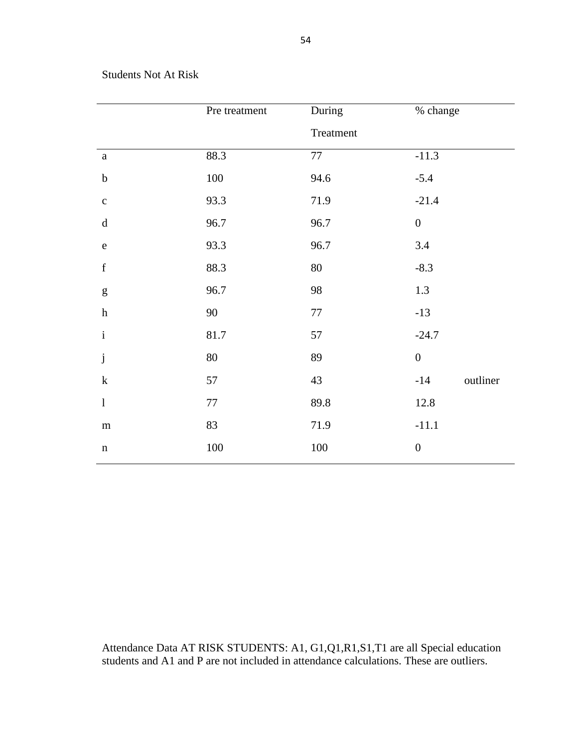Students Not At Risk

| | Pre treatment | During Treatment | % change | |
|---|---|---|---|---|
| a | 88.3 | 77 | -11.3 | |
| b | 100 | 94.6 | -5.4 | |
| c | 93.3 | 71.9 | -21.4 | |
| d | 96.7 | 96.7 | 0 | |
| e | 93.3 | 96.7 | 3.4 | |
| f | 88.3 | 80 | -8.3 | |
| g | 96.7 | 98 | 1.3 | |
| h | 90 | 77 | -13 | |
| i | 81.7 | 57 | -24.7 | |
| j | 80 | 89 | 0 | |
| k | 57 | 43 | -14 | outliner |
| l | 77 | 89.8 | 12.8 | |
| m | 83 | 71.9 | -11.1 | |
| n | 100 | 100 | 0 | |

Attendance Data AT RISK STUDENTS: A1, G1,Q1,R1,S1,T1 are all Special education students and A1 and P are not included in attendance calculations. These are outliers.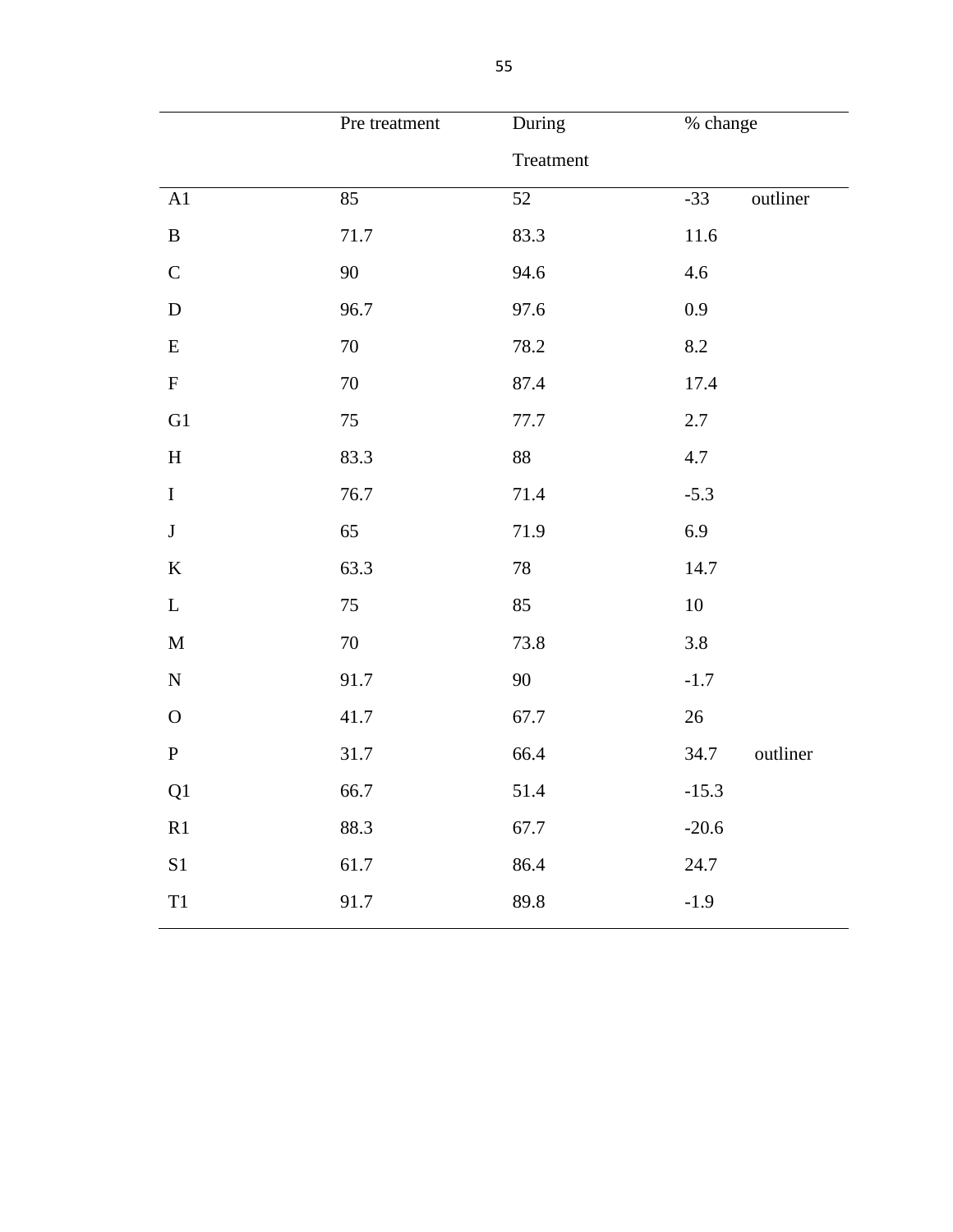| | Pre treatment | During Treatment | % change | |
|---|---|---|---|---|
| A1 | 85 | 52 | -33 | outliner |
| B | 71.7 | 83.3 | 11.6 | |
| C | 90 | 94.6 | 4.6 | |
| D | 96.7 | 97.6 | 0.9 | |
| E | 70 | 78.2 | 8.2 | |
| F | 70 | 87.4 | 17.4 | |
| G1 | 75 | 77.7 | 2.7 | |
| H | 83.3 | 88 | 4.7 | |
| I | 76.7 | 71.4 | -5.3 | |
| J | 65 | 71.9 | 6.9 | |
| K | 63.3 | 78 | 14.7 | |
| L | 75 | 85 | 10 | |
| M | 70 | 73.8 | 3.8 | |
| N | 91.7 | 90 | -1.7 | |
| O | 41.7 | 67.7 | 26 | |
| P | 31.7 | 66.4 | 34.7 | outliner |
| Q1 | 66.7 | 51.4 | -15.3 | |
| R1 | 88.3 | 67.7 | -20.6 | |
| S1 | 61.7 | 86.4 | 24.7 | |
| T1 | 91.7 | 89.8 | -1.9 | |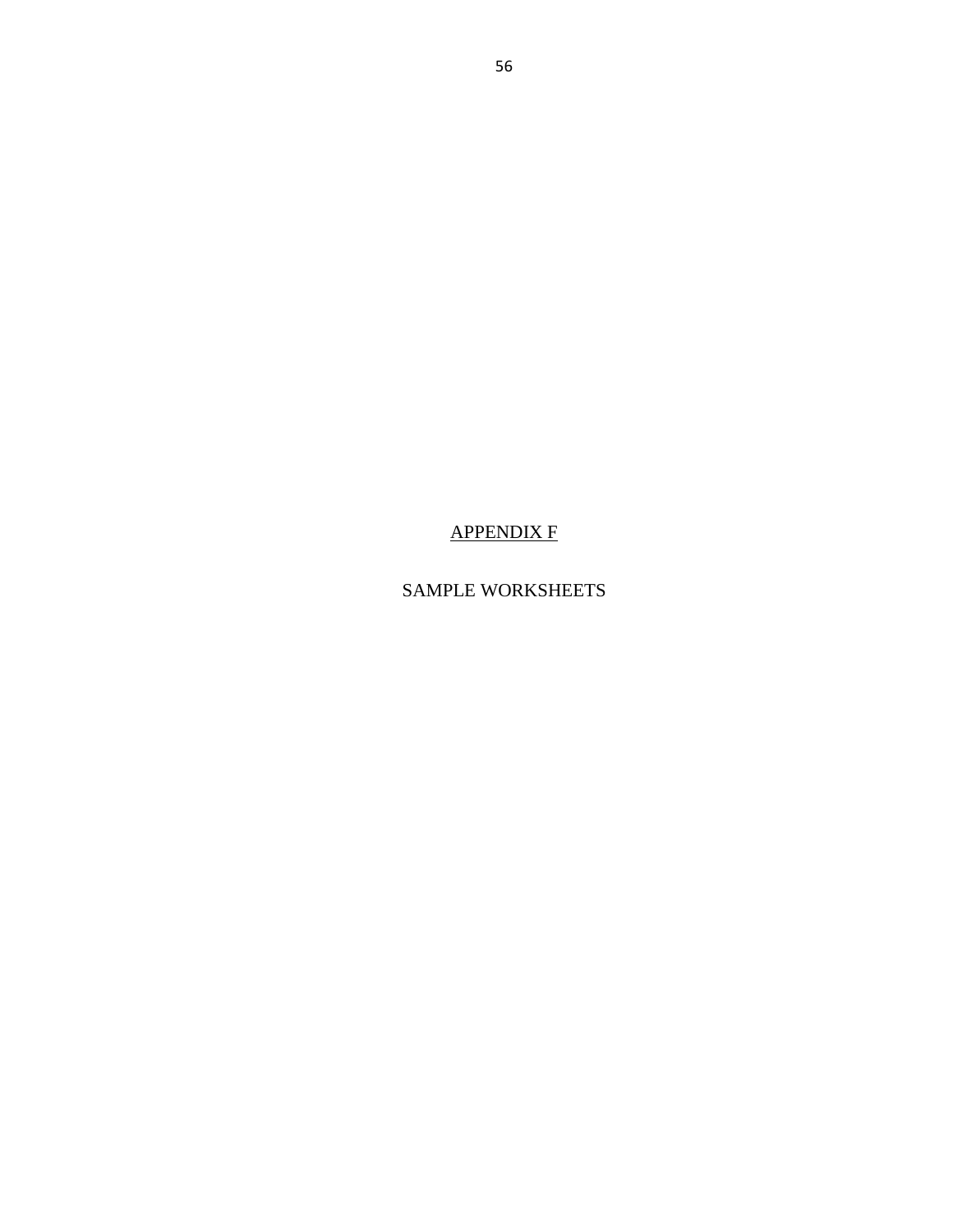# APPENDIX F

## SAMPLE WORKSHEETS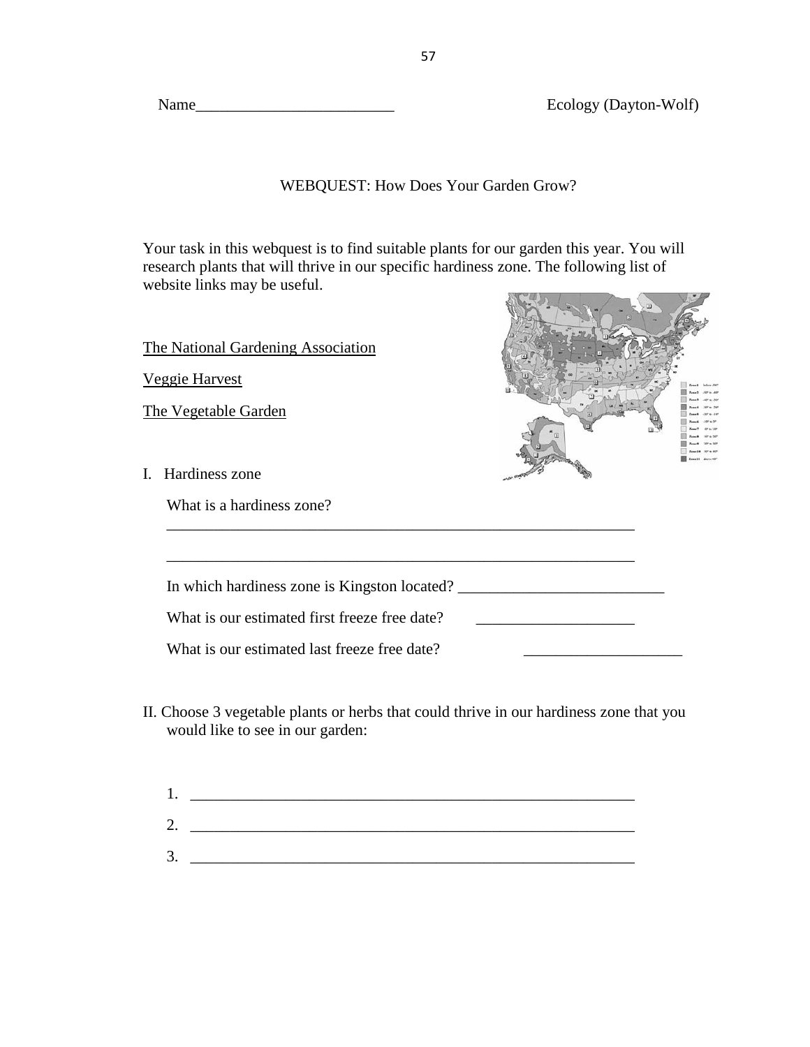Name_________________________ Ecology (Dayton-Wolf)

WEBQUEST: How Does Your Garden Grow?

Your task in this webquest is to find suitable plants for our garden this year. You will research plants that will thrive in our specific hardiness zone. The following list of website links may be useful.

The National Gardening Association

Veggie Harvest

The Vegetable Garden

I. Hardiness zone

What is a hardiness zone?

_____________________________________________________________

_____________________________________________________________

In which hardiness zone is Kingston located? __________________________

What is our estimated first freeze free date? ____________________

What is our estimated last freeze free date? ____________________

II. Choose 3 vegetable plants or herbs that could thrive in our hardiness zone that you would like to see in our garden:

1. __________________________________________________________

2. __________________________________________________________

3. __________________________________________________________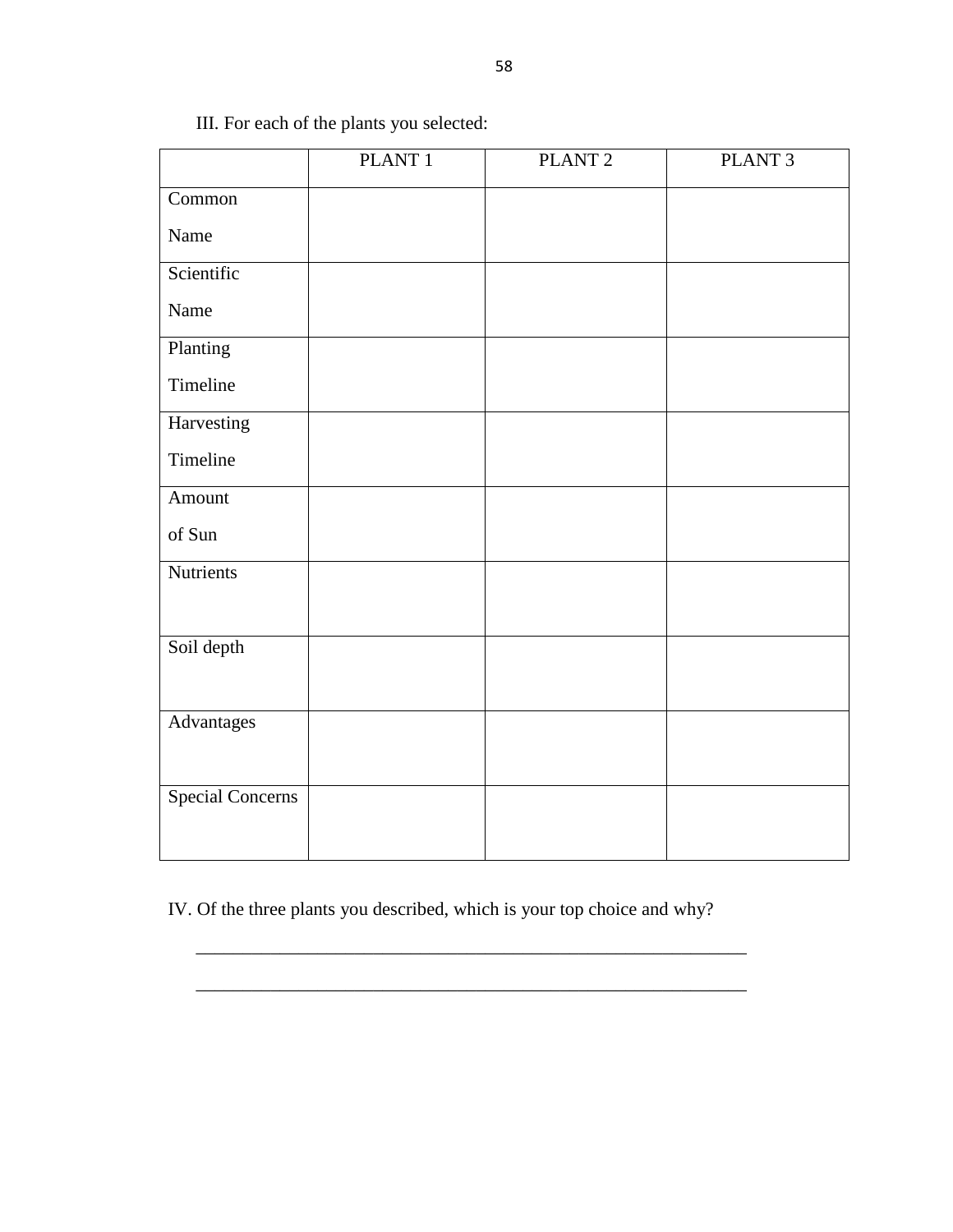III. For each of the plants you selected:

| | PLANT 1 | PLANT 2 | PLANT 3 |
|---|---|---|---|
| Common Name | | | |
| Scientific Name | | | |
| Planting Timeline | | | |
| Harvesting Timeline | | | |
| Amount of Sun | | | |
| Nutrients | | | |
| Soil depth | | | |
| Advantages | | | |
| Special Concerns | | | |

IV. Of the three plants you described, which is your top choice and why?

_____________________________________________________________

_____________________________________________________________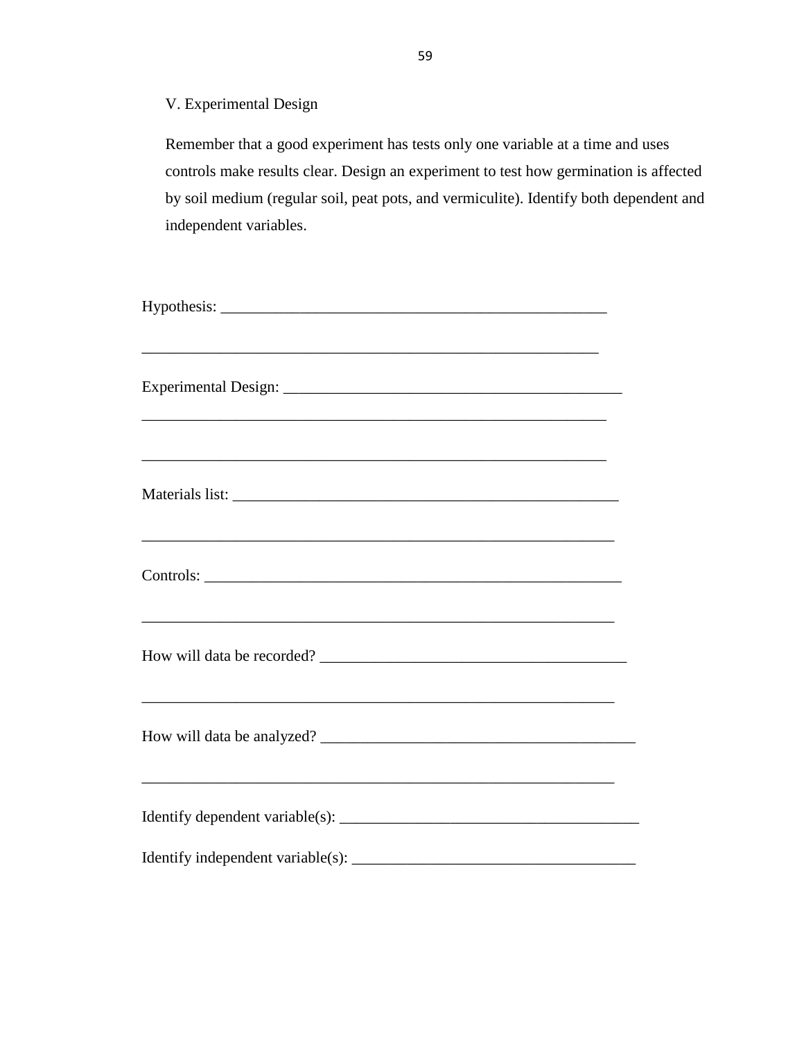V. Experimental Design

Remember that a good experiment has tests only one variable at a time and uses controls make results clear. Design an experiment to test how germination is affected by soil medium (regular soil, peat pots, and vermiculite). Identify both dependent and independent variables.

Hypothesis: ___________________________________________________

_____________________________________________________________

Experimental Design: ____________________________________________

______________________________________________________________

______________________________________________________________

Materials list: ___________________________________________________

_______________________________________________________________

Controls: _______________________________________________________

_______________________________________________________________

How will data be recorded? ________________________________________

_______________________________________________________________

How will data be analyzed? _________________________________________

_______________________________________________________________

Identify dependent variable(s): _______________________________________

Identify independent variable(s): _____________________________________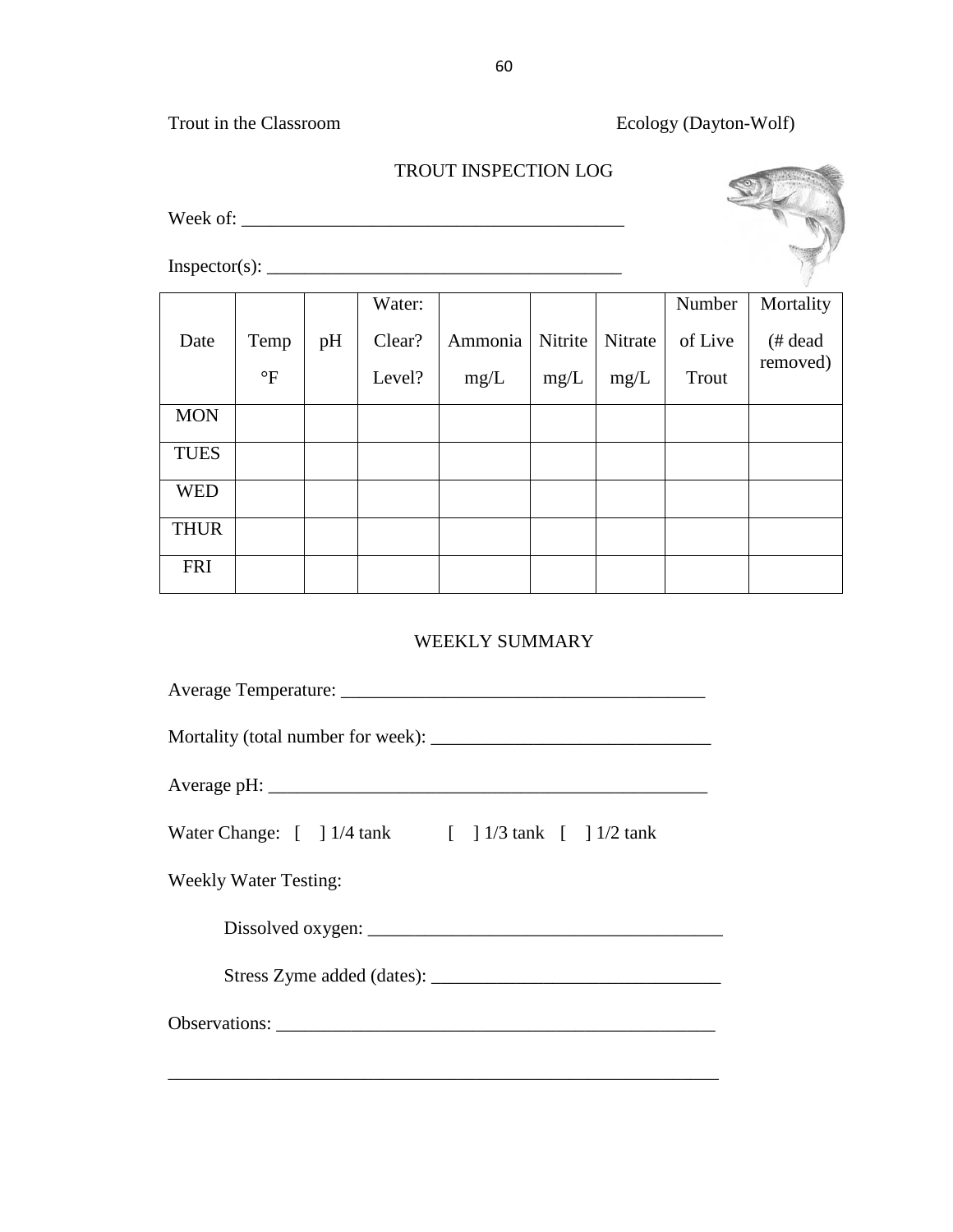Trout in the Classroom — Ecology (Dayton-Wolf)

## TROUT INSPECTION LOG

Week of: ________________________________________

Inspector(s): ____________________________________

| Date | Temp °F | pH | Water: Clear? Level? | Ammonia mg/L | Nitrite mg/L | Nitrate mg/L | Number of Live Trout | Mortality (# dead removed) |
|---|---|---|---|---|---|---|---|---|
| MON | | | | | | | | |
| TUES | | | | | | | | |
| WED | | | | | | | | |
| THUR | | | | | | | | |
| FRI | | | | | | | | |

## WEEKLY SUMMARY

Average Temperature: ________________________________________

Mortality (total number for week): ______________________________

Average pH: ________________________________________________

Water Change: [ ] 1/4 tank [ ] 1/3 tank [ ] 1/2 tank

Weekly Water Testing:

Dissolved oxygen: ______________________________________

Stress Zyme added (dates): _______________________________

Observations: _________________________________________________

_____________________________________________________________